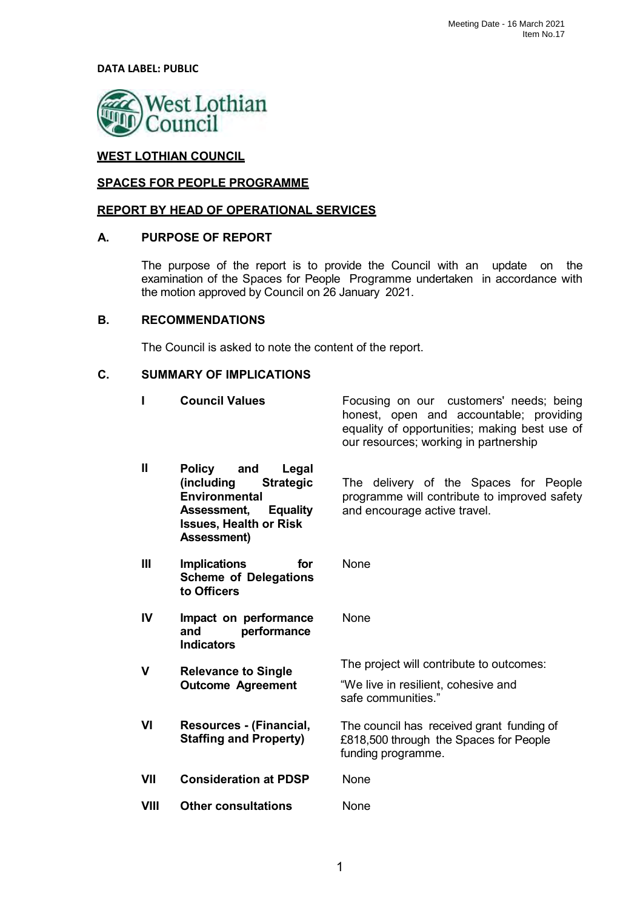Meeting Date - 16 March 2021
Item No.17

**DATA LABEL: PUBLIC**

West Lothian Council

## WEST LOTHIAN COUNCIL

## SPACES FOR PEOPLE PROGRAMME

## REPORT BY HEAD OF OPERATIONAL SERVICES

### A. PURPOSE OF REPORT

The purpose of the report is to provide the Council with an update on the examination of the Spaces for People Programme undertaken in accordance with the motion approved by Council on 26 January 2021.

### B. RECOMMENDATIONS

The Council is asked to note the content of the report.

### C. SUMMARY OF IMPLICATIONS

| | | |
|---|---|---|
| **I** | **Council Values** | Focusing on our customers' needs; being honest, open and accountable; providing equality of opportunities; making best use of our resources; working in partnership |
| **II** | **Policy and Legal (including Strategic Environmental Assessment, Equality Issues, Health or Risk Assessment)** | The delivery of the Spaces for People programme will contribute to improved safety and encourage active travel. |
| **III** | **Implications for Scheme of Delegations to Officers** | None |
| **IV** | **Impact on performance and performance Indicators** | None |
| **V** | **Relevance to Single Outcome Agreement** | The project will contribute to outcomes: "We live in resilient, cohesive and safe communities." |
| **VI** | **Resources - (Financial, Staffing and Property)** | The council has received grant funding of £818,500 through the Spaces for People funding programme. |
| **VII** | **Consideration at PDSP** | None |
| **VIII** | **Other consultations** | None |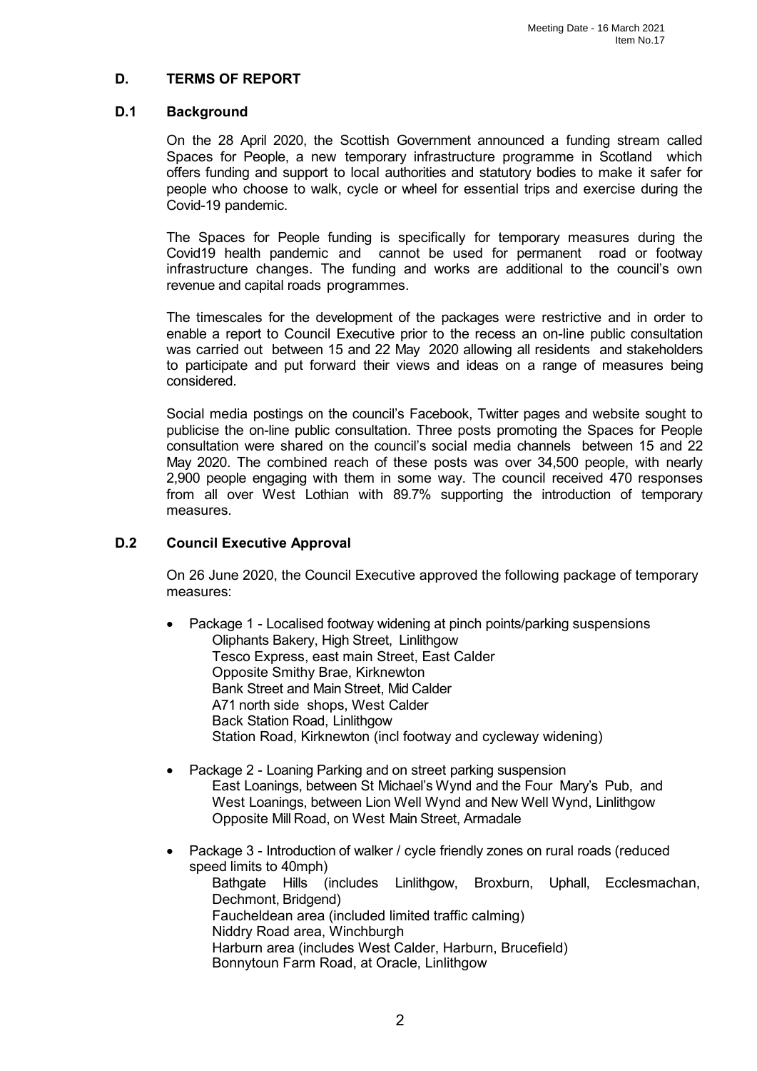## D. TERMS OF REPORT

### D.1 Background

On the 28 April 2020, the Scottish Government announced a funding stream called Spaces for People, a new temporary infrastructure programme in Scotland which offers funding and support to local authorities and statutory bodies to make it safer for people who choose to walk, cycle or wheel for essential trips and exercise during the Covid-19 pandemic.

The Spaces for People funding is specifically for temporary measures during the Covid19 health pandemic and cannot be used for permanent road or footway infrastructure changes. The funding and works are additional to the council's own revenue and capital roads programmes.

The timescales for the development of the packages were restrictive and in order to enable a report to Council Executive prior to the recess an on-line public consultation was carried out between 15 and 22 May 2020 allowing all residents and stakeholders to participate and put forward their views and ideas on a range of measures being considered.

Social media postings on the council's Facebook, Twitter pages and website sought to publicise the on-line public consultation. Three posts promoting the Spaces for People consultation were shared on the council's social media channels between 15 and 22 May 2020. The combined reach of these posts was over 34,500 people, with nearly 2,900 people engaging with them in some way. The council received 470 responses from all over West Lothian with 89.7% supporting the introduction of temporary measures.

### D.2 Council Executive Approval

On 26 June 2020, the Council Executive approved the following package of temporary measures:

- Package 1 - Localised footway widening at pinch points/parking suspensions
  - Oliphants Bakery, High Street, Linlithgow
  - Tesco Express, east main Street, East Calder
  - Opposite Smithy Brae, Kirknewton
  - Bank Street and Main Street, Mid Calder
  - A71 north side shops, West Calder
  - Back Station Road, Linlithgow
  - Station Road, Kirknewton (incl footway and cycleway widening)
- Package 2 - Loaning Parking and on street parking suspension
  - East Loanings, between St Michael's Wynd and the Four Mary's Pub, and West Loanings, between Lion Well Wynd and New Well Wynd, Linlithgow
  - Opposite Mill Road, on West Main Street, Armadale
- Package 3 - Introduction of walker / cycle friendly zones on rural roads (reduced speed limits to 40mph)
  - Bathgate Hills (includes Linlithgow, Broxburn, Uphall, Ecclesmachan, Dechmont, Bridgend)
  - Faucheldean area (included limited traffic calming)
  - Niddry Road area, Winchburgh
  - Harburn area (includes West Calder, Harburn, Brucefield)
  - Bonnytoun Farm Road, at Oracle, Linlithgow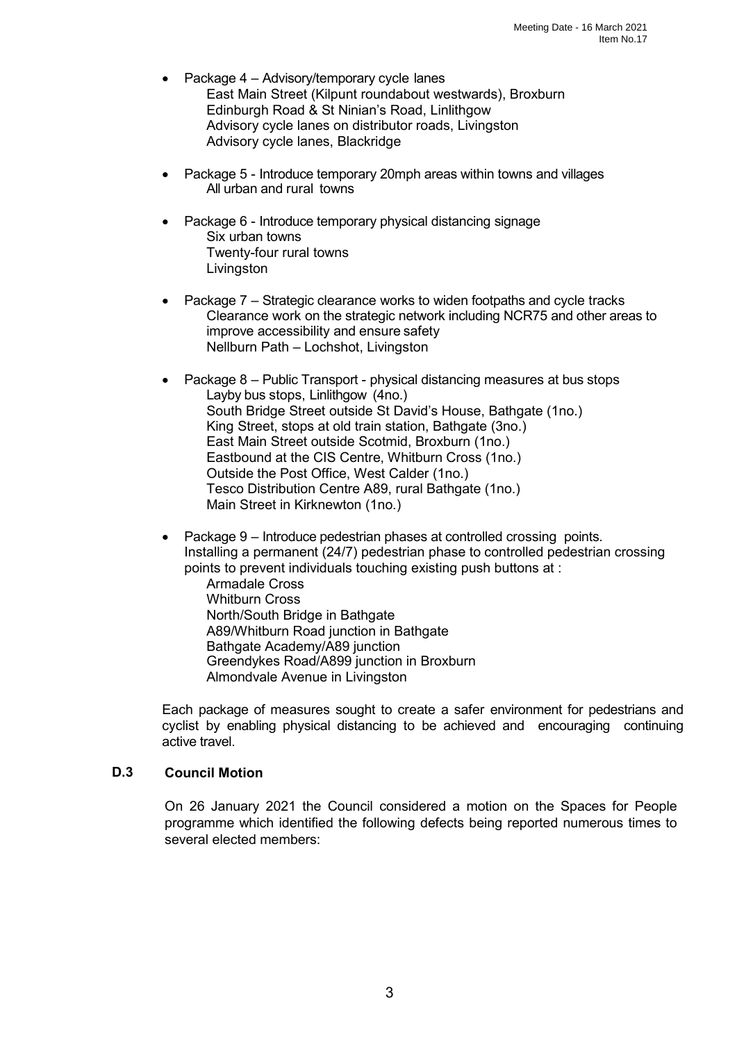- Package 4 – Advisory/temporary cycle lanes
  - East Main Street (Kilpunt roundabout westwards), Broxburn
  - Edinburgh Road & St Ninian's Road, Linlithgow
  - Advisory cycle lanes on distributor roads, Livingston
  - Advisory cycle lanes, Blackridge

- Package 5 - Introduce temporary 20mph areas within towns and villages
  - All urban and rural towns

- Package 6 - Introduce temporary physical distancing signage
  - Six urban towns
  - Twenty-four rural towns
  - Livingston

- Package 7 – Strategic clearance works to widen footpaths and cycle tracks
  - Clearance work on the strategic network including NCR75 and other areas to improve accessibility and ensure safety
  - Nellburn Path – Lochshot, Livingston

- Package 8 – Public Transport - physical distancing measures at bus stops
  - Layby bus stops, Linlithgow (4no.)
  - South Bridge Street outside St David's House, Bathgate (1no.)
  - King Street, stops at old train station, Bathgate (3no.)
  - East Main Street outside Scotmid, Broxburn (1no.)
  - Eastbound at the CIS Centre, Whitburn Cross (1no.)
  - Outside the Post Office, West Calder (1no.)
  - Tesco Distribution Centre A89, rural Bathgate (1no.)
  - Main Street in Kirknewton (1no.)

- Package 9 – Introduce pedestrian phases at controlled crossing points.
  Installing a permanent (24/7) pedestrian phase to controlled pedestrian crossing points to prevent individuals touching existing push buttons at :
  - Armadale Cross
  - Whitburn Cross
  - North/South Bridge in Bathgate
  - A89/Whitburn Road junction in Bathgate
  - Bathgate Academy/A89 junction
  - Greendykes Road/A899 junction in Broxburn
  - Almondvale Avenue in Livingston

Each package of measures sought to create a safer environment for pedestrians and cyclist by enabling physical distancing to be achieved and encouraging continuing active travel.

### D.3 Council Motion

On 26 January 2021 the Council considered a motion on the Spaces for People programme which identified the following defects being reported numerous times to several elected members: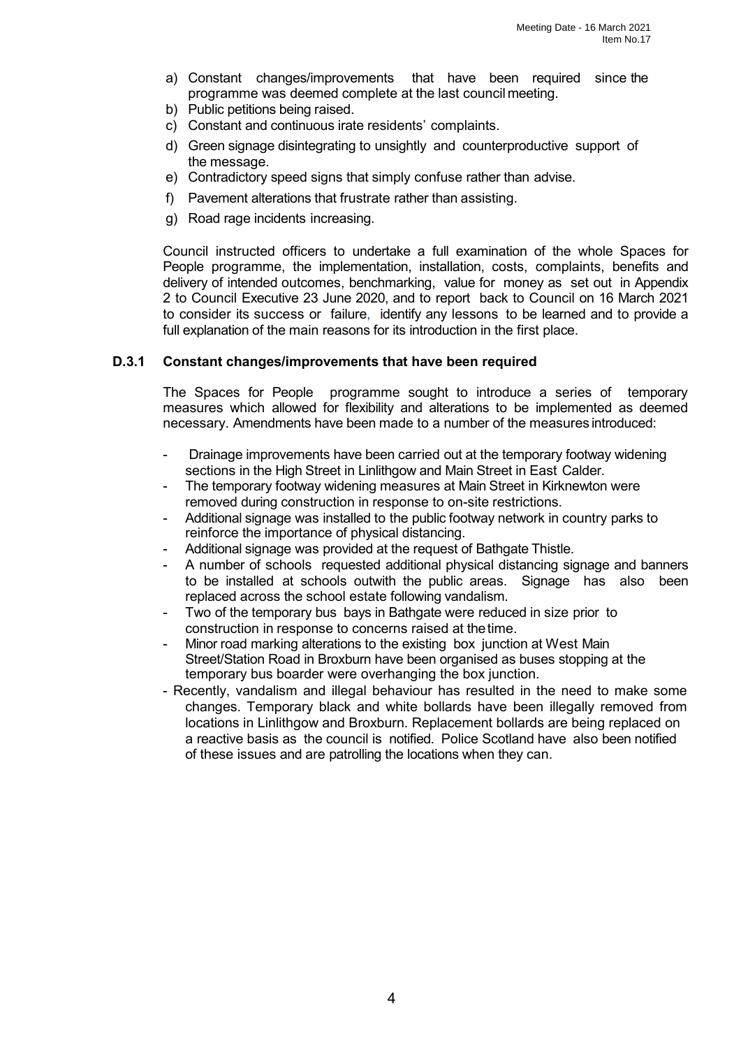a) Constant changes/improvements that have been required since the programme was deemed complete at the last council meeting.
b) Public petitions being raised.
c) Constant and continuous irate residents' complaints.
d) Green signage disintegrating to unsightly and counterproductive support of the message.
e) Contradictory speed signs that simply confuse rather than advise.
f) Pavement alterations that frustrate rather than assisting.
g) Road rage incidents increasing.

Council instructed officers to undertake a full examination of the whole Spaces for People programme, the implementation, installation, costs, complaints, benefits and delivery of intended outcomes, benchmarking, value for money as set out in Appendix 2 to Council Executive 23 June 2020, and to report back to Council on 16 March 2021 to consider its success or failure, identify any lessons to be learned and to provide a full explanation of the main reasons for its introduction in the first place.

### D.3.1 Constant changes/improvements that have been required

The Spaces for People programme sought to introduce a series of temporary measures which allowed for flexibility and alterations to be implemented as deemed necessary. Amendments have been made to a number of the measures introduced:

- Drainage improvements have been carried out at the temporary footway widening sections in the High Street in Linlithgow and Main Street in East Calder.
- The temporary footway widening measures at Main Street in Kirknewton were removed during construction in response to on-site restrictions.
- Additional signage was installed to the public footway network in country parks to reinforce the importance of physical distancing.
- Additional signage was provided at the request of Bathgate Thistle.
- A number of schools requested additional physical distancing signage and banners to be installed at schools outwith the public areas. Signage has also been replaced across the school estate following vandalism.
- Two of the temporary bus bays in Bathgate were reduced in size prior to construction in response to concerns raised at the time.
- Minor road marking alterations to the existing box junction at West Main Street/Station Road in Broxburn have been organised as buses stopping at the temporary bus boarder were overhanging the box junction.
- Recently, vandalism and illegal behaviour has resulted in the need to make some changes. Temporary black and white bollards have been illegally removed from locations in Linlithgow and Broxburn. Replacement bollards are being replaced on a reactive basis as the council is notified. Police Scotland have also been notified of these issues and are patrolling the locations when they can.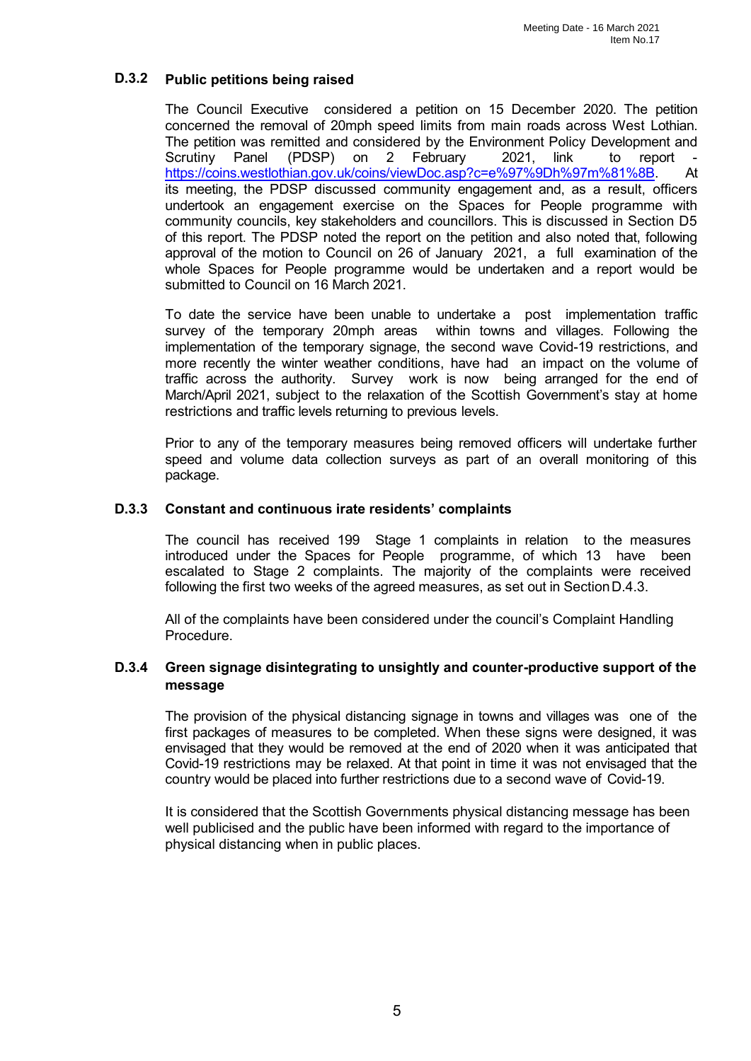### D.3.2 Public petitions being raised

The Council Executive considered a petition on 15 December 2020. The petition concerned the removal of 20mph speed limits from main roads across West Lothian. The petition was remitted and considered by the Environment Policy Development and Scrutiny Panel (PDSP) on 2 February 2021, link to report - https://coins.westlothian.gov.uk/coins/viewDoc.asp?c=e%97%9Dh%97m%81%8B. At its meeting, the PDSP discussed community engagement and, as a result, officers undertook an engagement exercise on the Spaces for People programme with community councils, key stakeholders and councillors. This is discussed in Section D5 of this report. The PDSP noted the report on the petition and also noted that, following approval of the motion to Council on 26 of January 2021, a full examination of the whole Spaces for People programme would be undertaken and a report would be submitted to Council on 16 March 2021.

To date the service have been unable to undertake a post implementation traffic survey of the temporary 20mph areas within towns and villages. Following the implementation of the temporary signage, the second wave Covid-19 restrictions, and more recently the winter weather conditions, have had an impact on the volume of traffic across the authority. Survey work is now being arranged for the end of March/April 2021, subject to the relaxation of the Scottish Government's stay at home restrictions and traffic levels returning to previous levels.

Prior to any of the temporary measures being removed officers will undertake further speed and volume data collection surveys as part of an overall monitoring of this package.

### D.3.3 Constant and continuous irate residents' complaints

The council has received 199 Stage 1 complaints in relation to the measures introduced under the Spaces for People programme, of which 13 have been escalated to Stage 2 complaints. The majority of the complaints were received following the first two weeks of the agreed measures, as set out in Section D.4.3.

All of the complaints have been considered under the council's Complaint Handling Procedure.

### D.3.4 Green signage disintegrating to unsightly and counter-productive support of the message

The provision of the physical distancing signage in towns and villages was one of the first packages of measures to be completed. When these signs were designed, it was envisaged that they would be removed at the end of 2020 when it was anticipated that Covid-19 restrictions may be relaxed. At that point in time it was not envisaged that the country would be placed into further restrictions due to a second wave of Covid-19.

It is considered that the Scottish Governments physical distancing message has been well publicised and the public have been informed with regard to the importance of physical distancing when in public places.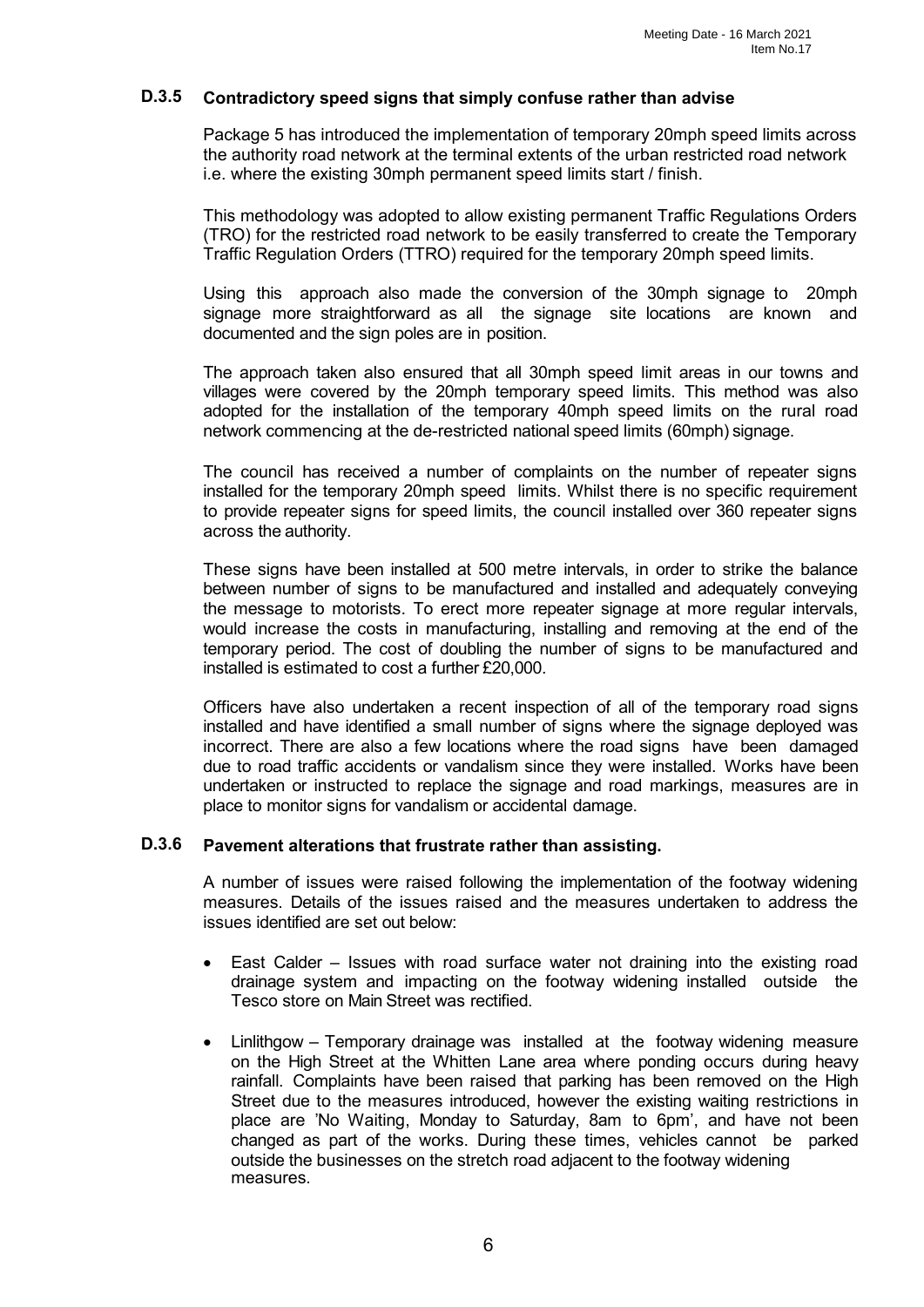### D.3.5 Contradictory speed signs that simply confuse rather than advise

Package 5 has introduced the implementation of temporary 20mph speed limits across the authority road network at the terminal extents of the urban restricted road network i.e. where the existing 30mph permanent speed limits start / finish.

This methodology was adopted to allow existing permanent Traffic Regulations Orders (TRO) for the restricted road network to be easily transferred to create the Temporary Traffic Regulation Orders (TTRO) required for the temporary 20mph speed limits.

Using this approach also made the conversion of the 30mph signage to 20mph signage more straightforward as all the signage site locations are known and documented and the sign poles are in position.

The approach taken also ensured that all 30mph speed limit areas in our towns and villages were covered by the 20mph temporary speed limits. This method was also adopted for the installation of the temporary 40mph speed limits on the rural road network commencing at the de-restricted national speed limits (60mph) signage.

The council has received a number of complaints on the number of repeater signs installed for the temporary 20mph speed limits. Whilst there is no specific requirement to provide repeater signs for speed limits, the council installed over 360 repeater signs across the authority.

These signs have been installed at 500 metre intervals, in order to strike the balance between number of signs to be manufactured and installed and adequately conveying the message to motorists. To erect more repeater signage at more regular intervals, would increase the costs in manufacturing, installing and removing at the end of the temporary period. The cost of doubling the number of signs to be manufactured and installed is estimated to cost a further £20,000.

Officers have also undertaken a recent inspection of all of the temporary road signs installed and have identified a small number of signs where the signage deployed was incorrect. There are also a few locations where the road signs have been damaged due to road traffic accidents or vandalism since they were installed. Works have been undertaken or instructed to replace the signage and road markings, measures are in place to monitor signs for vandalism or accidental damage.

### D.3.6 Pavement alterations that frustrate rather than assisting.

A number of issues were raised following the implementation of the footway widening measures. Details of the issues raised and the measures undertaken to address the issues identified are set out below:

- East Calder – Issues with road surface water not draining into the existing road drainage system and impacting on the footway widening installed outside the Tesco store on Main Street was rectified.
- Linlithgow – Temporary drainage was installed at the footway widening measure on the High Street at the Whitten Lane area where ponding occurs during heavy rainfall. Complaints have been raised that parking has been removed on the High Street due to the measures introduced, however the existing waiting restrictions in place are 'No Waiting, Monday to Saturday, 8am to 6pm', and have not been changed as part of the works. During these times, vehicles cannot be parked outside the businesses on the stretch road adjacent to the footway widening measures.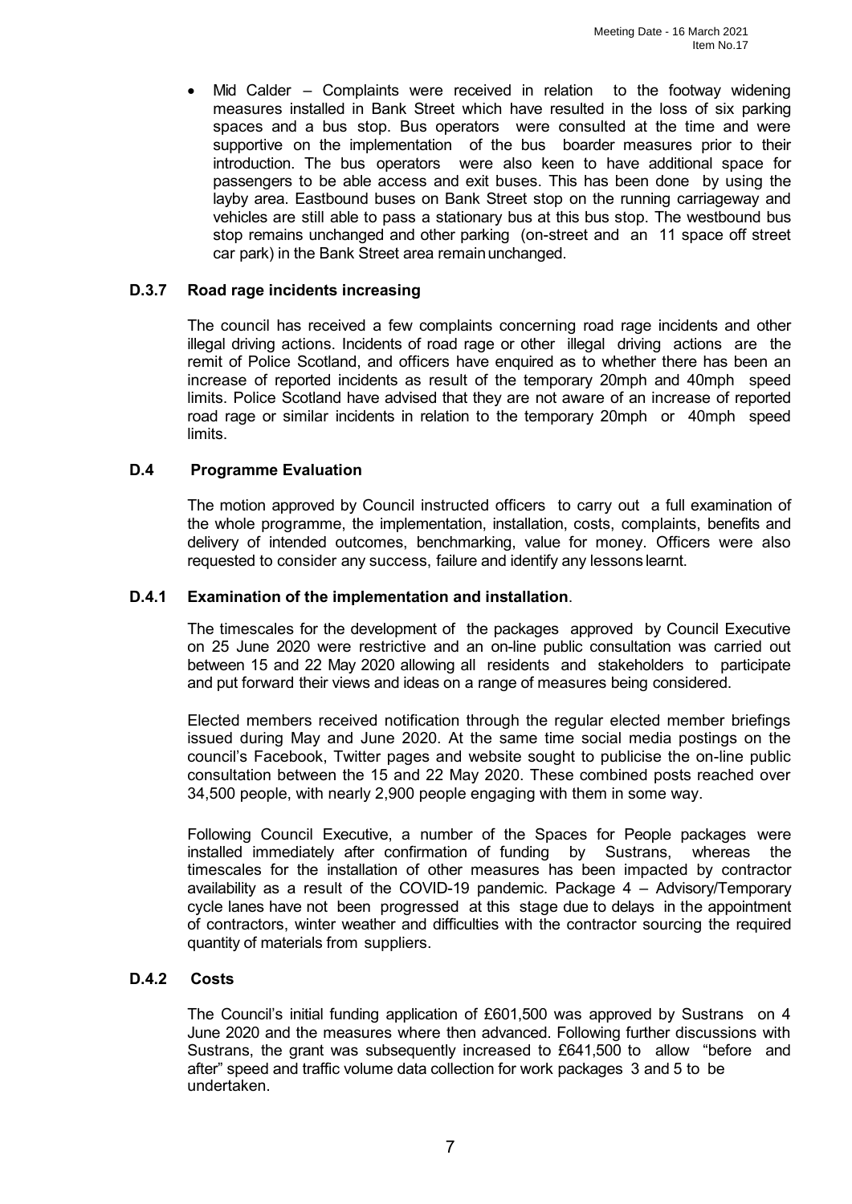- Mid Calder – Complaints were received in relation to the footway widening measures installed in Bank Street which have resulted in the loss of six parking spaces and a bus stop. Bus operators were consulted at the time and were supportive on the implementation of the bus boarder measures prior to their introduction. The bus operators were also keen to have additional space for passengers to be able access and exit buses. This has been done by using the layby area. Eastbound buses on Bank Street stop on the running carriageway and vehicles are still able to pass a stationary bus at this bus stop. The westbound bus stop remains unchanged and other parking (on-street and an 11 space off street car park) in the Bank Street area remain unchanged.

### D.3.7 Road rage incidents increasing

The council has received a few complaints concerning road rage incidents and other illegal driving actions. Incidents of road rage or other illegal driving actions are the remit of Police Scotland, and officers have enquired as to whether there has been an increase of reported incidents as result of the temporary 20mph and 40mph speed limits. Police Scotland have advised that they are not aware of an increase of reported road rage or similar incidents in relation to the temporary 20mph or 40mph speed limits.

### D.4 Programme Evaluation

The motion approved by Council instructed officers to carry out a full examination of the whole programme, the implementation, installation, costs, complaints, benefits and delivery of intended outcomes, benchmarking, value for money. Officers were also requested to consider any success, failure and identify any lessons learnt.

### D.4.1 Examination of the implementation and installation.

The timescales for the development of the packages approved by Council Executive on 25 June 2020 were restrictive and an on-line public consultation was carried out between 15 and 22 May 2020 allowing all residents and stakeholders to participate and put forward their views and ideas on a range of measures being considered.

Elected members received notification through the regular elected member briefings issued during May and June 2020. At the same time social media postings on the council's Facebook, Twitter pages and website sought to publicise the on-line public consultation between the 15 and 22 May 2020. These combined posts reached over 34,500 people, with nearly 2,900 people engaging with them in some way.

Following Council Executive, a number of the Spaces for People packages were installed immediately after confirmation of funding by Sustrans, whereas the timescales for the installation of other measures has been impacted by contractor availability as a result of the COVID-19 pandemic. Package 4 – Advisory/Temporary cycle lanes have not been progressed at this stage due to delays in the appointment of contractors, winter weather and difficulties with the contractor sourcing the required quantity of materials from suppliers.

### D.4.2 Costs

The Council's initial funding application of £601,500 was approved by Sustrans on 4 June 2020 and the measures where then advanced. Following further discussions with Sustrans, the grant was subsequently increased to £641,500 to allow "before and after" speed and traffic volume data collection for work packages 3 and 5 to be undertaken.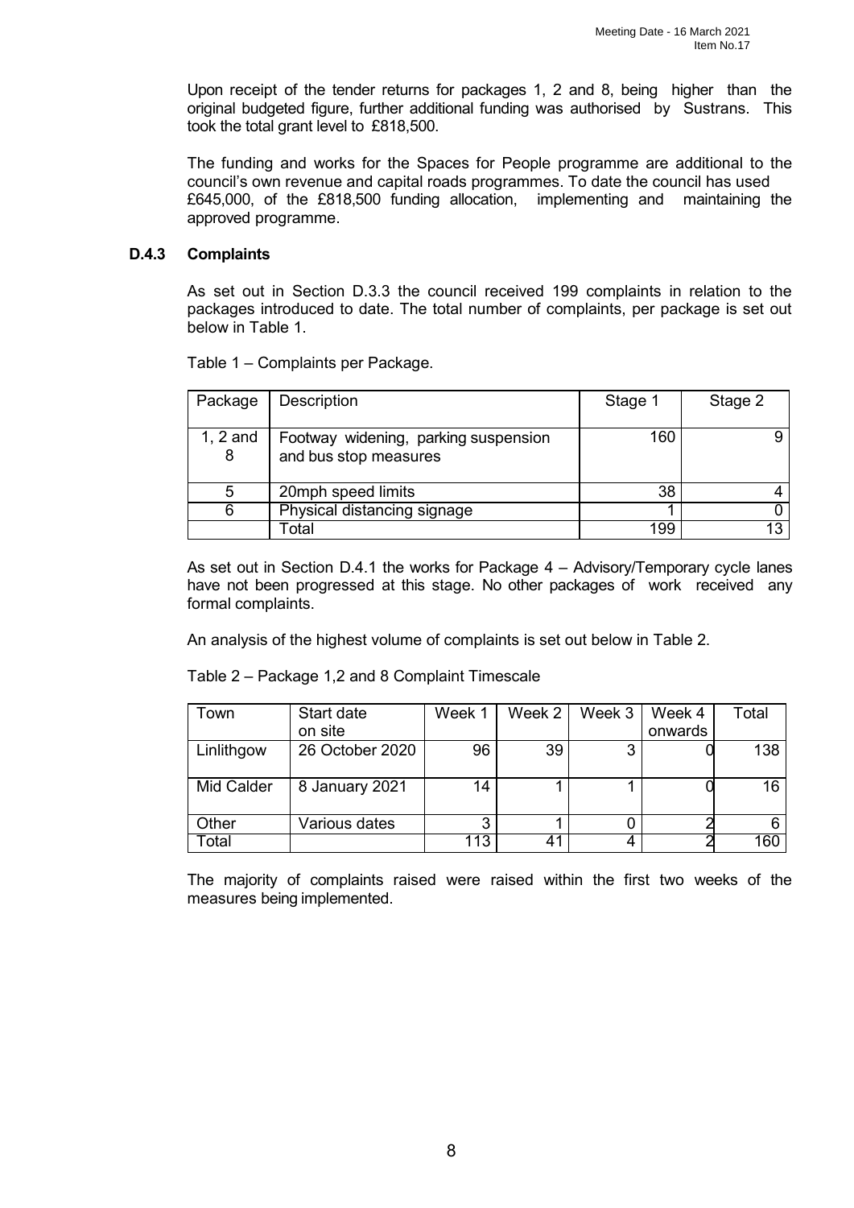Upon receipt of the tender returns for packages 1, 2 and 8, being higher than the original budgeted figure, further additional funding was authorised by Sustrans. This took the total grant level to £818,500.

The funding and works for the Spaces for People programme are additional to the council's own revenue and capital roads programmes. To date the council has used £645,000, of the £818,500 funding allocation, implementing and maintaining the approved programme.

### D.4.3 Complaints

As set out in Section D.3.3 the council received 199 complaints in relation to the packages introduced to date. The total number of complaints, per package is set out below in Table 1.

Table 1 – Complaints per Package.

| Package | Description | Stage 1 | Stage 2 |
|---|---|---|---|
| 1, 2 and 8 | Footway widening, parking suspension and bus stop measures | 160 | 9 |
| 5 | 20mph speed limits | 38 | 4 |
| 6 | Physical distancing signage | 1 | 0 |
| | Total | 199 | 13 |

As set out in Section D.4.1 the works for Package 4 – Advisory/Temporary cycle lanes have not been progressed at this stage. No other packages of work received any formal complaints.

An analysis of the highest volume of complaints is set out below in Table 2.

Table 2 – Package 1,2 and 8 Complaint Timescale

| Town | Start date on site | Week 1 | Week 2 | Week 3 | Week 4 onwards | Total |
|---|---|---|---|---|---|---|
| Linlithgow | 26 October 2020 | 96 | 39 | 3 | 0 | 138 |
| Mid Calder | 8 January 2021 | 14 | 1 | 1 | 0 | 16 |
| Other | Various dates | 3 | 1 | 0 | 2 | 6 |
| Total | | 113 | 41 | 4 | 2 | 160 |

The majority of complaints raised were raised within the first two weeks of the measures being implemented.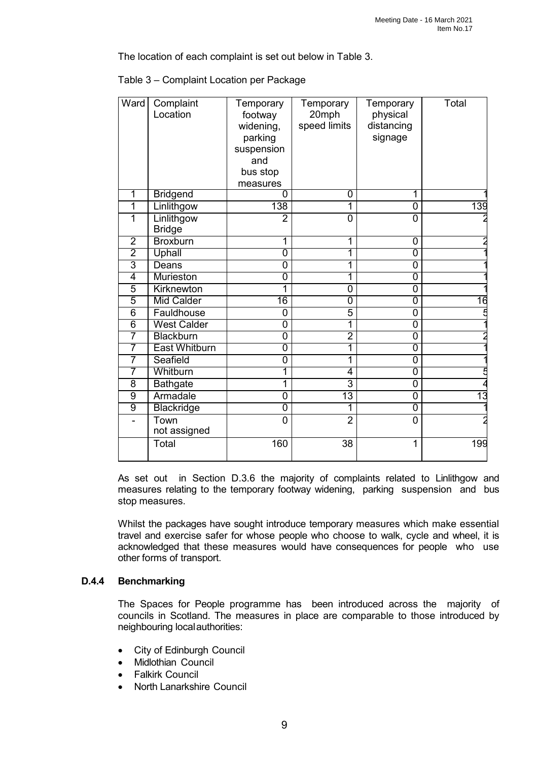The location of each complaint is set out below in Table 3.

Table 3 – Complaint Location per Package

| Ward | Complaint Location | Temporary footway widening, parking suspension and bus stop measures | Temporary 20mph speed limits | Temporary physical distancing signage | Total |
|---|---|---|---|---|---|
| 1 | Bridgend | 0 | 0 | 1 | 1 |
| 1 | Linlithgow | 138 | 1 | 0 | 139 |
| 1 | Linlithgow Bridge | 2 | 0 | 0 | 2 |
| 2 | Broxburn | 1 | 1 | 0 | 2 |
| 2 | Uphall | 0 | 1 | 0 | 1 |
| 3 | Deans | 0 | 1 | 0 | 1 |
| 4 | Murieston | 0 | 1 | 0 | 1 |
| 5 | Kirknewton | 1 | 0 | 0 | 1 |
| 5 | Mid Calder | 16 | 0 | 0 | 16 |
| 6 | Fauldhouse | 0 | 5 | 0 | 5 |
| 6 | West Calder | 0 | 1 | 0 | 1 |
| 7 | Blackburn | 0 | 2 | 0 | 2 |
| 7 | East Whitburn | 0 | 1 | 0 | 1 |
| 7 | Seafield | 0 | 1 | 0 | 1 |
| 7 | Whitburn | 1 | 4 | 0 | 5 |
| 8 | Bathgate | 1 | 3 | 0 | 4 |
| 9 | Armadale | 0 | 13 | 0 | 13 |
| 9 | Blackridge | 0 | 1 | 0 | 1 |
| - | Town not assigned | 0 | 2 | 0 | 2 |
| | Total | 160 | 38 | 1 | 199 |

As set out in Section D.3.6 the majority of complaints related to Linlithgow and measures relating to the temporary footway widening, parking suspension and bus stop measures.

Whilst the packages have sought introduce temporary measures which make essential travel and exercise safer for whose people who choose to walk, cycle and wheel, it is acknowledged that these measures would have consequences for people who use other forms of transport.

### D.4.4 Benchmarking

The Spaces for People programme has been introduced across the majority of councils in Scotland. The measures in place are comparable to those introduced by neighbouring local authorities:

- City of Edinburgh Council
- Midlothian Council
- Falkirk Council
- North Lanarkshire Council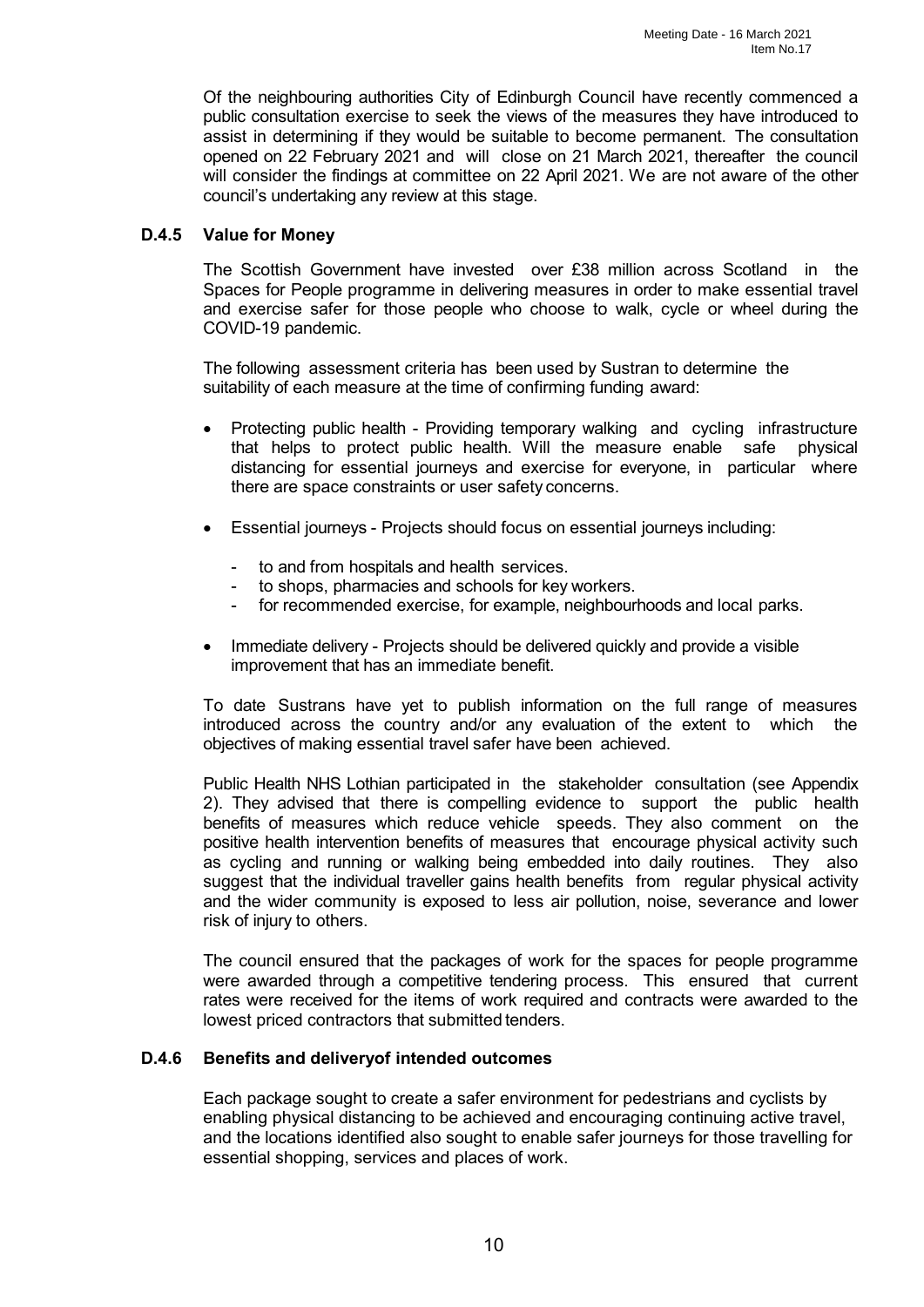Of the neighbouring authorities City of Edinburgh Council have recently commenced a public consultation exercise to seek the views of the measures they have introduced to assist in determining if they would be suitable to become permanent. The consultation opened on 22 February 2021 and will close on 21 March 2021, thereafter the council will consider the findings at committee on 22 April 2021. We are not aware of the other council's undertaking any review at this stage.

### D.4.5 Value for Money

The Scottish Government have invested over £38 million across Scotland in the Spaces for People programme in delivering measures in order to make essential travel and exercise safer for those people who choose to walk, cycle or wheel during the COVID-19 pandemic.

The following assessment criteria has been used by Sustran to determine the suitability of each measure at the time of confirming funding award:

- Protecting public health - Providing temporary walking and cycling infrastructure that helps to protect public health. Will the measure enable safe physical distancing for essential journeys and exercise for everyone, in particular where there are space constraints or user safety concerns.
- Essential journeys - Projects should focus on essential journeys including:
  - to and from hospitals and health services.
  - to shops, pharmacies and schools for key workers.
  - for recommended exercise, for example, neighbourhoods and local parks.
- Immediate delivery - Projects should be delivered quickly and provide a visible improvement that has an immediate benefit.

To date Sustrans have yet to publish information on the full range of measures introduced across the country and/or any evaluation of the extent to which the objectives of making essential travel safer have been achieved.

Public Health NHS Lothian participated in the stakeholder consultation (see Appendix 2). They advised that there is compelling evidence to support the public health benefits of measures which reduce vehicle speeds. They also comment on the positive health intervention benefits of measures that encourage physical activity such as cycling and running or walking being embedded into daily routines. They also suggest that the individual traveller gains health benefits from regular physical activity and the wider community is exposed to less air pollution, noise, severance and lower risk of injury to others.

The council ensured that the packages of work for the spaces for people programme were awarded through a competitive tendering process. This ensured that current rates were received for the items of work required and contracts were awarded to the lowest priced contractors that submitted tenders.

### D.4.6 Benefits and deliveryof intended outcomes

Each package sought to create a safer environment for pedestrians and cyclists by enabling physical distancing to be achieved and encouraging continuing active travel, and the locations identified also sought to enable safer journeys for those travelling for essential shopping, services and places of work.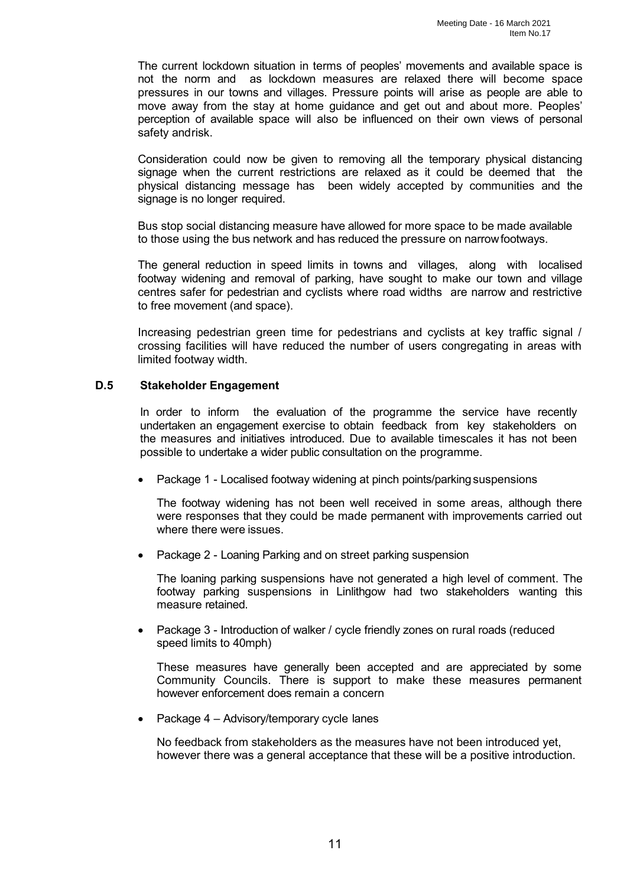The current lockdown situation in terms of peoples' movements and available space is not the norm and as lockdown measures are relaxed there will become space pressures in our towns and villages. Pressure points will arise as people are able to move away from the stay at home guidance and get out and about more. Peoples' perception of available space will also be influenced on their own views of personal safety andrisk.

Consideration could now be given to removing all the temporary physical distancing signage when the current restrictions are relaxed as it could be deemed that the physical distancing message has been widely accepted by communities and the signage is no longer required.

Bus stop social distancing measure have allowed for more space to be made available to those using the bus network and has reduced the pressure on narrowfootways.

The general reduction in speed limits in towns and villages, along with localised footway widening and removal of parking, have sought to make our town and village centres safer for pedestrian and cyclists where road widths are narrow and restrictive to free movement (and space).

Increasing pedestrian green time for pedestrians and cyclists at key traffic signal / crossing facilities will have reduced the number of users congregating in areas with limited footway width.

## D.5 Stakeholder Engagement

In order to inform the evaluation of the programme the service have recently undertaken an engagement exercise to obtain feedback from key stakeholders on the measures and initiatives introduced. Due to available timescales it has not been possible to undertake a wider public consultation on the programme.

- Package 1 - Localised footway widening at pinch points/parking suspensions

  The footway widening has not been well received in some areas, although there were responses that they could be made permanent with improvements carried out where there were issues.

- Package 2 - Loaning Parking and on street parking suspension

  The loaning parking suspensions have not generated a high level of comment. The footway parking suspensions in Linlithgow had two stakeholders wanting this measure retained.

- Package 3 - Introduction of walker / cycle friendly zones on rural roads (reduced speed limits to 40mph)

  These measures have generally been accepted and are appreciated by some Community Councils. There is support to make these measures permanent however enforcement does remain a concern

- Package 4 – Advisory/temporary cycle lanes

  No feedback from stakeholders as the measures have not been introduced yet, however there was a general acceptance that these will be a positive introduction.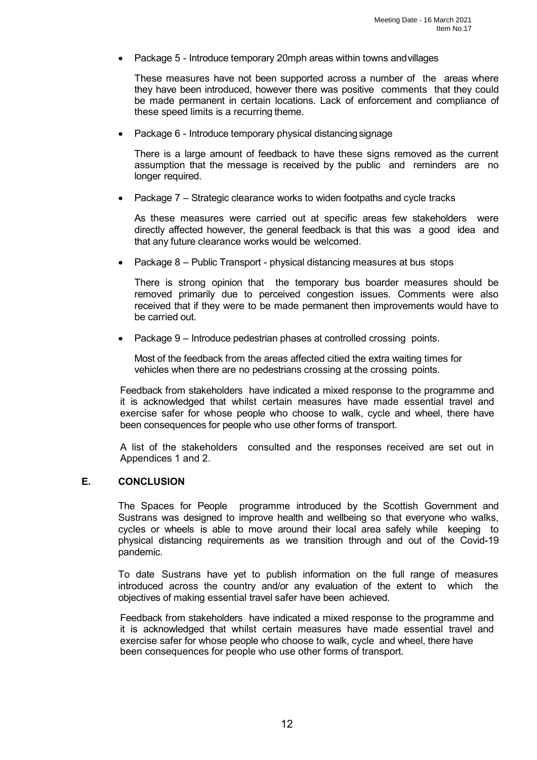- Package 5 - Introduce temporary 20mph areas within towns and villages

  These measures have not been supported across a number of the areas where they have been introduced, however there was positive comments that they could be made permanent in certain locations. Lack of enforcement and compliance of these speed limits is a recurring theme.

- Package 6 - Introduce temporary physical distancing signage

  There is a large amount of feedback to have these signs removed as the current assumption that the message is received by the public and reminders are no longer required.

- Package 7 – Strategic clearance works to widen footpaths and cycle tracks

  As these measures were carried out at specific areas few stakeholders were directly affected however, the general feedback is that this was a good idea and that any future clearance works would be welcomed.

- Package 8 – Public Transport - physical distancing measures at bus stops

  There is strong opinion that the temporary bus boarder measures should be removed primarily due to perceived congestion issues. Comments were also received that if they were to be made permanent then improvements would have to be carried out.

- Package 9 – Introduce pedestrian phases at controlled crossing points.

  Most of the feedback from the areas affected citied the extra waiting times for vehicles when there are no pedestrians crossing at the crossing points.

Feedback from stakeholders have indicated a mixed response to the programme and it is acknowledged that whilst certain measures have made essential travel and exercise safer for whose people who choose to walk, cycle and wheel, there have been consequences for people who use other forms of transport.

A list of the stakeholders consulted and the responses received are set out in Appendices 1 and 2.

## E. CONCLUSION

The Spaces for People programme introduced by the Scottish Government and Sustrans was designed to improve health and wellbeing so that everyone who walks, cycles or wheels is able to move around their local area safely while keeping to physical distancing requirements as we transition through and out of the Covid-19 pandemic.

To date Sustrans have yet to publish information on the full range of measures introduced across the country and/or any evaluation of the extent to which the objectives of making essential travel safer have been achieved.

Feedback from stakeholders have indicated a mixed response to the programme and it is acknowledged that whilst certain measures have made essential travel and exercise safer for whose people who choose to walk, cycle and wheel, there have been consequences for people who use other forms of transport.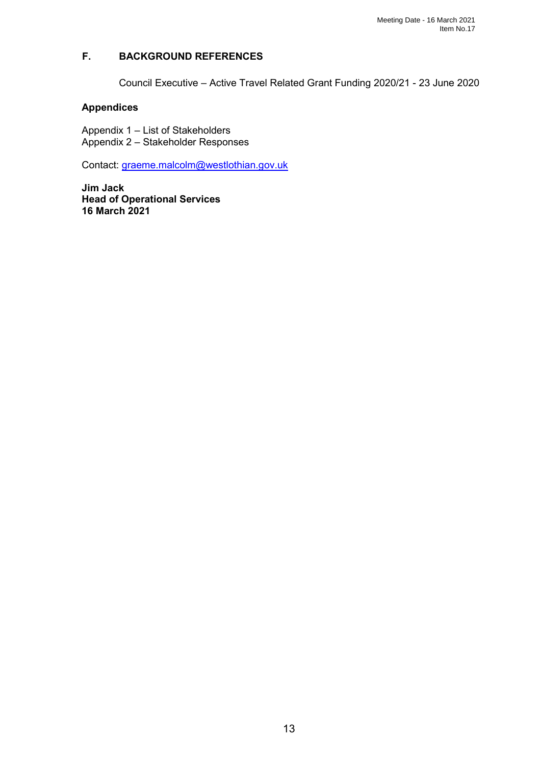## F. BACKGROUND REFERENCES

Council Executive – Active Travel Related Grant Funding 2020/21 - 23 June 2020

**Appendices**

Appendix 1 – List of Stakeholders
Appendix 2 – Stakeholder Responses

Contact: graeme.malcolm@westlothian.gov.uk

**Jim Jack**
**Head of Operational Services**
**16 March 2021**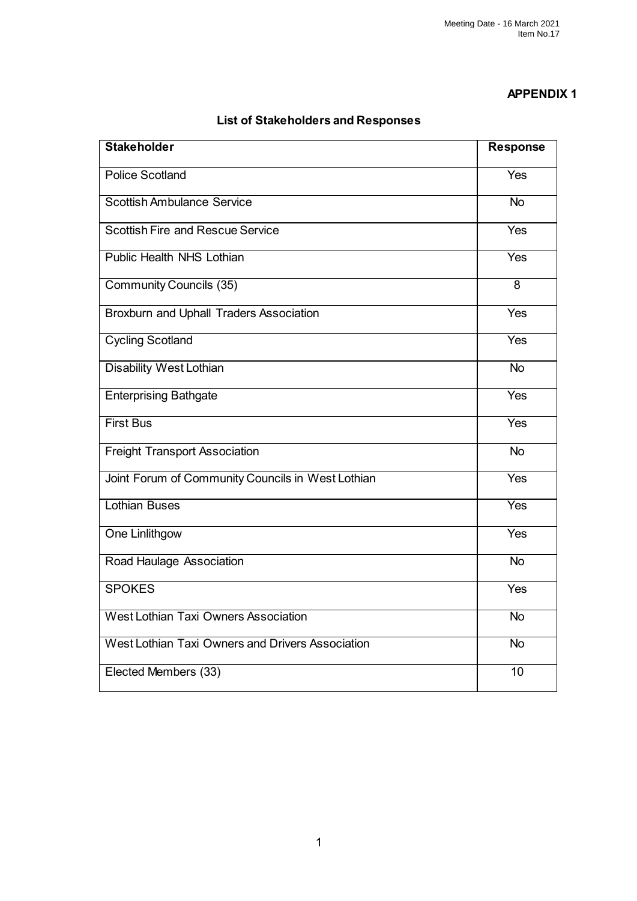**APPENDIX 1**

## List of Stakeholders and Responses

| Stakeholder | Response |
|---|---|
| Police Scotland | Yes |
| Scottish Ambulance Service | No |
| Scottish Fire and Rescue Service | Yes |
| Public Health NHS Lothian | Yes |
| Community Councils (35) | 8 |
| Broxburn and Uphall Traders Association | Yes |
| Cycling Scotland | Yes |
| Disability West Lothian | No |
| Enterprising Bathgate | Yes |
| First Bus | Yes |
| Freight Transport Association | No |
| Joint Forum of Community Councils in West Lothian | Yes |
| Lothian Buses | Yes |
| One Linlithgow | Yes |
| Road Haulage Association | No |
| SPOKES | Yes |
| West Lothian Taxi Owners Association | No |
| West Lothian Taxi Owners and Drivers Association | No |
| Elected Members (33) | 10 |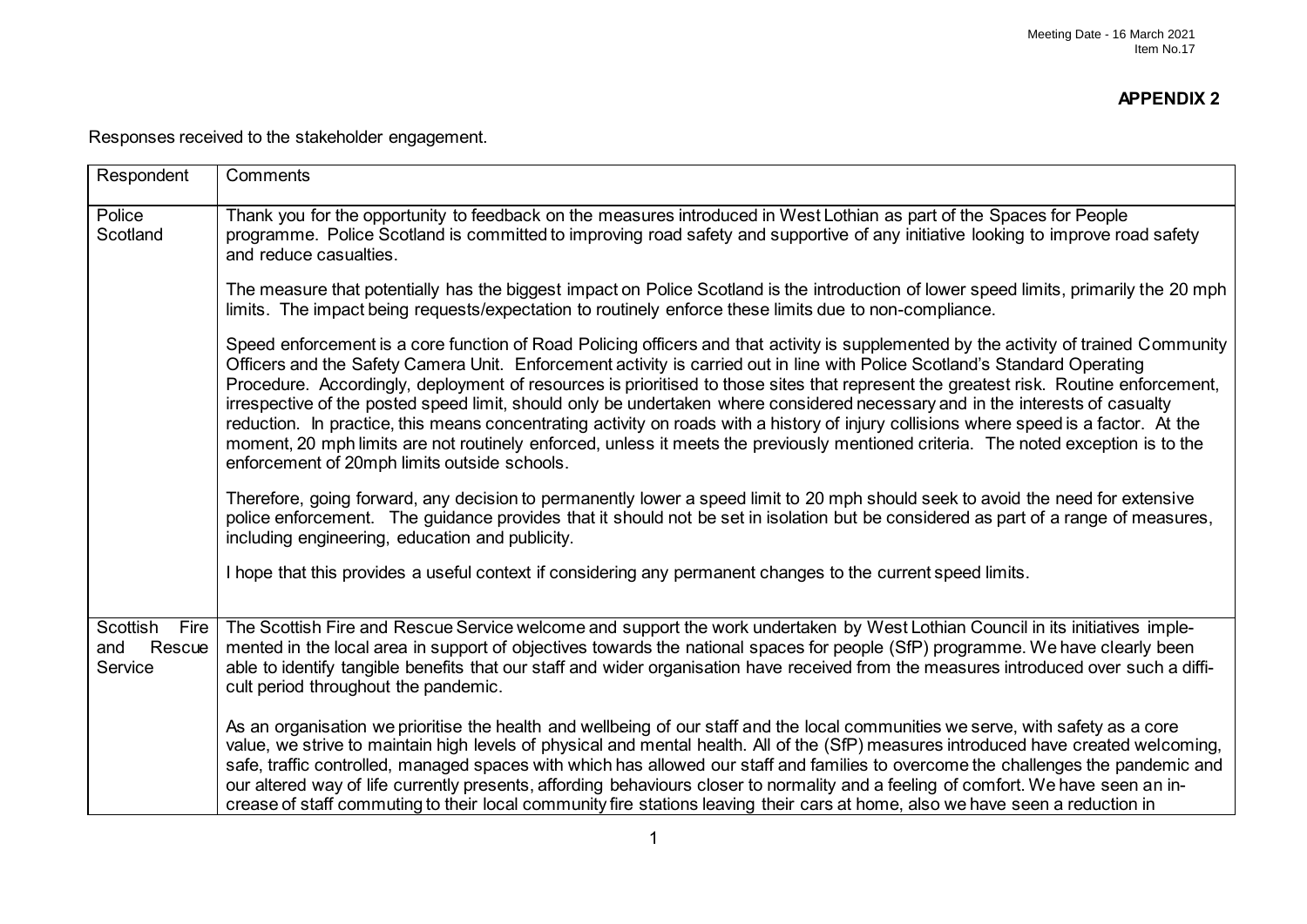**APPENDIX 2**

Responses received to the stakeholder engagement.

| Respondent | Comments |
|---|---|
| Police Scotland | Thank you for the opportunity to feedback on the measures introduced in West Lothian as part of the Spaces for People programme. Police Scotland is committed to improving road safety and supportive of any initiative looking to improve road safety and reduce casualties.<br><br>The measure that potentially has the biggest impact on Police Scotland is the introduction of lower speed limits, primarily the 20 mph limits. The impact being requests/expectation to routinely enforce these limits due to non-compliance.<br><br>Speed enforcement is a core function of Road Policing officers and that activity is supplemented by the activity of trained Community Officers and the Safety Camera Unit. Enforcement activity is carried out in line with Police Scotland's Standard Operating Procedure. Accordingly, deployment of resources is prioritised to those sites that represent the greatest risk. Routine enforcement, irrespective of the posted speed limit, should only be undertaken where considered necessary and in the interests of casualty reduction. In practice, this means concentrating activity on roads with a history of injury collisions where speed is a factor. At the moment, 20 mph limits are not routinely enforced, unless it meets the previously mentioned criteria. The noted exception is to the enforcement of 20mph limits outside schools.<br><br>Therefore, going forward, any decision to permanently lower a speed limit to 20 mph should seek to avoid the need for extensive police enforcement. The guidance provides that it should not be set in isolation but be considered as part of a range of measures, including engineering, education and publicity.<br><br>I hope that this provides a useful context if considering any permanent changes to the current speed limits. |
| Scottish Fire and Rescue Service | The Scottish Fire and Rescue Service welcome and support the work undertaken by West Lothian Council in its initiatives implemented in the local area in support of objectives towards the national spaces for people (SfP) programme. We have clearly been able to identify tangible benefits that our staff and wider organisation have received from the measures introduced over such a difficult period throughout the pandemic.<br><br>As an organisation we prioritise the health and wellbeing of our staff and the local communities we serve, with safety as a core value, we strive to maintain high levels of physical and mental health. All of the (SfP) measures introduced have created welcoming, safe, traffic controlled, managed spaces with which has allowed our staff and families to overcome the challenges the pandemic and our altered way of life currently presents, affording behaviours closer to normality and a feeling of comfort. We have seen an increase of staff commuting to their local community fire stations leaving their cars at home, also we have seen a reduction in |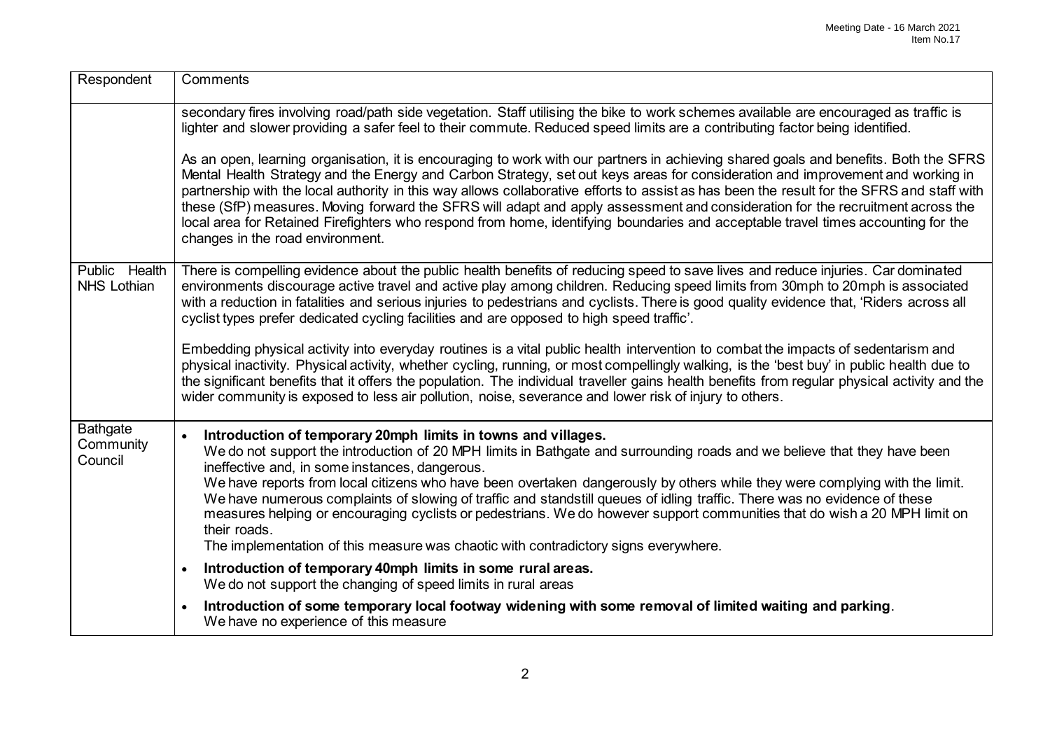| Respondent | Comments |
|---|---|
| | secondary fires involving road/path side vegetation. Staff utilising the bike to work schemes available are encouraged as traffic is lighter and slower providing a safer feel to their commute. Reduced speed limits are a contributing factor being identified.<br><br>As an open, learning organisation, it is encouraging to work with our partners in achieving shared goals and benefits. Both the SFRS Mental Health Strategy and the Energy and Carbon Strategy, set out keys areas for consideration and improvement and working in partnership with the local authority in this way allows collaborative efforts to assist as has been the result for the SFRS and staff with these (SfP) measures. Moving forward the SFRS will adapt and apply assessment and consideration for the recruitment across the local area for Retained Firefighters who respond from home, identifying boundaries and acceptable travel times accounting for the changes in the road environment. |
| Public Health NHS Lothian | There is compelling evidence about the public health benefits of reducing speed to save lives and reduce injuries. Car dominated environments discourage active travel and active play among children. Reducing speed limits from 30mph to 20mph is associated with a reduction in fatalities and serious injuries to pedestrians and cyclists. There is good quality evidence that, 'Riders across all cyclist types prefer dedicated cycling facilities and are opposed to high speed traffic'.<br><br>Embedding physical activity into everyday routines is a vital public health intervention to combat the impacts of sedentarism and physical inactivity. Physical activity, whether cycling, running, or most compellingly walking, is the 'best buy' in public health due to the significant benefits that it offers the population. The individual traveller gains health benefits from regular physical activity and the wider community is exposed to less air pollution, noise, severance and lower risk of injury to others. |
| Bathgate Community Council | • **Introduction of temporary 20mph limits in towns and villages.**<br>We do not support the introduction of 20 MPH limits in Bathgate and surrounding roads and we believe that they have been ineffective and, in some instances, dangerous.<br>We have reports from local citizens who have been overtaken dangerously by others while they were complying with the limit. We have numerous complaints of slowing of traffic and standstill queues of idling traffic. There was no evidence of these measures helping or encouraging cyclists or pedestrians. We do however support communities that do wish a 20 MPH limit on their roads.<br>The implementation of this measure was chaotic with contradictory signs everywhere.<br><br>• **Introduction of temporary 40mph limits in some rural areas.**<br>We do not support the changing of speed limits in rural areas<br><br>• **Introduction of some temporary local footway widening with some removal of limited waiting and parking**.<br>We have no experience of this measure |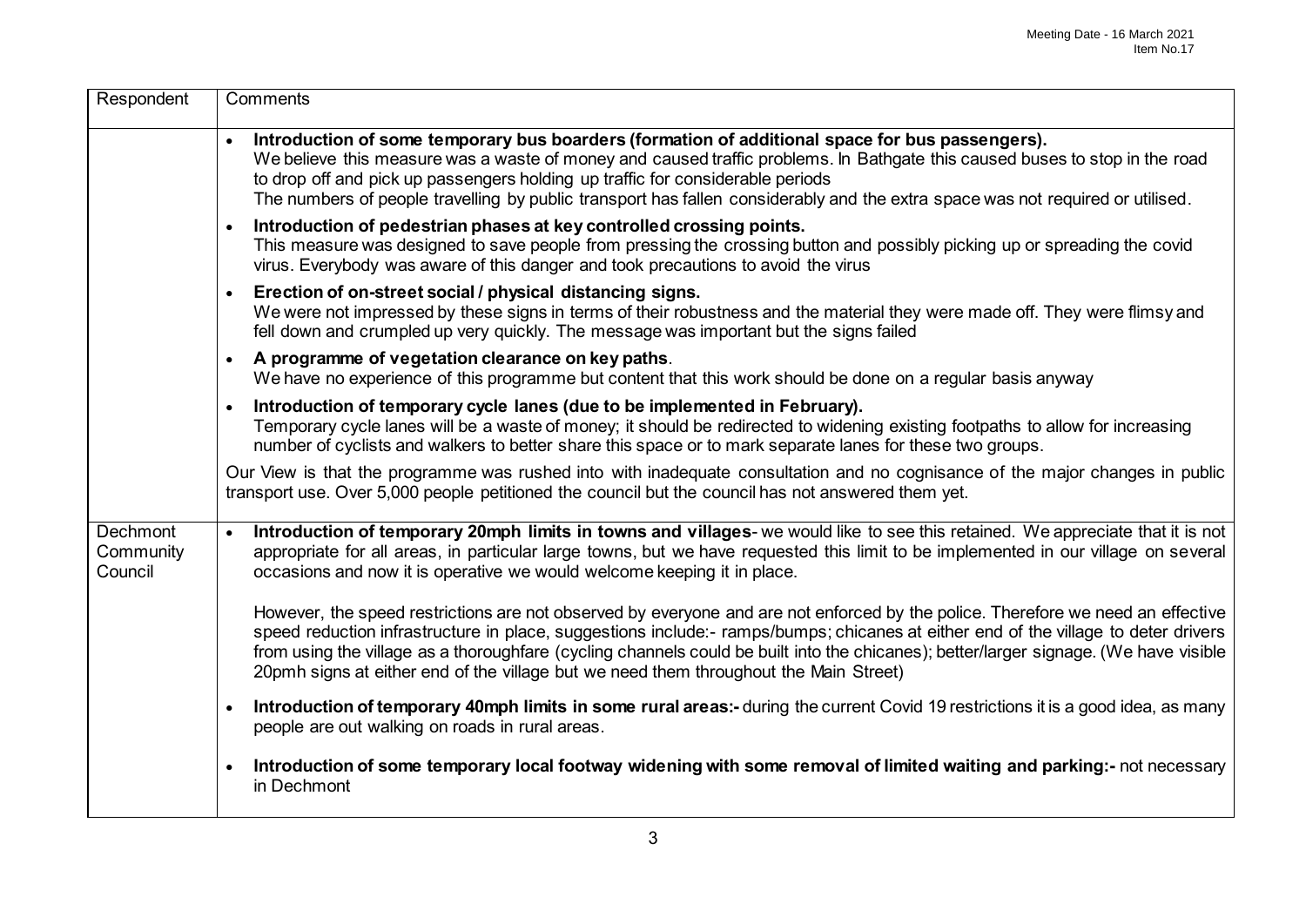| Respondent | Comments |
|---|---|
| | • **Introduction of some temporary bus boarders (formation of additional space for bus passengers).** We believe this measure was a waste of money and caused traffic problems. In Bathgate this caused buses to stop in the road to drop off and pick up passengers holding up traffic for considerable periods The numbers of people travelling by public transport has fallen considerably and the extra space was not required or utilised.<br>• **Introduction of pedestrian phases at key controlled crossing points.** This measure was designed to save people from pressing the crossing button and possibly picking up or spreading the covid virus. Everybody was aware of this danger and took precautions to avoid the virus<br>• **Erection of on-street social / physical distancing signs.** We were not impressed by these signs in terms of their robustness and the material they were made off. They were flimsy and fell down and crumpled up very quickly. The message was important but the signs failed<br>• **A programme of vegetation clearance on key paths**. We have no experience of this programme but content that this work should be done on a regular basis anyway<br>• **Introduction of temporary cycle lanes (due to be implemented in February).** Temporary cycle lanes will be a waste of money; it should be redirected to widening existing footpaths to allow for increasing number of cyclists and walkers to better share this space or to mark separate lanes for these two groups.<br><br>Our View is that the programme was rushed into with inadequate consultation and no cognisance of the major changes in public transport use. Over 5,000 people petitioned the council but the council has not answered them yet. |
| Dechmont Community Council | • **Introduction of temporary 20mph limits in towns and villages**- we would like to see this retained. We appreciate that it is not appropriate for all areas, in particular large towns, but we have requested this limit to be implemented in our village on several occasions and now it is operative we would welcome keeping it in place.<br><br>However, the speed restrictions are not observed by everyone and are not enforced by the police. Therefore we need an effective speed reduction infrastructure in place, suggestions include:- ramps/bumps; chicanes at either end of the village to deter drivers from using the village as a thoroughfare (cycling channels could be built into the chicanes); better/larger signage. (We have visible 20pmh signs at either end of the village but we need them throughout the Main Street)<br><br>• **Introduction of temporary 40mph limits in some rural areas:-** during the current Covid 19 restrictions it is a good idea, as many people are out walking on roads in rural areas.<br><br>• **Introduction of some temporary local footway widening with some removal of limited waiting and parking:-** not necessary in Dechmont |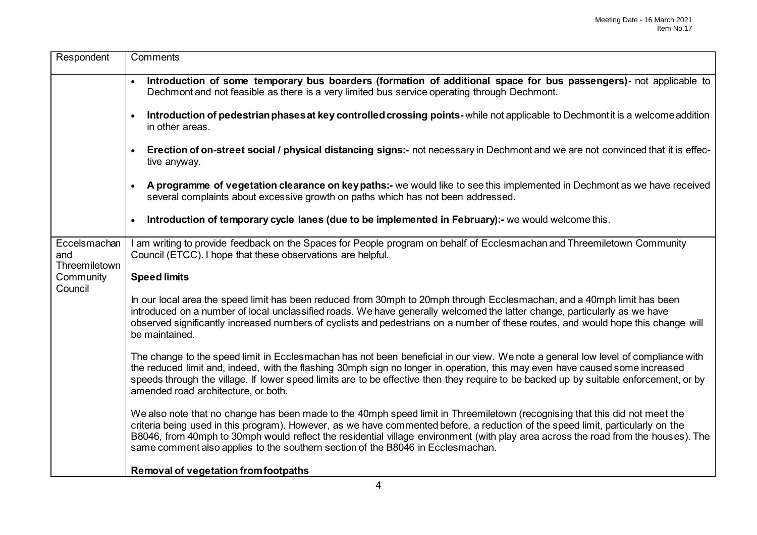| Respondent | Comments |
| --- | --- |
| | • **Introduction of some temporary bus boarders (formation of additional space for bus passengers)-** not applicable to Dechmont and not feasible as there is a very limited bus service operating through Dechmont.<br><br>• **Introduction of pedestrian phases at key controlled crossing points-** while not applicable to Dechmont it is a welcome addition in other areas.<br><br>• **Erection of on-street social / physical distancing signs:-** not necessary in Dechmont and we are not convinced that it is effective anyway.<br><br>• **A programme of vegetation clearance on key paths:-** we would like to see this implemented in Dechmont as we have received several complaints about excessive growth on paths which has not been addressed.<br><br>• **Introduction of temporary cycle lanes (due to be implemented in February):-** we would welcome this. |
| Eccelsmachan and Threemiletown Community Council | I am writing to provide feedback on the Spaces for People program on behalf of Ecclesmachan and Threemiletown Community Council (ETCC). I hope that these observations are helpful.<br><br>**Speed limits**<br><br>In our local area the speed limit has been reduced from 30mph to 20mph through Ecclesmachan, and a 40mph limit has been introduced on a number of local unclassified roads. We have generally welcomed the latter change, particularly as we have observed significantly increased numbers of cyclists and pedestrians on a number of these routes, and would hope this change will be maintained.<br><br>The change to the speed limit in Ecclesmachan has not been beneficial in our view. We note a general low level of compliance with the reduced limit and, indeed, with the flashing 30mph sign no longer in operation, this may even have caused some increased speeds through the village. If lower speed limits are to be effective then they require to be backed up by suitable enforcement, or by amended road architecture, or both.<br><br>We also note that no change has been made to the 40mph speed limit in Threemiletown (recognising that this did not meet the criteria being used in this program). However, as we have commented before, a reduction of the speed limit, particularly on the B8046, from 40mph to 30mph would reflect the residential village environment (with play area across the road from the houses). The same comment also applies to the southern section of the B8046 in Ecclesmachan.<br><br>**Removal of vegetation from footpaths** |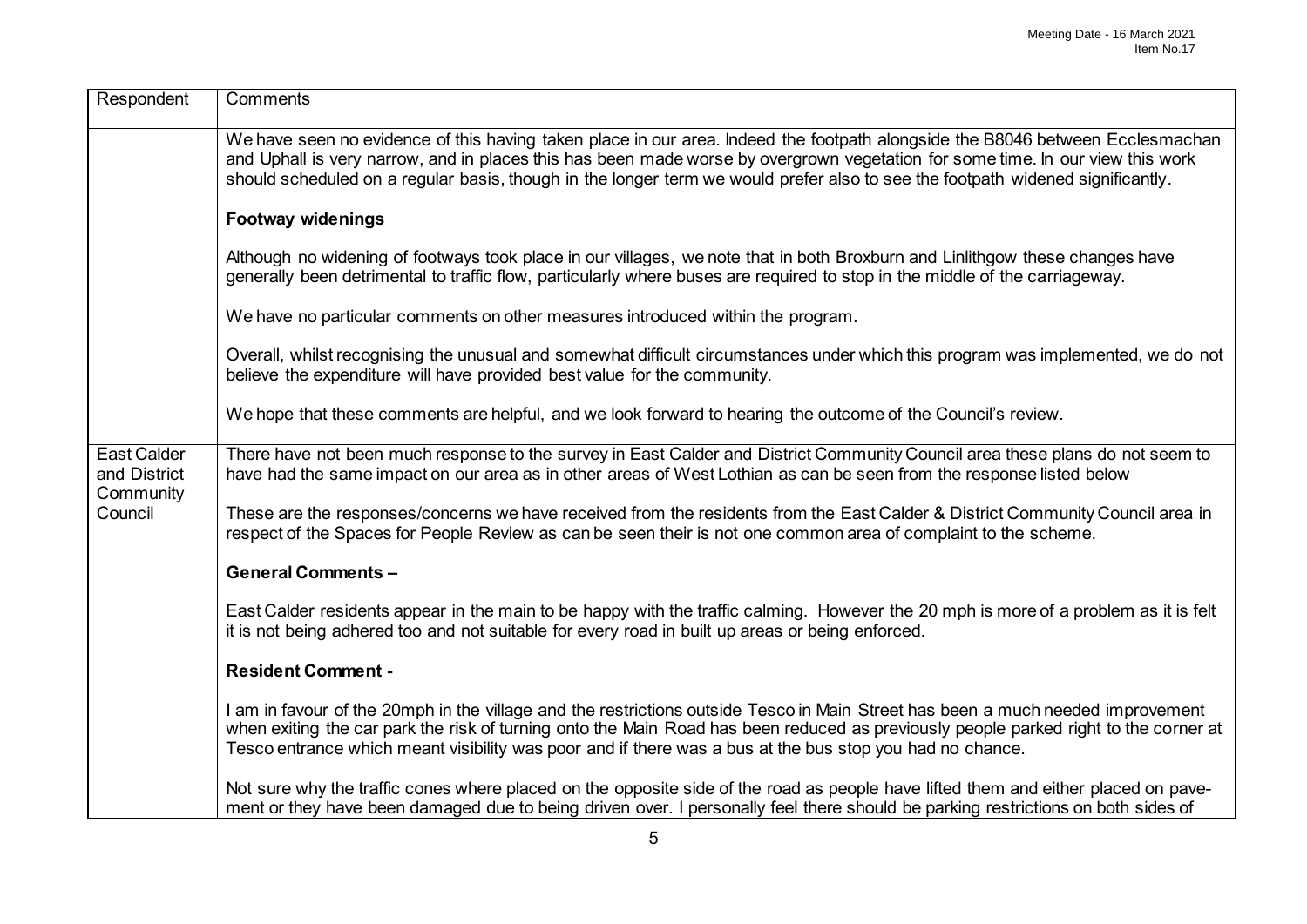| Respondent | Comments |
| --- | --- |
| | We have seen no evidence of this having taken place in our area. Indeed the footpath alongside the B8046 between Ecclesmachan and Uphall is very narrow, and in places this has been made worse by overgrown vegetation for some time. In our view this work should scheduled on a regular basis, though in the longer term we would prefer also to see the footpath widened significantly.<br><br>**Footway widenings**<br><br>Although no widening of footways took place in our villages, we note that in both Broxburn and Linlithgow these changes have generally been detrimental to traffic flow, particularly where buses are required to stop in the middle of the carriageway.<br><br>We have no particular comments on other measures introduced within the program.<br><br>Overall, whilst recognising the unusual and somewhat difficult circumstances under which this program was implemented, we do not believe the expenditure will have provided best value for the community.<br><br>We hope that these comments are helpful, and we look forward to hearing the outcome of the Council's review. |
| East Calder and District Community Council | There have not been much response to the survey in East Calder and District Community Council area these plans do not seem to have had the same impact on our area as in other areas of West Lothian as can be seen from the response listed below<br><br>These are the responses/concerns we have received from the residents from the East Calder & District Community Council area in respect of the Spaces for People Review as can be seen their is not one common area of complaint to the scheme.<br><br>**General Comments –**<br><br>East Calder residents appear in the main to be happy with the traffic calming. However the 20 mph is more of a problem as it is felt it is not being adhered too and not suitable for every road in built up areas or being enforced.<br><br>**Resident Comment -**<br><br>I am in favour of the 20mph in the village and the restrictions outside Tesco in Main Street has been a much needed improvement when exiting the car park the risk of turning onto the Main Road has been reduced as previously people parked right to the corner at Tesco entrance which meant visibility was poor and if there was a bus at the bus stop you had no chance.<br><br>Not sure why the traffic cones where placed on the opposite side of the road as people have lifted them and either placed on pavement or they have been damaged due to being driven over. I personally feel there should be parking restrictions on both sides of |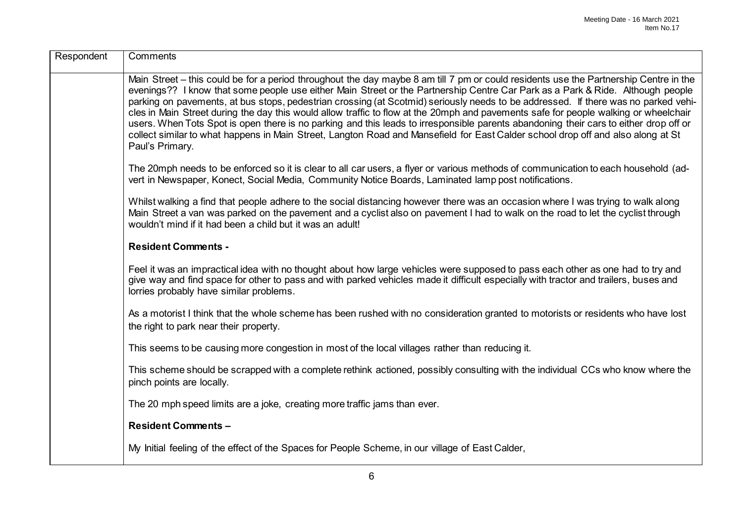| Respondent | Comments |
|---|---|
| | Main Street – this could be for a period throughout the day maybe 8 am till 7 pm or could residents use the Partnership Centre in the evenings?? I know that some people use either Main Street or the Partnership Centre Car Park as a Park & Ride. Although people parking on pavements, at bus stops, pedestrian crossing (at Scotmid) seriously needs to be addressed. If there was no parked vehicles in Main Street during the day this would allow traffic to flow at the 20mph and pavements safe for people walking or wheelchair users. When Tots Spot is open there is no parking and this leads to irresponsible parents abandoning their cars to either drop off or collect similar to what happens in Main Street, Langton Road and Mansefield for East Calder school drop off and also along at St Paul's Primary.<br><br>The 20mph needs to be enforced so it is clear to all car users, a flyer or various methods of communication to each household (advert in Newspaper, Konect, Social Media, Community Notice Boards, Laminated lamp post notifications.<br><br>Whilst walking a find that people adhere to the social distancing however there was an occasion where I was trying to walk along Main Street a van was parked on the pavement and a cyclist also on pavement I had to walk on the road to let the cyclist through wouldn't mind if it had been a child but it was an adult!<br><br>**Resident Comments -**<br><br>Feel it was an impractical idea with no thought about how large vehicles were supposed to pass each other as one had to try and give way and find space for other to pass and with parked vehicles made it difficult especially with tractor and trailers, buses and lorries probably have similar problems.<br><br>As a motorist I think that the whole scheme has been rushed with no consideration granted to motorists or residents who have lost the right to park near their property.<br><br>This seems to be causing more congestion in most of the local villages rather than reducing it.<br><br>This scheme should be scrapped with a complete rethink actioned, possibly consulting with the individual CCs who know where the pinch points are locally.<br><br>The 20 mph speed limits are a joke, creating more traffic jams than ever.<br><br>**Resident Comments –**<br><br>My Initial feeling of the effect of the Spaces for People Scheme, in our village of East Calder, |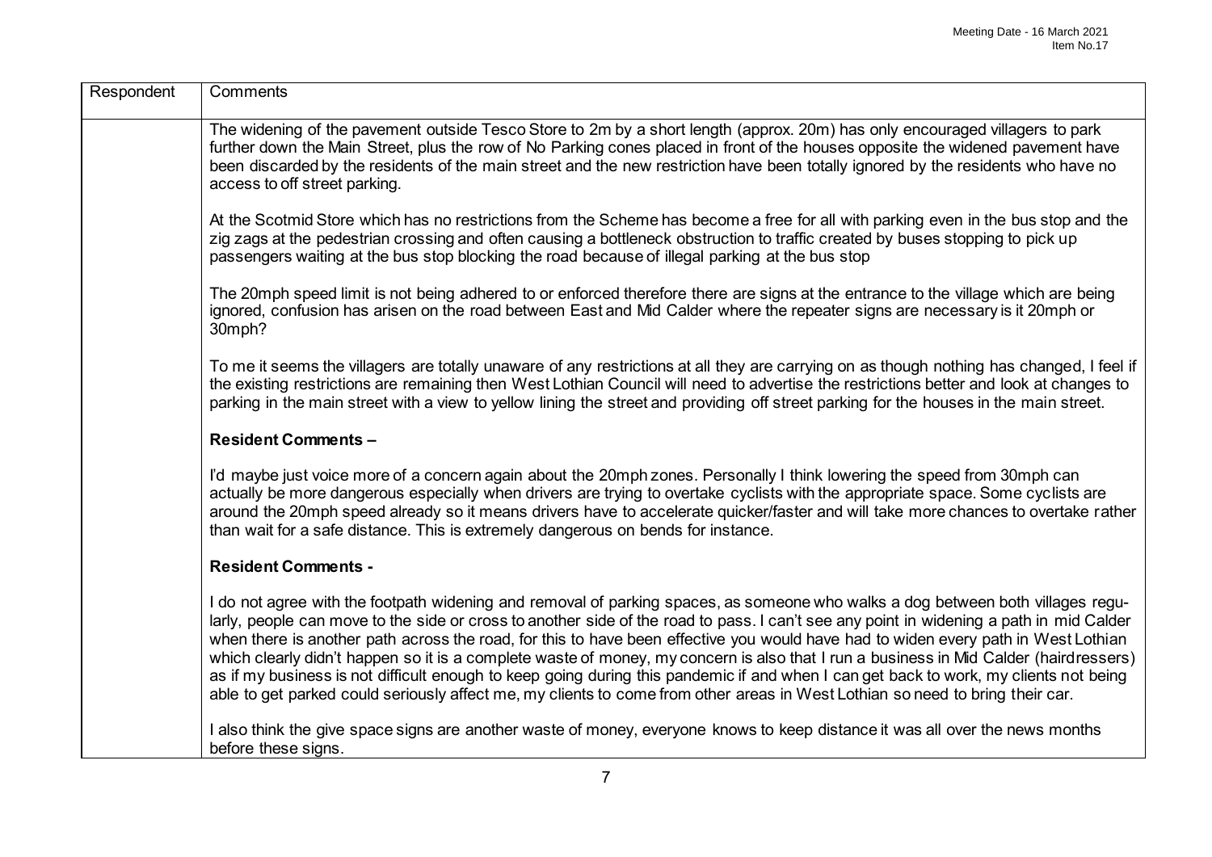| Respondent | Comments |
| --- | --- |
| | The widening of the pavement outside Tesco Store to 2m by a short length (approx. 20m) has only encouraged villagers to park further down the Main Street, plus the row of No Parking cones placed in front of the houses opposite the widened pavement have been discarded by the residents of the main street and the new restriction have been totally ignored by the residents who have no access to off street parking.<br><br>At the Scotmid Store which has no restrictions from the Scheme has become a free for all with parking even in the bus stop and the zig zags at the pedestrian crossing and often causing a bottleneck obstruction to traffic created by buses stopping to pick up passengers waiting at the bus stop blocking the road because of illegal parking at the bus stop<br><br>The 20mph speed limit is not being adhered to or enforced therefore there are signs at the entrance to the village which are being ignored, confusion has arisen on the road between East and Mid Calder where the repeater signs are necessary is it 20mph or 30mph?<br><br>To me it seems the villagers are totally unaware of any restrictions at all they are carrying on as though nothing has changed, I feel if the existing restrictions are remaining then West Lothian Council will need to advertise the restrictions better and look at changes to parking in the main street with a view to yellow lining the street and providing off street parking for the houses in the main street.<br><br>**Resident Comments –**<br><br>I'd maybe just voice more of a concern again about the 20mph zones. Personally I think lowering the speed from 30mph can actually be more dangerous especially when drivers are trying to overtake cyclists with the appropriate space. Some cyclists are around the 20mph speed already so it means drivers have to accelerate quicker/faster and will take more chances to overtake rather than wait for a safe distance. This is extremely dangerous on bends for instance.<br><br>**Resident Comments -**<br><br>I do not agree with the footpath widening and removal of parking spaces, as someone who walks a dog between both villages regularly, people can move to the side or cross to another side of the road to pass. I can't see any point in widening a path in mid Calder when there is another path across the road, for this to have been effective you would have had to widen every path in West Lothian which clearly didn't happen so it is a complete waste of money, my concern is also that I run a business in Mid Calder (hairdressers) as if my business is not difficult enough to keep going during this pandemic if and when I can get back to work, my clients not being able to get parked could seriously affect me, my clients to come from other areas in West Lothian so need to bring their car.<br><br>I also think the give space signs are another waste of money, everyone knows to keep distance it was all over the news months before these signs. |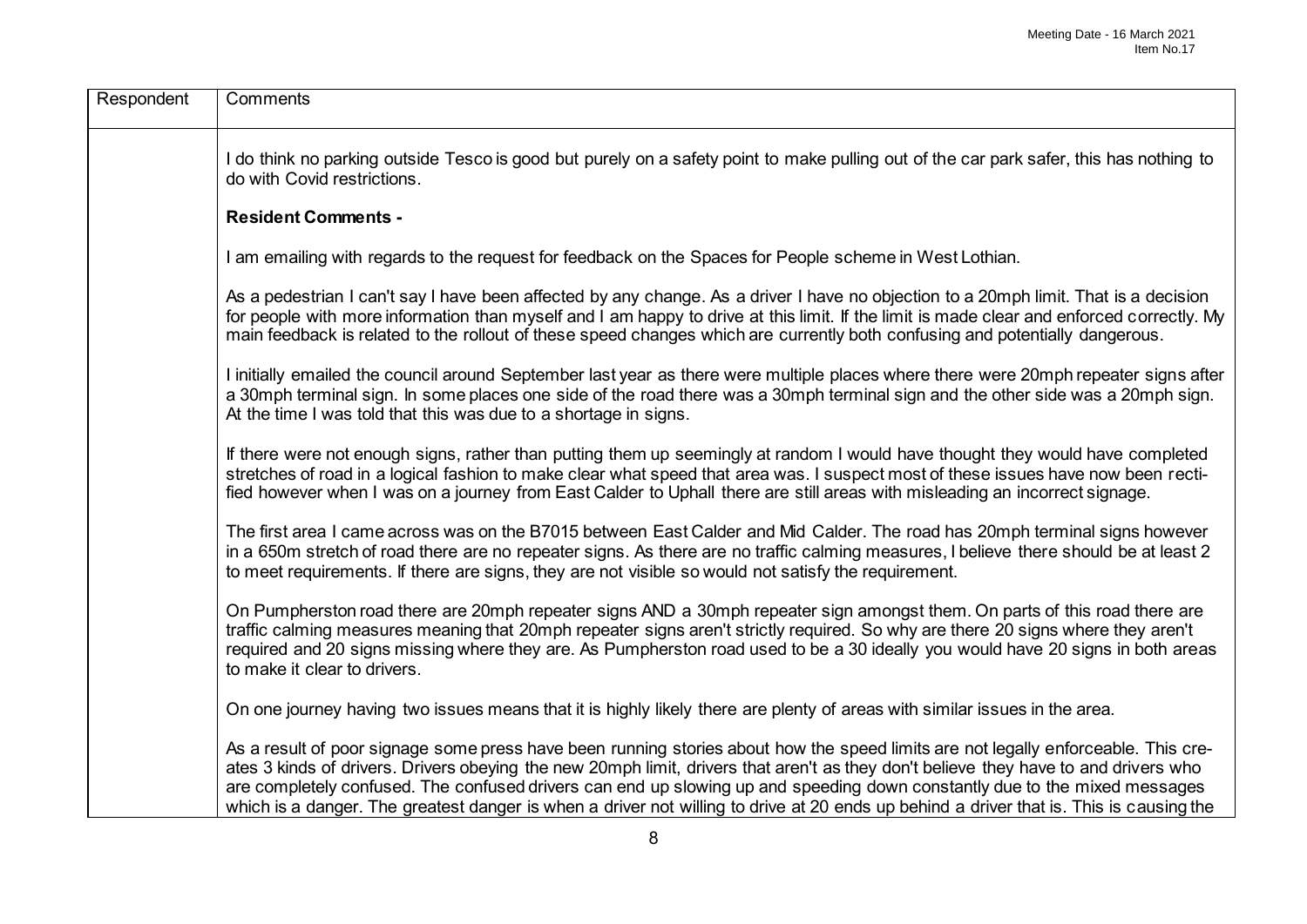| Respondent | Comments |
| --- | --- |
| | I do think no parking outside Tesco is good but purely on a safety point to make pulling out of the car park safer, this has nothing to do with Covid restrictions.<br><br>**Resident Comments -**<br><br>I am emailing with regards to the request for feedback on the Spaces for People scheme in West Lothian.<br><br>As a pedestrian I can't say I have been affected by any change. As a driver I have no objection to a 20mph limit. That is a decision for people with more information than myself and I am happy to drive at this limit. If the limit is made clear and enforced correctly. My main feedback is related to the rollout of these speed changes which are currently both confusing and potentially dangerous.<br><br>I initially emailed the council around September last year as there were multiple places where there were 20mph repeater signs after a 30mph terminal sign. In some places one side of the road there was a 30mph terminal sign and the other side was a 20mph sign. At the time I was told that this was due to a shortage in signs.<br><br>If there were not enough signs, rather than putting them up seemingly at random I would have thought they would have completed stretches of road in a logical fashion to make clear what speed that area was. I suspect most of these issues have now been rectified however when I was on a journey from East Calder to Uphall there are still areas with misleading an incorrect signage.<br><br>The first area I came across was on the B7015 between East Calder and Mid Calder. The road has 20mph terminal signs however in a 650m stretch of road there are no repeater signs. As there are no traffic calming measures, I believe there should be at least 2 to meet requirements. If there are signs, they are not visible so would not satisfy the requirement.<br><br>On Pumpherston road there are 20mph repeater signs AND a 30mph repeater sign amongst them. On parts of this road there are traffic calming measures meaning that 20mph repeater signs aren't strictly required. So why are there 20 signs where they aren't required and 20 signs missing where they are. As Pumpherston road used to be a 30 ideally you would have 20 signs in both areas to make it clear to drivers.<br><br>On one journey having two issues means that it is highly likely there are plenty of areas with similar issues in the area.<br><br>As a result of poor signage some press have been running stories about how the speed limits are not legally enforceable. This creates 3 kinds of drivers. Drivers obeying the new 20mph limit, drivers that aren't as they don't believe they have to and drivers who are completely confused. The confused drivers can end up slowing up and speeding down constantly due to the mixed messages which is a danger. The greatest danger is when a driver not willing to drive at 20 ends up behind a driver that is. This is causing the |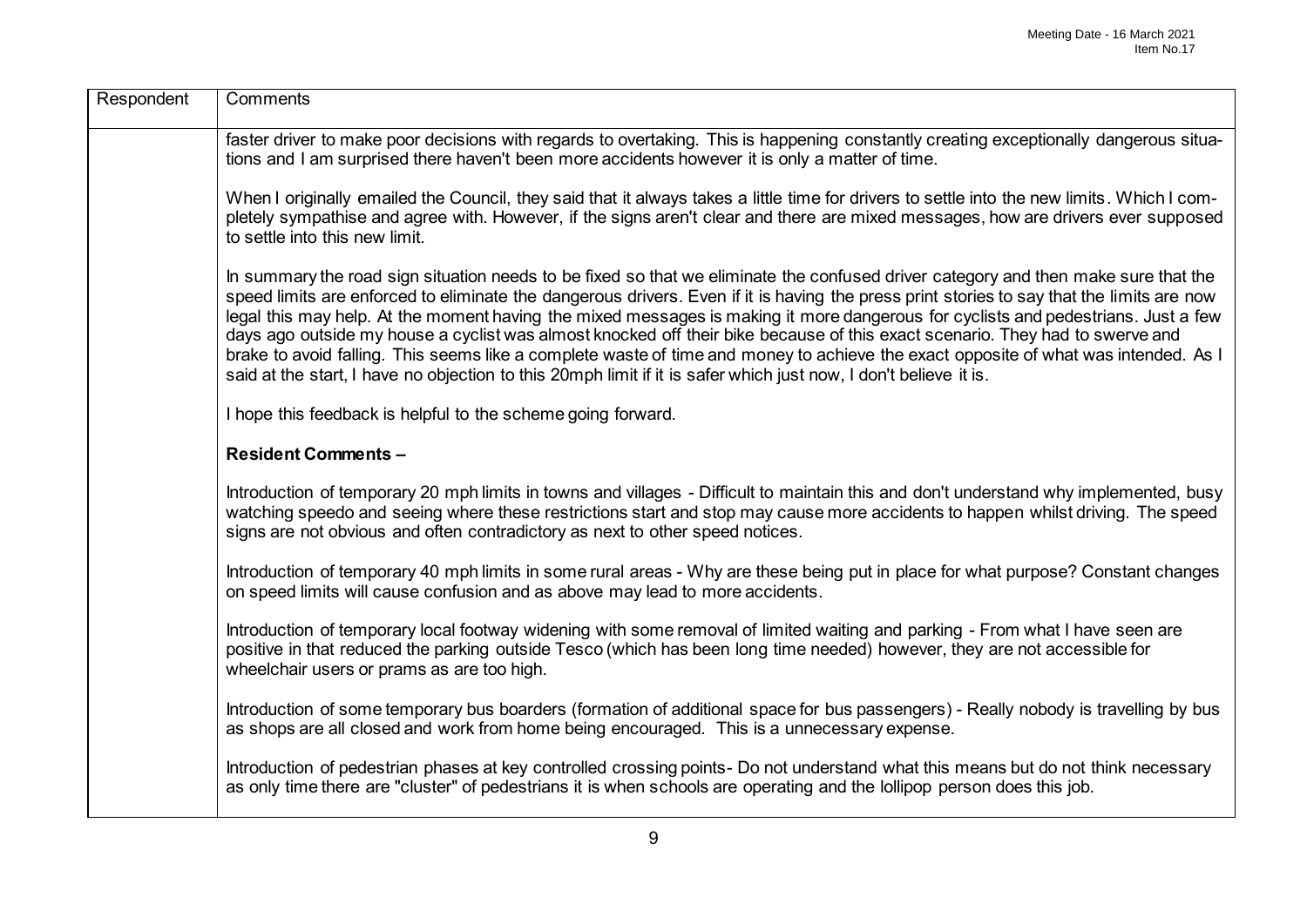| Respondent | Comments |
|---|---|
| | faster driver to make poor decisions with regards to overtaking. This is happening constantly creating exceptionally dangerous situations and I am surprised there haven't been more accidents however it is only a matter of time.<br><br>When I originally emailed the Council, they said that it always takes a little time for drivers to settle into the new limits. Which I completely sympathise and agree with. However, if the signs aren't clear and there are mixed messages, how are drivers ever supposed to settle into this new limit.<br><br>In summary the road sign situation needs to be fixed so that we eliminate the confused driver category and then make sure that the speed limits are enforced to eliminate the dangerous drivers. Even if it is having the press print stories to say that the limits are now legal this may help. At the moment having the mixed messages is making it more dangerous for cyclists and pedestrians. Just a few days ago outside my house a cyclist was almost knocked off their bike because of this exact scenario. They had to swerve and brake to avoid falling. This seems like a complete waste of time and money to achieve the exact opposite of what was intended. As I said at the start, I have no objection to this 20mph limit if it is safer which just now, I don't believe it is.<br><br>I hope this feedback is helpful to the scheme going forward.<br><br>**Resident Comments –**<br><br>Introduction of temporary 20 mph limits in towns and villages - Difficult to maintain this and don't understand why implemented, busy watching speedo and seeing where these restrictions start and stop may cause more accidents to happen whilst driving. The speed signs are not obvious and often contradictory as next to other speed notices.<br><br>Introduction of temporary 40 mph limits in some rural areas - Why are these being put in place for what purpose? Constant changes on speed limits will cause confusion and as above may lead to more accidents.<br><br>Introduction of temporary local footway widening with some removal of limited waiting and parking - From what I have seen are positive in that reduced the parking outside Tesco (which has been long time needed) however, they are not accessible for wheelchair users or prams as are too high.<br><br>Introduction of some temporary bus boarders (formation of additional space for bus passengers) - Really nobody is travelling by bus as shops are all closed and work from home being encouraged. This is a unnecessary expense.<br><br>Introduction of pedestrian phases at key controlled crossing points- Do not understand what this means but do not think necessary as only time there are "cluster" of pedestrians it is when schools are operating and the lollipop person does this job. |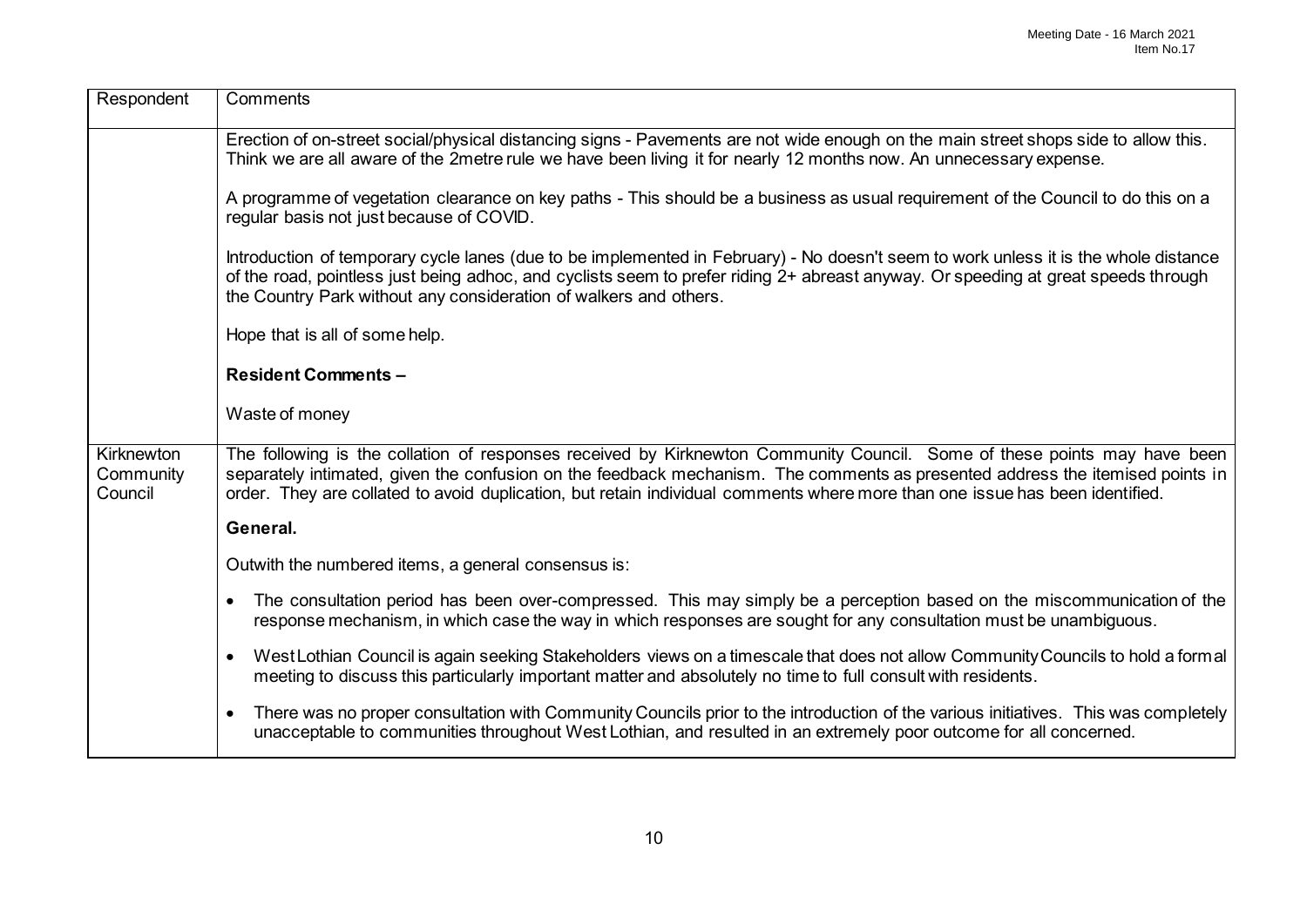| Respondent | Comments |
| --- | --- |
| | Erection of on-street social/physical distancing signs - Pavements are not wide enough on the main street shops side to allow this. Think we are all aware of the 2metre rule we have been living it for nearly 12 months now. An unnecessary expense.<br><br>A programme of vegetation clearance on key paths - This should be a business as usual requirement of the Council to do this on a regular basis not just because of COVID.<br><br>Introduction of temporary cycle lanes (due to be implemented in February) - No doesn't seem to work unless it is the whole distance of the road, pointless just being adhoc, and cyclists seem to prefer riding 2+ abreast anyway. Or speeding at great speeds through the Country Park without any consideration of walkers and others.<br><br>Hope that is all of some help.<br><br>**Resident Comments –**<br><br>Waste of money |
| Kirknewton Community Council | The following is the collation of responses received by Kirknewton Community Council. Some of these points may have been separately intimated, given the confusion on the feedback mechanism. The comments as presented address the itemised points in order. They are collated to avoid duplication, but retain individual comments where more than one issue has been identified.<br><br>**General.**<br><br>Outwith the numbered items, a general consensus is:<br><br>• The consultation period has been over-compressed. This may simply be a perception based on the miscommunication of the response mechanism, in which case the way in which responses are sought for any consultation must be unambiguous.<br><br>• West Lothian Council is again seeking Stakeholders views on a timescale that does not allow Community Councils to hold a formal meeting to discuss this particularly important matter and absolutely no time to full consult with residents.<br><br>• There was no proper consultation with Community Councils prior to the introduction of the various initiatives. This was completely unacceptable to communities throughout West Lothian, and resulted in an extremely poor outcome for all concerned. |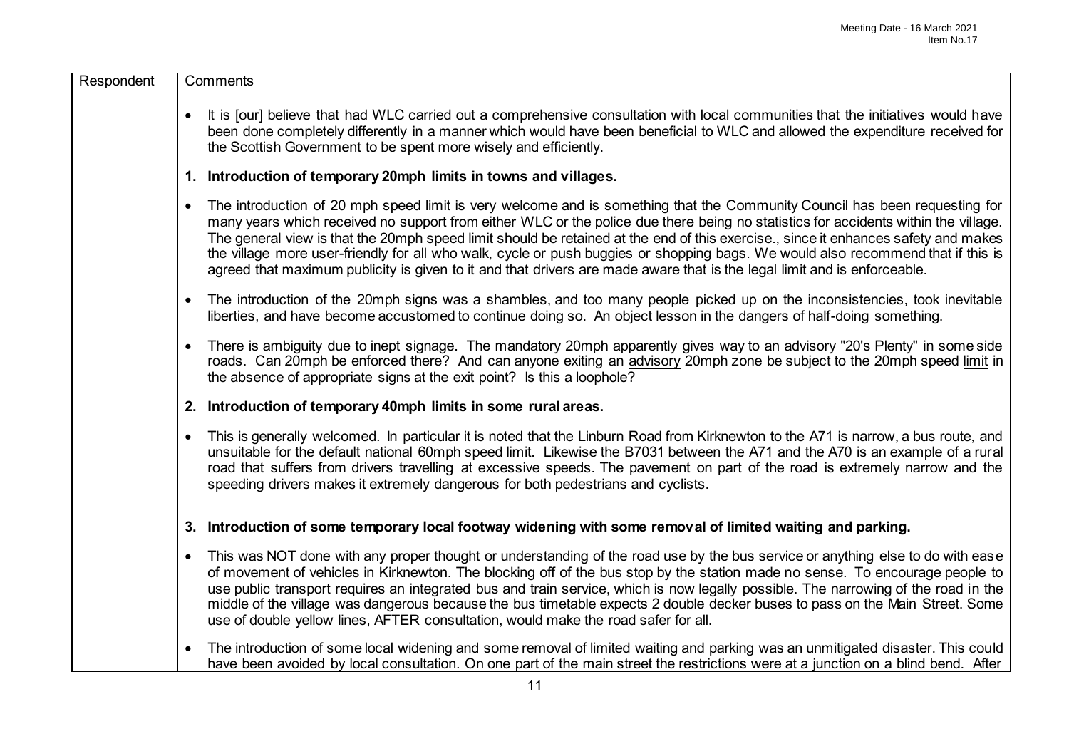| Respondent | Comments |
| --- | --- |
| | • It is [our] believe that had WLC carried out a comprehensive consultation with local communities that the initiatives would have been done completely differently in a manner which would have been beneficial to WLC and allowed the expenditure received for the Scottish Government to be spent more wisely and efficiently.<br><br>**1. Introduction of temporary 20mph limits in towns and villages.**<br><br>• The introduction of 20 mph speed limit is very welcome and is something that the Community Council has been requesting for many years which received no support from either WLC or the police due there being no statistics for accidents within the village. The general view is that the 20mph speed limit should be retained at the end of this exercise., since it enhances safety and makes the village more user-friendly for all who walk, cycle or push buggies or shopping bags. We would also recommend that if this is agreed that maximum publicity is given to it and that drivers are made aware that is the legal limit and is enforceable.<br><br>• The introduction of the 20mph signs was a shambles, and too many people picked up on the inconsistencies, took inevitable liberties, and have become accustomed to continue doing so. An object lesson in the dangers of half-doing something.<br><br>• There is ambiguity due to inept signage. The mandatory 20mph apparently gives way to an advisory "20's Plenty" in some side roads. Can 20mph be enforced there? And can anyone exiting an advisory 20mph zone be subject to the 20mph speed limit in the absence of appropriate signs at the exit point? Is this a loophole?<br><br>**2. Introduction of temporary 40mph limits in some rural areas.**<br><br>• This is generally welcomed. In particular it is noted that the Linburn Road from Kirknewton to the A71 is narrow, a bus route, and unsuitable for the default national 60mph speed limit. Likewise the B7031 between the A71 and the A70 is an example of a rural road that suffers from drivers travelling at excessive speeds. The pavement on part of the road is extremely narrow and the speeding drivers makes it extremely dangerous for both pedestrians and cyclists.<br><br>**3. Introduction of some temporary local footway widening with some removal of limited waiting and parking.**<br><br>• This was NOT done with any proper thought or understanding of the road use by the bus service or anything else to do with ease of movement of vehicles in Kirknewton. The blocking off of the bus stop by the station made no sense. To encourage people to use public transport requires an integrated bus and train service, which is now legally possible. The narrowing of the road in the middle of the village was dangerous because the bus timetable expects 2 double decker buses to pass on the Main Street. Some use of double yellow lines, AFTER consultation, would make the road safer for all.<br><br>• The introduction of some local widening and some removal of limited waiting and parking was an unmitigated disaster. This could have been avoided by local consultation. On one part of the main street the restrictions were at a junction on a blind bend. After |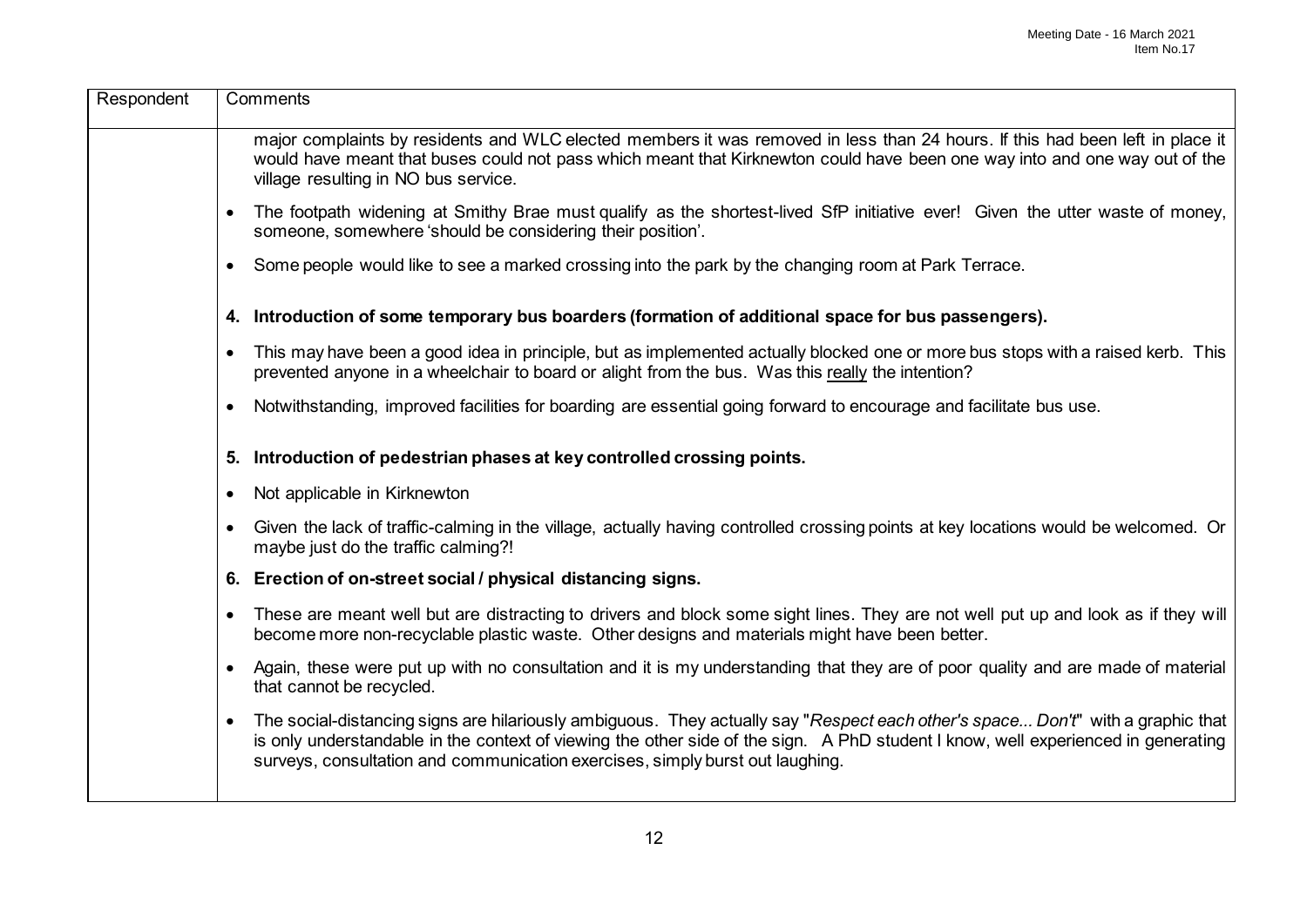| Respondent | Comments |
|---|---|
| | major complaints by residents and WLC elected members it was removed in less than 24 hours. If this had been left in place it would have meant that buses could not pass which meant that Kirknewton could have been one way into and one way out of the village resulting in NO bus service.<br><br>• The footpath widening at Smithy Brae must qualify as the shortest-lived SfP initiative ever! Given the utter waste of money, someone, somewhere 'should be considering their position'.<br><br>• Some people would like to see a marked crossing into the park by the changing room at Park Terrace.<br><br>**4. Introduction of some temporary bus boarders (formation of additional space for bus passengers).**<br><br>• This may have been a good idea in principle, but as implemented actually blocked one or more bus stops with a raised kerb. This prevented anyone in a wheelchair to board or alight from the bus. Was this <u>really</u> the intention?<br><br>• Notwithstanding, improved facilities for boarding are essential going forward to encourage and facilitate bus use.<br><br>**5. Introduction of pedestrian phases at key controlled crossing points.**<br><br>• Not applicable in Kirknewton<br><br>• Given the lack of traffic-calming in the village, actually having controlled crossing points at key locations would be welcomed. Or maybe just do the traffic calming?!<br><br>**6. Erection of on-street social / physical distancing signs.**<br><br>• These are meant well but are distracting to drivers and block some sight lines. They are not well put up and look as if they will become more non-recyclable plastic waste. Other designs and materials might have been better.<br><br>• Again, these were put up with no consultation and it is my understanding that they are of poor quality and are made of material that cannot be recycled.<br><br>• The social-distancing signs are hilariously ambiguous. They actually say "*Respect each other's space... Don't*" with a graphic that is only understandable in the context of viewing the other side of the sign. A PhD student I know, well experienced in generating surveys, consultation and communication exercises, simply burst out laughing. |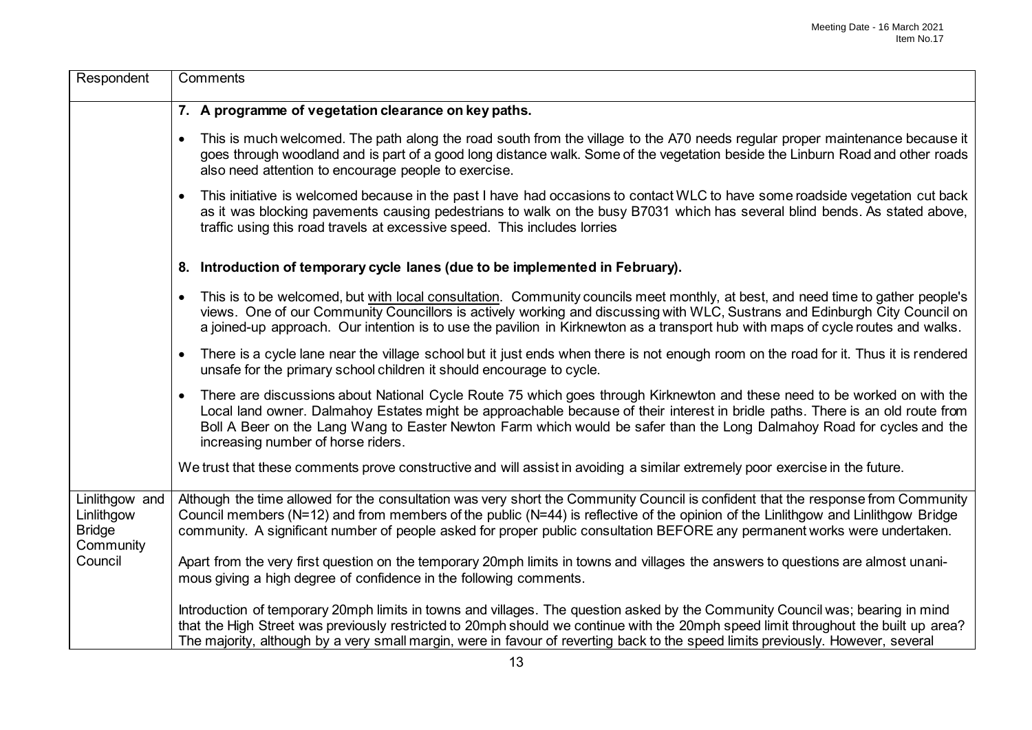| Respondent | Comments |
|---|---|
| | **7. A programme of vegetation clearance on key paths.**<br><br>• This is much welcomed. The path along the road south from the village to the A70 needs regular proper maintenance because it goes through woodland and is part of a good long distance walk. Some of the vegetation beside the Linburn Road and other roads also need attention to encourage people to exercise.<br><br>• This initiative is welcomed because in the past I have had occasions to contact WLC to have some roadside vegetation cut back as it was blocking pavements causing pedestrians to walk on the busy B7031 which has several blind bends. As stated above, traffic using this road travels at excessive speed. This includes lorries<br><br>**8. Introduction of temporary cycle lanes (due to be implemented in February).**<br><br>• This is to be welcomed, but <u>with local consultation</u>. Community councils meet monthly, at best, and need time to gather people's views. One of our Community Councillors is actively working and discussing with WLC, Sustrans and Edinburgh City Council on a joined-up approach. Our intention is to use the pavilion in Kirknewton as a transport hub with maps of cycle routes and walks.<br><br>• There is a cycle lane near the village school but it just ends when there is not enough room on the road for it. Thus it is rendered unsafe for the primary school children it should encourage to cycle.<br><br>• There are discussions about National Cycle Route 75 which goes through Kirknewton and these need to be worked on with the Local land owner. Dalmahoy Estates might be approachable because of their interest in bridle paths. There is an old route from Boll A Beer on the Lang Wang to Easter Newton Farm which would be safer than the Long Dalmahoy Road for cycles and the increasing number of horse riders.<br><br>We trust that these comments prove constructive and will assist in avoiding a similar extremely poor exercise in the future. |
| Linlithgow and Linlithgow Bridge Community Council | Although the time allowed for the consultation was very short the Community Council is confident that the response from Community Council members (N=12) and from members of the public (N=44) is reflective of the opinion of the Linlithgow and Linlithgow Bridge community. A significant number of people asked for proper public consultation BEFORE any permanent works were undertaken.<br><br>Apart from the very first question on the temporary 20mph limits in towns and villages the answers to questions are almost unanimous giving a high degree of confidence in the following comments.<br><br>Introduction of temporary 20mph limits in towns and villages. The question asked by the Community Council was; bearing in mind that the High Street was previously restricted to 20mph should we continue with the 20mph speed limit throughout the built up area? The majority, although by a very small margin, were in favour of reverting back to the speed limits previously. However, several |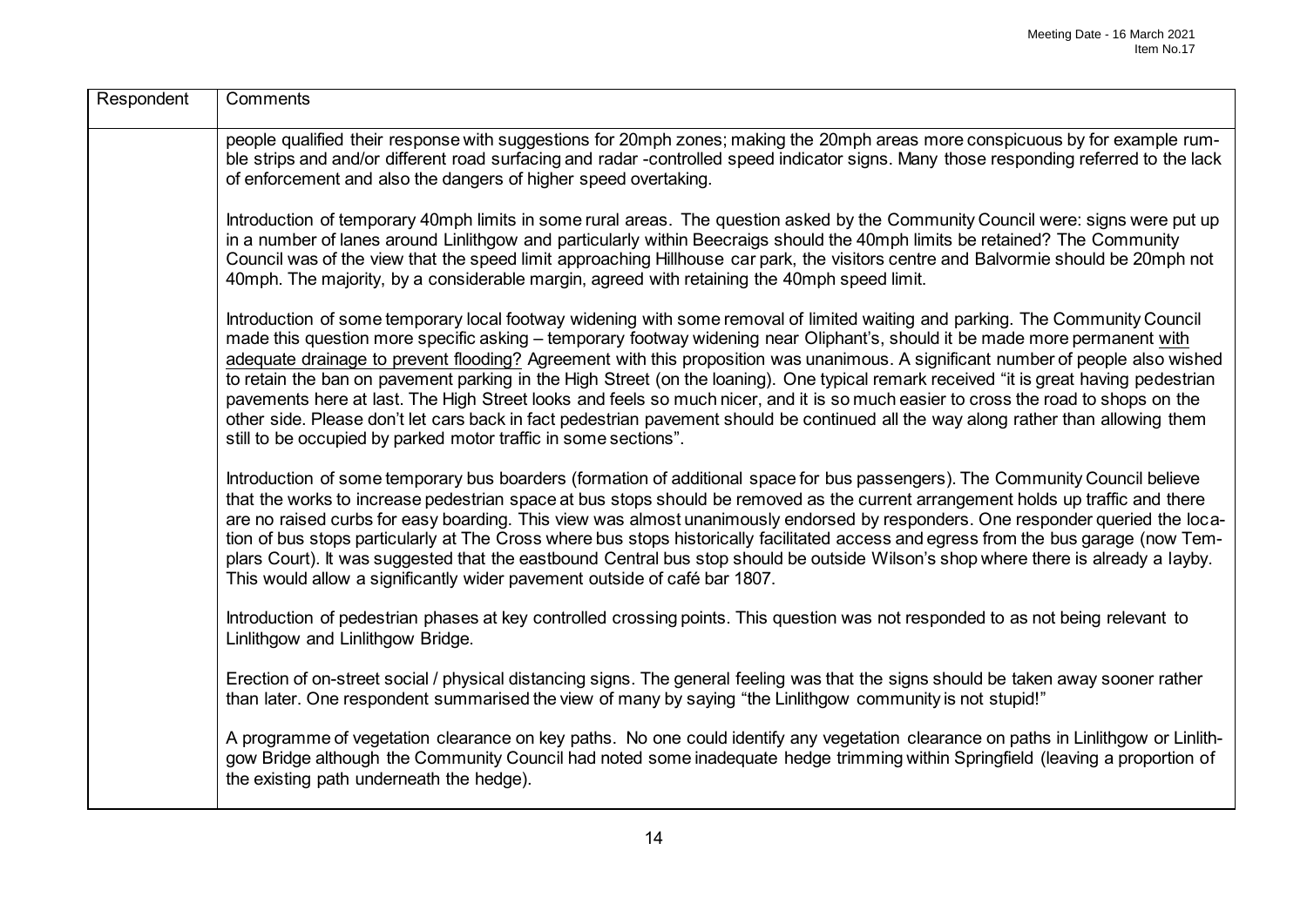| Respondent | Comments |
| --- | --- |
| | people qualified their response with suggestions for 20mph zones; making the 20mph areas more conspicuous by for example rumble strips and and/or different road surfacing and radar -controlled speed indicator signs. Many those responding referred to the lack of enforcement and also the dangers of higher speed overtaking.<br><br>Introduction of temporary 40mph limits in some rural areas. The question asked by the Community Council were: signs were put up in a number of lanes around Linlithgow and particularly within Beecraigs should the 40mph limits be retained? The Community Council was of the view that the speed limit approaching Hillhouse car park, the visitors centre and Balvormie should be 20mph not 40mph. The majority, by a considerable margin, agreed with retaining the 40mph speed limit.<br><br>Introduction of some temporary local footway widening with some removal of limited waiting and parking. The Community Council made this question more specific asking – temporary footway widening near Oliphant's, should it be made more permanent with adequate drainage to prevent flooding? Agreement with this proposition was unanimous. A significant number of people also wished to retain the ban on pavement parking in the High Street (on the loaning). One typical remark received "it is great having pedestrian pavements here at last. The High Street looks and feels so much nicer, and it is so much easier to cross the road to shops on the other side. Please don't let cars back in fact pedestrian pavement should be continued all the way along rather than allowing them still to be occupied by parked motor traffic in some sections".<br><br>Introduction of some temporary bus boarders (formation of additional space for bus passengers). The Community Council believe that the works to increase pedestrian space at bus stops should be removed as the current arrangement holds up traffic and there are no raised curbs for easy boarding. This view was almost unanimously endorsed by responders. One responder queried the location of bus stops particularly at The Cross where bus stops historically facilitated access and egress from the bus garage (now Templars Court). It was suggested that the eastbound Central bus stop should be outside Wilson's shop where there is already a layby. This would allow a significantly wider pavement outside of café bar 1807.<br><br>Introduction of pedestrian phases at key controlled crossing points. This question was not responded to as not being relevant to Linlithgow and Linlithgow Bridge.<br><br>Erection of on-street social / physical distancing signs. The general feeling was that the signs should be taken away sooner rather than later. One respondent summarised the view of many by saying "the Linlithgow community is not stupid!"<br><br>A programme of vegetation clearance on key paths. No one could identify any vegetation clearance on paths in Linlithgow or Linlithgow Bridge although the Community Council had noted some inadequate hedge trimming within Springfield (leaving a proportion of the existing path underneath the hedge). |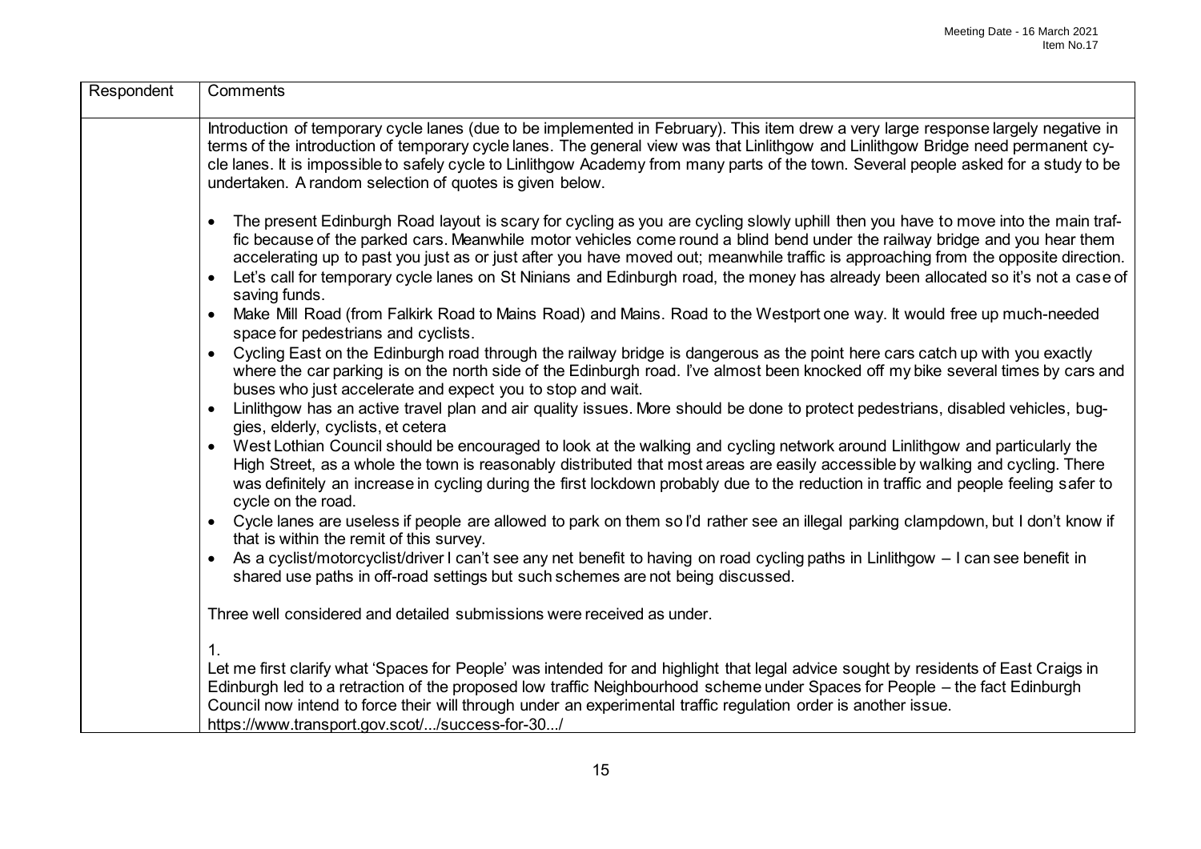| Respondent | Comments |
|---|---|
| | Introduction of temporary cycle lanes (due to be implemented in February). This item drew a very large response largely negative in terms of the introduction of temporary cycle lanes. The general view was that Linlithgow and Linlithgow Bridge need permanent cycle lanes. It is impossible to safely cycle to Linlithgow Academy from many parts of the town. Several people asked for a study to be undertaken. A random selection of quotes is given below.<br><br>• The present Edinburgh Road layout is scary for cycling as you are cycling slowly uphill then you have to move into the main traffic because of the parked cars. Meanwhile motor vehicles come round a blind bend under the railway bridge and you hear them accelerating up to past you just as or just after you have moved out; meanwhile traffic is approaching from the opposite direction.<br>• Let's call for temporary cycle lanes on St Ninians and Edinburgh road, the money has already been allocated so it's not a case of saving funds.<br>• Make Mill Road (from Falkirk Road to Mains Road) and Mains. Road to the Westport one way. It would free up much-needed space for pedestrians and cyclists.<br>• Cycling East on the Edinburgh road through the railway bridge is dangerous as the point here cars catch up with you exactly where the car parking is on the north side of the Edinburgh road. I've almost been knocked off my bike several times by cars and buses who just accelerate and expect you to stop and wait.<br>• Linlithgow has an active travel plan and air quality issues. More should be done to protect pedestrians, disabled vehicles, buggies, elderly, cyclists, et cetera<br>• West Lothian Council should be encouraged to look at the walking and cycling network around Linlithgow and particularly the High Street, as a whole the town is reasonably distributed that most areas are easily accessible by walking and cycling. There was definitely an increase in cycling during the first lockdown probably due to the reduction in traffic and people feeling safer to cycle on the road.<br>• Cycle lanes are useless if people are allowed to park on them so I'd rather see an illegal parking clampdown, but I don't know if that is within the remit of this survey.<br>• As a cyclist/motorcyclist/driver I can't see any net benefit to having on road cycling paths in Linlithgow – I can see benefit in shared use paths in off-road settings but such schemes are not being discussed.<br><br>Three well considered and detailed submissions were received as under.<br><br>1.<br>Let me first clarify what 'Spaces for People' was intended for and highlight that legal advice sought by residents of East Craigs in Edinburgh led to a retraction of the proposed low traffic Neighbourhood scheme under Spaces for People – the fact Edinburgh Council now intend to force their will through under an experimental traffic regulation order is another issue.<br>https://www.transport.gov.scot/.../success-for-30.../ |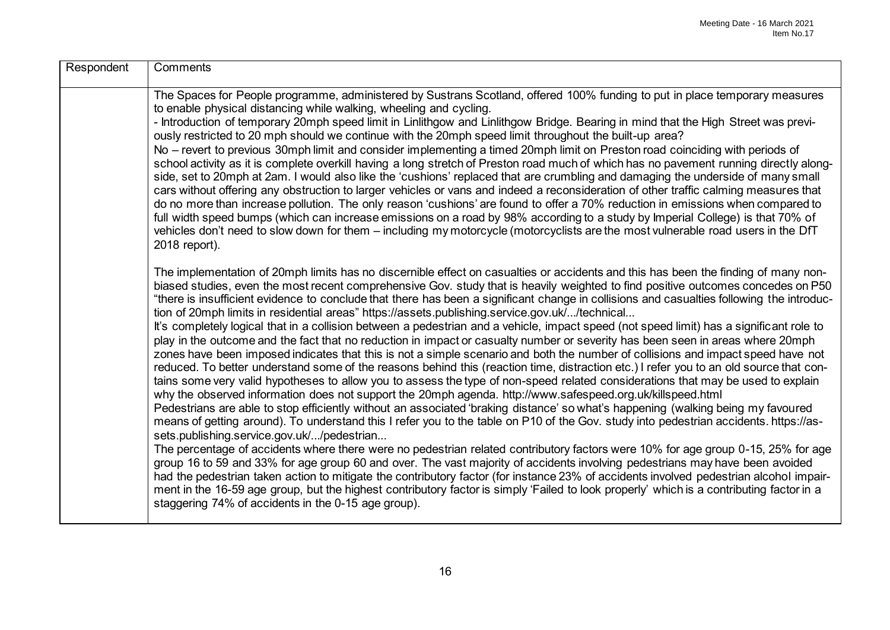| Respondent | Comments |
| --- | --- |
| | The Spaces for People programme, administered by Sustrans Scotland, offered 100% funding to put in place temporary measures to enable physical distancing while walking, wheeling and cycling.<br>- Introduction of temporary 20mph speed limit in Linlithgow and Linlithgow Bridge. Bearing in mind that the High Street was previously restricted to 20 mph should we continue with the 20mph speed limit throughout the built-up area?<br>No – revert to previous 30mph limit and consider implementing a timed 20mph limit on Preston road coinciding with periods of school activity as it is complete overkill having a long stretch of Preston road much of which has no pavement running directly alongside, set to 20mph at 2am. I would also like the 'cushions' replaced that are crumbling and damaging the underside of many small cars without offering any obstruction to larger vehicles or vans and indeed a reconsideration of other traffic calming measures that do no more than increase pollution. The only reason 'cushions' are found to offer a 70% reduction in emissions when compared to full width speed bumps (which can increase emissions on a road by 98% according to a study by Imperial College) is that 70% of vehicles don't need to slow down for them – including my motorcycle (motorcyclists are the most vulnerable road users in the DfT 2018 report).<br><br>The implementation of 20mph limits has no discernible effect on casualties or accidents and this has been the finding of many non-biased studies, even the most recent comprehensive Gov. study that is heavily weighted to find positive outcomes concedes on P50 "there is insufficient evidence to conclude that there has been a significant change in collisions and casualties following the introduction of 20mph limits in residential areas" https://assets.publishing.service.gov.uk/.../technical...<br>It's completely logical that in a collision between a pedestrian and a vehicle, impact speed (not speed limit) has a significant role to play in the outcome and the fact that no reduction in impact or casualty number or severity has been seen in areas where 20mph zones have been imposed indicates that this is not a simple scenario and both the number of collisions and impact speed have not reduced. To better understand some of the reasons behind this (reaction time, distraction etc.) I refer you to an old source that contains some very valid hypotheses to allow you to assess the type of non-speed related considerations that may be used to explain why the observed information does not support the 20mph agenda. http://www.safespeed.org.uk/killspeed.html<br>Pedestrians are able to stop efficiently without an associated 'braking distance' so what's happening (walking being my favoured means of getting around). To understand this I refer you to the table on P10 of the Gov. study into pedestrian accidents. https://assets.publishing.service.gov.uk/.../pedestrian...<br>The percentage of accidents where there were no pedestrian related contributory factors were 10% for age group 0-15, 25% for age group 16 to 59 and 33% for age group 60 and over. The vast majority of accidents involving pedestrians may have been avoided had the pedestrian taken action to mitigate the contributory factor (for instance 23% of accidents involved pedestrian alcohol impairment in the 16-59 age group, but the highest contributory factor is simply 'Failed to look properly' which is a contributing factor in a staggering 74% of accidents in the 0-15 age group). |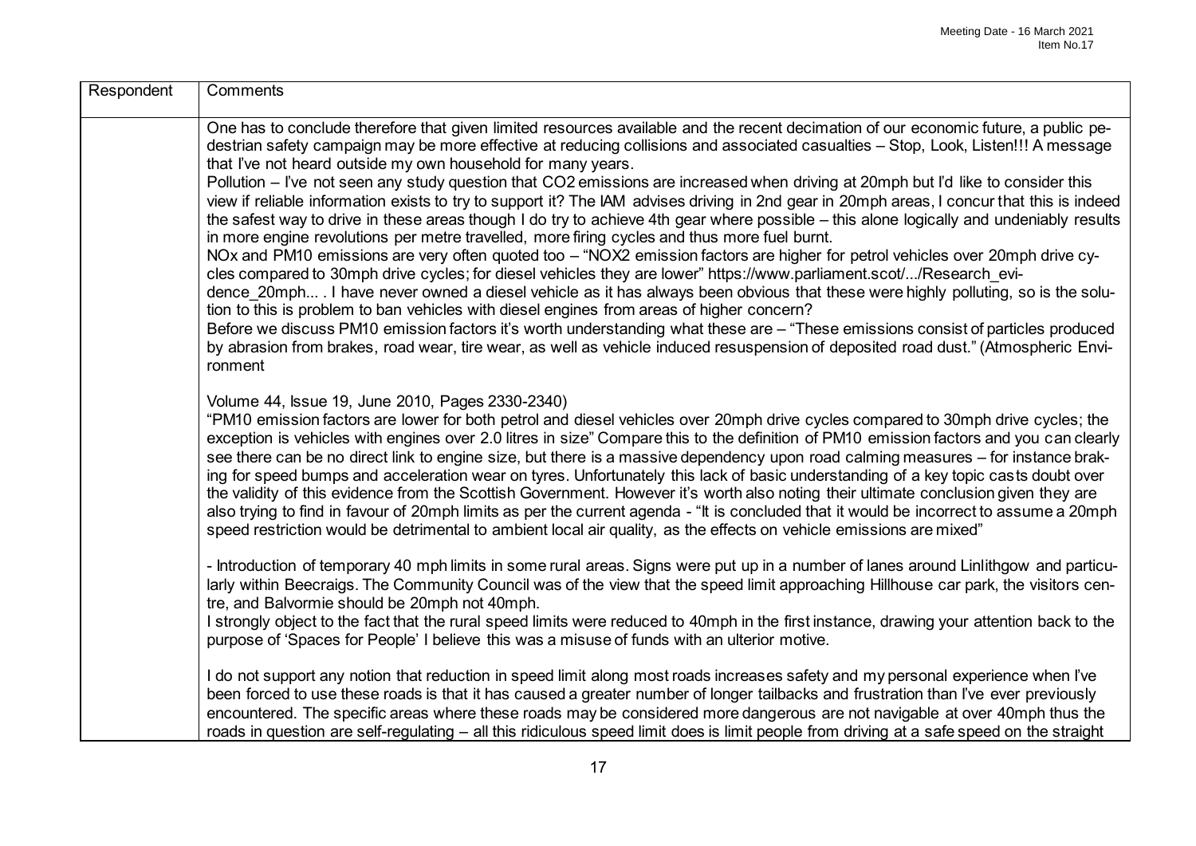| Respondent | Comments |
| --- | --- |
| | One has to conclude therefore that given limited resources available and the recent decimation of our economic future, a public pedestrian safety campaign may be more effective at reducing collisions and associated casualties – Stop, Look, Listen!!! A message that I've not heard outside my own household for many years.<br>Pollution – I've not seen any study question that $CO_2$ emissions are increased when driving at 20mph but I'd like to consider this view if reliable information exists to try to support it? The IAM advises driving in 2nd gear in 20mph areas, I concur that this is indeed the safest way to drive in these areas though I do try to achieve 4th gear where possible – this alone logically and undeniably results in more engine revolutions per metre travelled, more firing cycles and thus more fuel burnt.<br>NOx and PM10 emissions are very often quoted too – "NOX2 emission factors are higher for petrol vehicles over 20mph drive cycles compared to 30mph drive cycles; for diesel vehicles they are lower" https://www.parliament.scot/.../Research_evidence_20mph... . I have never owned a diesel vehicle as it has always been obvious that these were highly polluting, so is the solution to this is problem to ban vehicles with diesel engines from areas of higher concern?<br>Before we discuss PM10 emission factors it's worth understanding what these are – "These emissions consist of particles produced by abrasion from brakes, road wear, tire wear, as well as vehicle induced resuspension of deposited road dust." (Atmospheric Environment<br><br>Volume 44, Issue 19, June 2010, Pages 2330-2340)<br>"PM10 emission factors are lower for both petrol and diesel vehicles over 20mph drive cycles compared to 30mph drive cycles; the exception is vehicles with engines over 2.0 litres in size" Compare this to the definition of PM10 emission factors and you can clearly see there can be no direct link to engine size, but there is a massive dependency upon road calming measures – for instance braking for speed bumps and acceleration wear on tyres. Unfortunately this lack of basic understanding of a key topic casts doubt over the validity of this evidence from the Scottish Government. However it's worth also noting their ultimate conclusion given they are also trying to find in favour of 20mph limits as per the current agenda - "It is concluded that it would be incorrect to assume a 20mph speed restriction would be detrimental to ambient local air quality, as the effects on vehicle emissions are mixed"<br><br>- Introduction of temporary 40 mph limits in some rural areas. Signs were put up in a number of lanes around Linlithgow and particularly within Beecraigs. The Community Council was of the view that the speed limit approaching Hillhouse car park, the visitors centre, and Balvormie should be 20mph not 40mph.<br>I strongly object to the fact that the rural speed limits were reduced to 40mph in the first instance, drawing your attention back to the purpose of 'Spaces for People' I believe this was a misuse of funds with an ulterior motive.<br><br>I do not support any notion that reduction in speed limit along most roads increases safety and my personal experience when I've been forced to use these roads is that it has caused a greater number of longer tailbacks and frustration than I've ever previously encountered. The specific areas where these roads may be considered more dangerous are not navigable at over 40mph thus the roads in question are self-regulating – all this ridiculous speed limit does is limit people from driving at a safe speed on the straight |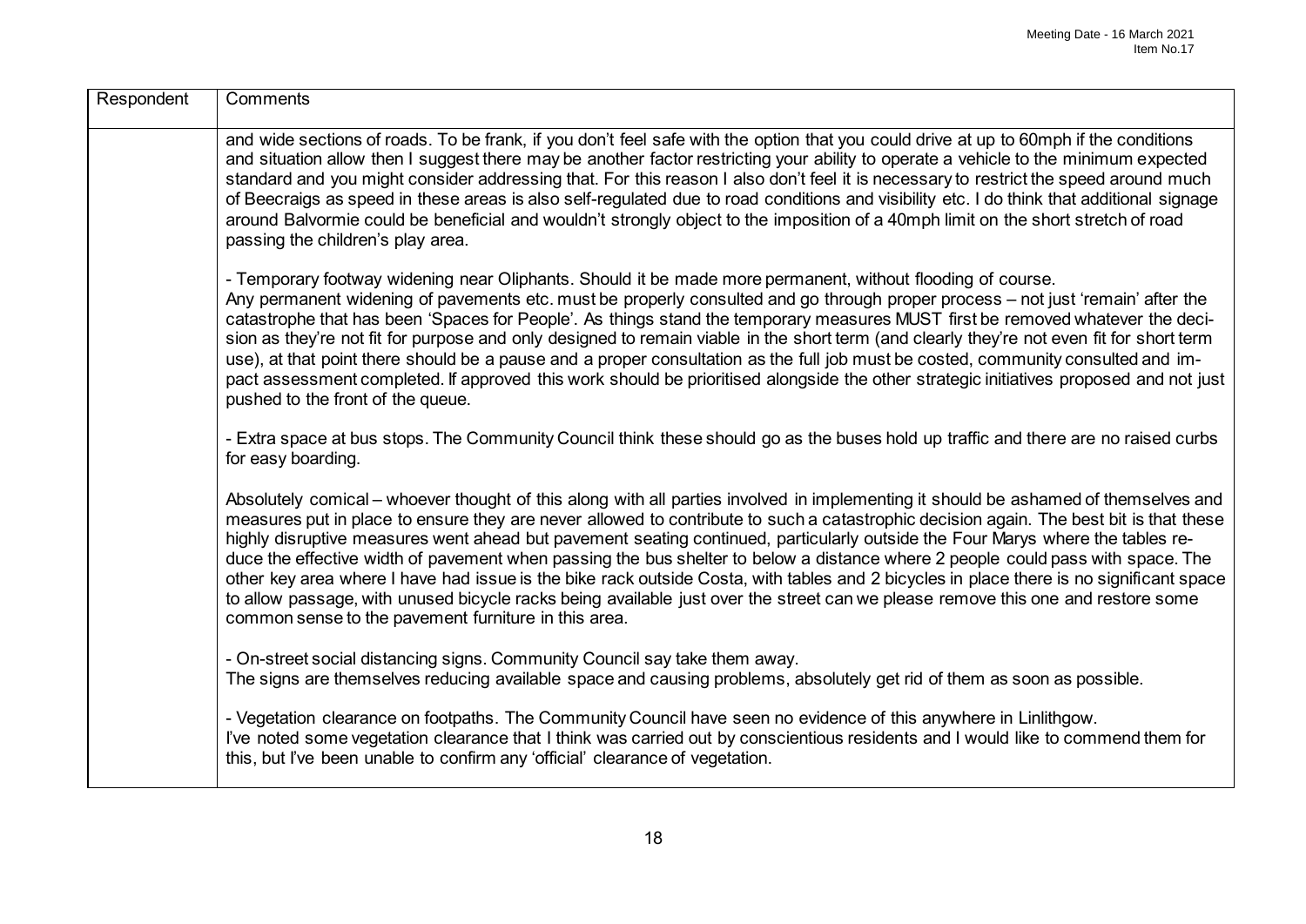| Respondent | Comments |
| --- | --- |
| | and wide sections of roads. To be frank, if you don't feel safe with the option that you could drive at up to 60mph if the conditions and situation allow then I suggest there may be another factor restricting your ability to operate a vehicle to the minimum expected standard and you might consider addressing that. For this reason I also don't feel it is necessary to restrict the speed around much of Beecraigs as speed in these areas is also self-regulated due to road conditions and visibility etc. I do think that additional signage around Balvormie could be beneficial and wouldn't strongly object to the imposition of a 40mph limit on the short stretch of road passing the children's play area.<br><br>- Temporary footway widening near Oliphants. Should it be made more permanent, without flooding of course.<br>Any permanent widening of pavements etc. must be properly consulted and go through proper process – not just 'remain' after the catastrophe that has been 'Spaces for People'. As things stand the temporary measures MUST first be removed whatever the decision as they're not fit for purpose and only designed to remain viable in the short term (and clearly they're not even fit for short term use), at that point there should be a pause and a proper consultation as the full job must be costed, community consulted and impact assessment completed. If approved this work should be prioritised alongside the other strategic initiatives proposed and not just pushed to the front of the queue.<br><br>- Extra space at bus stops. The Community Council think these should go as the buses hold up traffic and there are no raised curbs for easy boarding.<br><br>Absolutely comical – whoever thought of this along with all parties involved in implementing it should be ashamed of themselves and measures put in place to ensure they are never allowed to contribute to such a catastrophic decision again. The best bit is that these highly disruptive measures went ahead but pavement seating continued, particularly outside the Four Marys where the tables reduce the effective width of pavement when passing the bus shelter to below a distance where 2 people could pass with space. The other key area where I have had issue is the bike rack outside Costa, with tables and 2 bicycles in place there is no significant space to allow passage, with unused bicycle racks being available just over the street can we please remove this one and restore some common sense to the pavement furniture in this area.<br><br>- On-street social distancing signs. Community Council say take them away.<br>The signs are themselves reducing available space and causing problems, absolutely get rid of them as soon as possible.<br><br>- Vegetation clearance on footpaths. The Community Council have seen no evidence of this anywhere in Linlithgow.<br>I've noted some vegetation clearance that I think was carried out by conscientious residents and I would like to commend them for this, but I've been unable to confirm any 'official' clearance of vegetation. |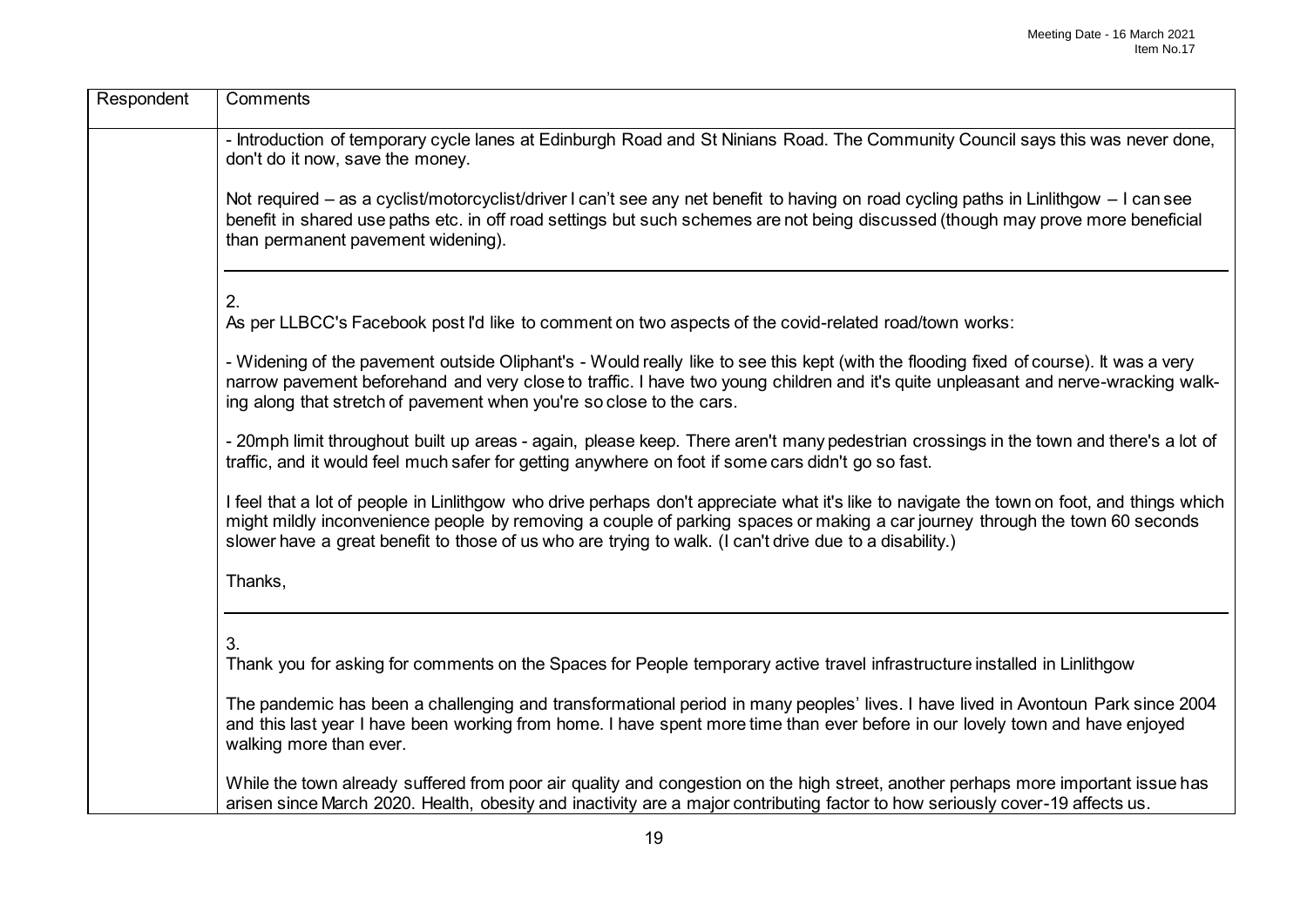| Respondent | Comments |
|---|---|
| | - Introduction of temporary cycle lanes at Edinburgh Road and St Ninians Road. The Community Council says this was never done, don't do it now, save the money.<br><br>Not required – as a cyclist/motorcyclist/driver I can't see any net benefit to having on road cycling paths in Linlithgow – I can see benefit in shared use paths etc. in off road settings but such schemes are not being discussed (though may prove more beneficial than permanent pavement widening). |
| | 2.<br>As per LLBCC's Facebook post I'd like to comment on two aspects of the covid-related road/town works:<br><br>- Widening of the pavement outside Oliphant's - Would really like to see this kept (with the flooding fixed of course). It was a very narrow pavement beforehand and very close to traffic. I have two young children and it's quite unpleasant and nerve-wracking walking along that stretch of pavement when you're so close to the cars.<br><br>- 20mph limit throughout built up areas - again, please keep. There aren't many pedestrian crossings in the town and there's a lot of traffic, and it would feel much safer for getting anywhere on foot if some cars didn't go so fast.<br><br>I feel that a lot of people in Linlithgow who drive perhaps don't appreciate what it's like to navigate the town on foot, and things which might mildly inconvenience people by removing a couple of parking spaces or making a car journey through the town 60 seconds slower have a great benefit to those of us who are trying to walk. (I can't drive due to a disability.)<br><br>Thanks, |
| | 3.<br>Thank you for asking for comments on the Spaces for People temporary active travel infrastructure installed in Linlithgow<br><br>The pandemic has been a challenging and transformational period in many peoples' lives. I have lived in Avontoun Park since 2004 and this last year I have been working from home. I have spent more time than ever before in our lovely town and have enjoyed walking more than ever.<br><br>While the town already suffered from poor air quality and congestion on the high street, another perhaps more important issue has arisen since March 2020. Health, obesity and inactivity are a major contributing factor to how seriously cover-19 affects us. |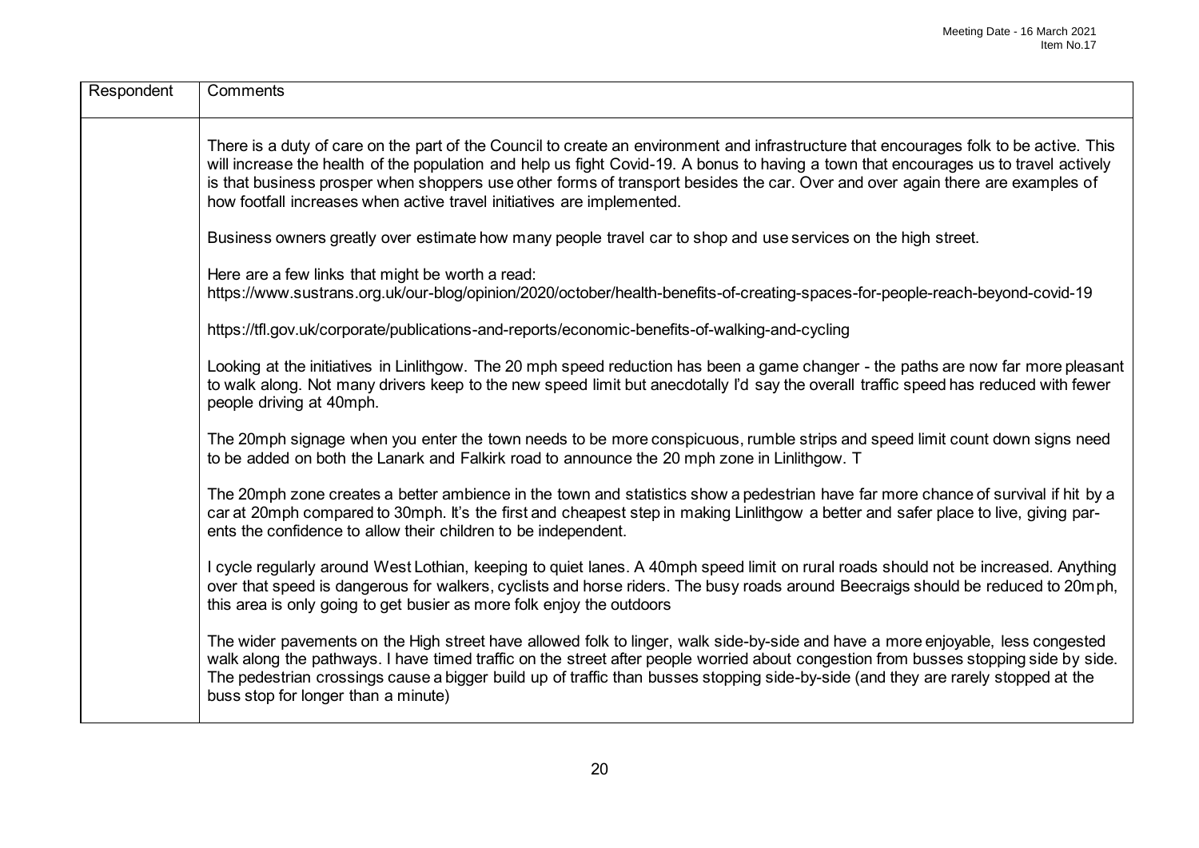| Respondent | Comments |
| --- | --- |
| | There is a duty of care on the part of the Council to create an environment and infrastructure that encourages folk to be active. This will increase the health of the population and help us fight Covid-19. A bonus to having a town that encourages us to travel actively is that business prosper when shoppers use other forms of transport besides the car. Over and over again there are examples of how footfall increases when active travel initiatives are implemented.<br><br>Business owners greatly over estimate how many people travel car to shop and use services on the high street.<br><br>Here are a few links that might be worth a read:<br>https://www.sustrans.org.uk/our-blog/opinion/2020/october/health-benefits-of-creating-spaces-for-people-reach-beyond-covid-19<br><br>https://tfl.gov.uk/corporate/publications-and-reports/economic-benefits-of-walking-and-cycling<br><br>Looking at the initiatives in Linlithgow. The 20 mph speed reduction has been a game changer - the paths are now far more pleasant to walk along. Not many drivers keep to the new speed limit but anecdotally I'd say the overall traffic speed has reduced with fewer people driving at 40mph.<br><br>The 20mph signage when you enter the town needs to be more conspicuous, rumble strips and speed limit count down signs need to be added on both the Lanark and Falkirk road to announce the 20 mph zone in Linlithgow. T<br><br>The 20mph zone creates a better ambience in the town and statistics show a pedestrian have far more chance of survival if hit by a car at 20mph compared to 30mph. It's the first and cheapest step in making Linlithgow a better and safer place to live, giving parents the confidence to allow their children to be independent.<br><br>I cycle regularly around West Lothian, keeping to quiet lanes. A 40mph speed limit on rural roads should not be increased. Anything over that speed is dangerous for walkers, cyclists and horse riders. The busy roads around Beecraigs should be reduced to 20mph, this area is only going to get busier as more folk enjoy the outdoors<br><br>The wider pavements on the High street have allowed folk to linger, walk side-by-side and have a more enjoyable, less congested walk along the pathways. I have timed traffic on the street after people worried about congestion from busses stopping side by side. The pedestrian crossings cause a bigger build up of traffic than busses stopping side-by-side (and they are rarely stopped at the buss stop for longer than a minute) |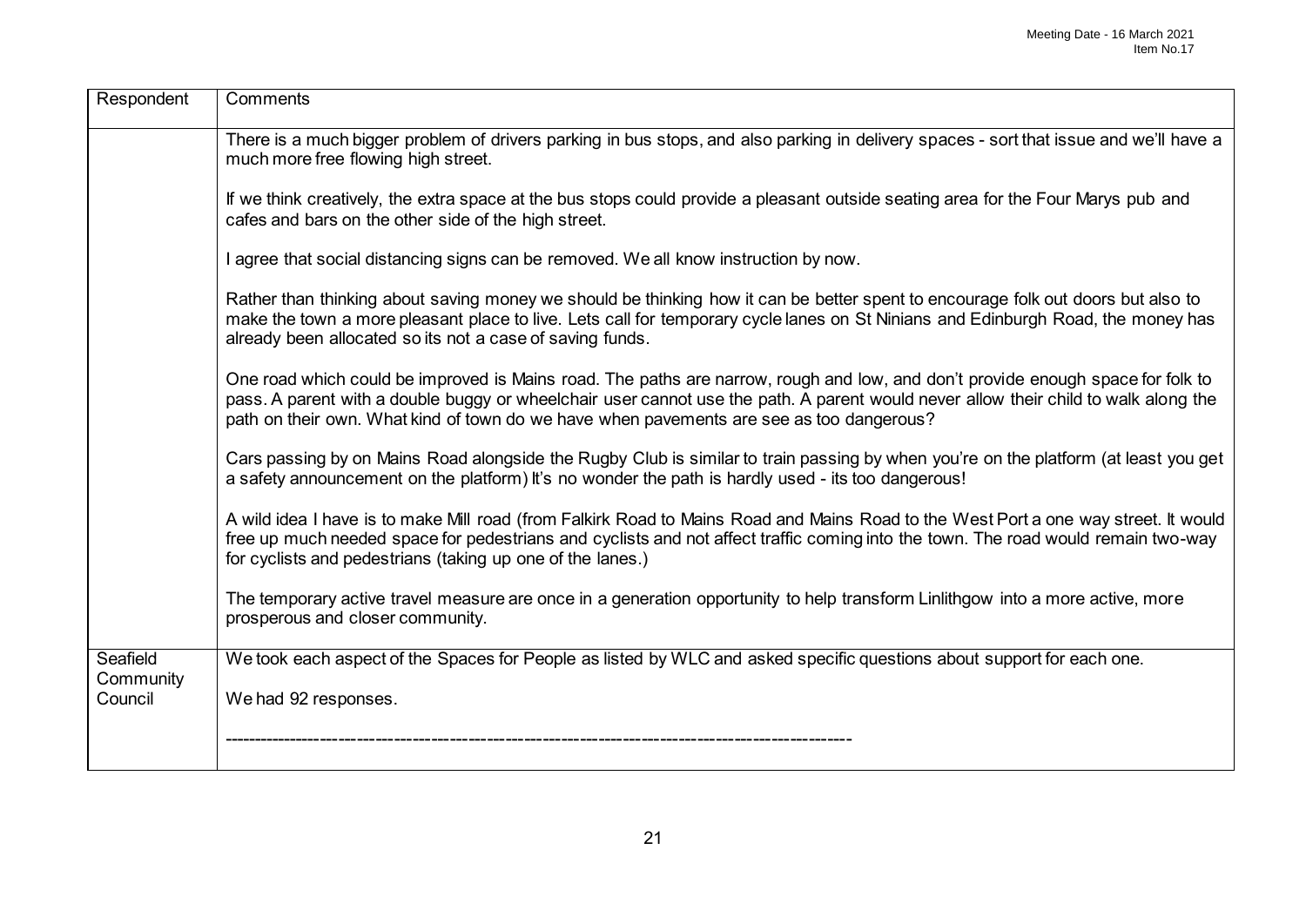| Respondent | Comments |
| --- | --- |
| | There is a much bigger problem of drivers parking in bus stops, and also parking in delivery spaces - sort that issue and we'll have a much more free flowing high street.<br><br>If we think creatively, the extra space at the bus stops could provide a pleasant outside seating area for the Four Marys pub and cafes and bars on the other side of the high street.<br><br>I agree that social distancing signs can be removed. We all know instruction by now.<br><br>Rather than thinking about saving money we should be thinking how it can be better spent to encourage folk out doors but also to make the town a more pleasant place to live. Lets call for temporary cycle lanes on St Ninians and Edinburgh Road, the money has already been allocated so its not a case of saving funds.<br><br>One road which could be improved is Mains road. The paths are narrow, rough and low, and don't provide enough space for folk to pass. A parent with a double buggy or wheelchair user cannot use the path. A parent would never allow their child to walk along the path on their own. What kind of town do we have when pavements are see as too dangerous?<br><br>Cars passing by on Mains Road alongside the Rugby Club is similar to train passing by when you're on the platform (at least you get a safety announcement on the platform) It's no wonder the path is hardly used - its too dangerous!<br><br>A wild idea I have is to make Mill road (from Falkirk Road to Mains Road and Mains Road to the West Port a one way street. It would free up much needed space for pedestrians and cyclists and not affect traffic coming into the town. The road would remain two-way for cyclists and pedestrians (taking up one of the lanes.)<br><br>The temporary active travel measure are once in a generation opportunity to help transform Linlithgow into a more active, more prosperous and closer community. |
| Seafield Community Council | We took each aspect of the Spaces for People as listed by WLC and asked specific questions about support for each one.<br><br>We had 92 responses.<br><br>------------------------------------------------------------------------------------------------------- |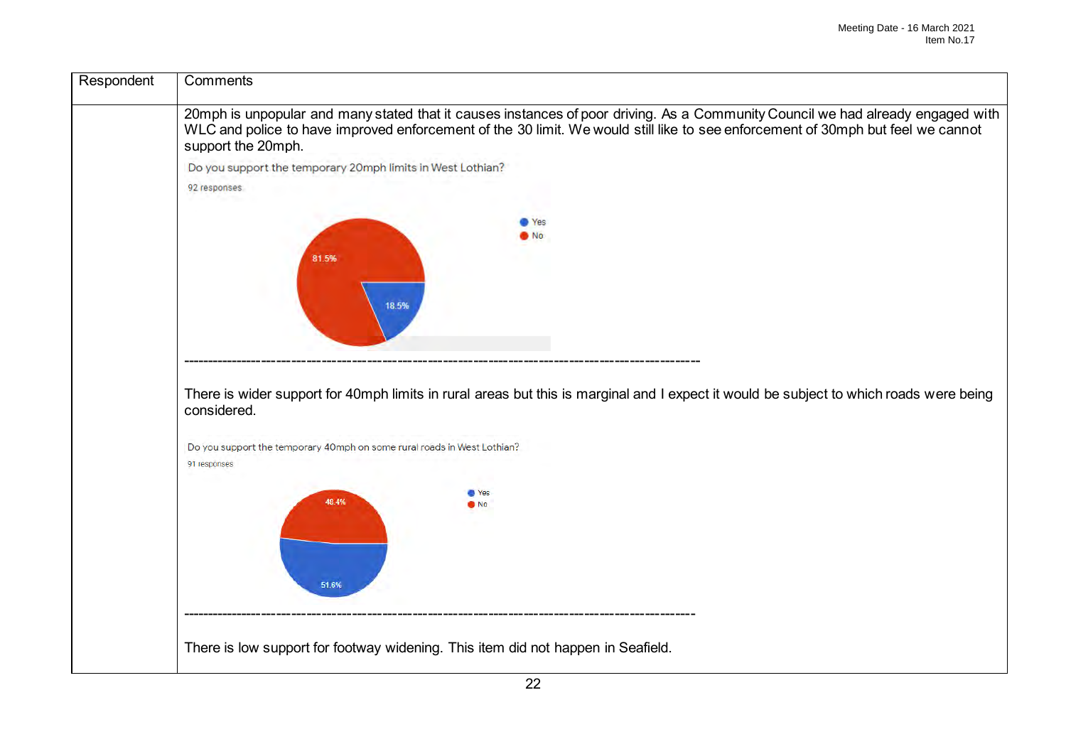| Respondent | Comments |
| --- | --- |
| | 20mph is unpopular and many stated that it causes instances of poor driving. As a Community Council we had already engaged with WLC and police to have improved enforcement of the 30 limit. We would still like to see enforcement of 30mph but feel we cannot support the 20mph.<br><br>Do you support the temporary 20mph limits in West Lothian?<br>92 responses<br>Yes 18.5%<br>No 81.5%<br><br>----------------------------------------------------------------------------------------------------<br><br>There is wider support for 40mph limits in rural areas but this is marginal and I expect it would be subject to which roads were being considered.<br><br>Do you support the temporary 40mph on some rural roads in West Lothian?<br>91 responses<br>Yes 51.6%<br>No 48.4%<br><br>----------------------------------------------------------------------------------------------------<br><br>There is low support for footway widening. This item did not happen in Seafield. |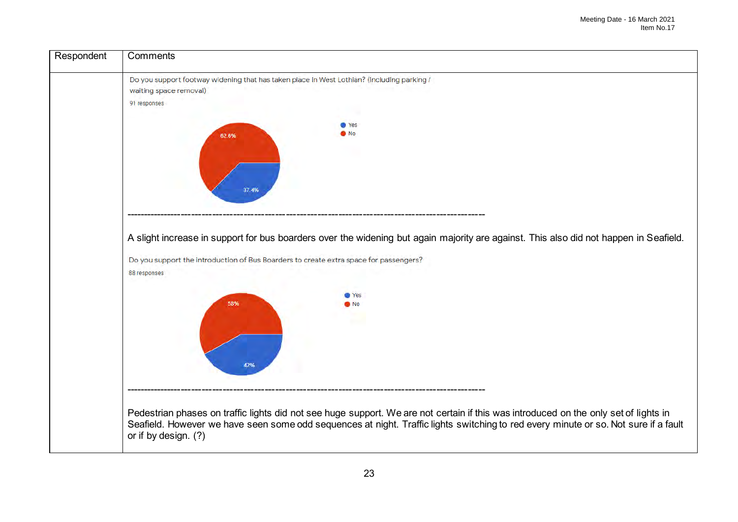| Respondent | Comments |
| --- | --- |
| | Do you support footway widening that has taken place in West Lothian? (including parking / waiting space removal)<br>91 responses<br>Yes: 37.4%<br>No: 62.6%<br>-----------------------------------------------------------------------------------------------------<br>A slight increase in support for bus boarders over the widening but again majority are against. This also did not happen in Seafield.<br>Do you support the introduction of Bus Boarders to create extra space for passengers?<br>88 responses<br>Yes: 42%<br>No: 58%<br>-----------------------------------------------------------------------------------------------------<br>Pedestrian phases on traffic lights did not see huge support. We are not certain if this was introduced on the only set of lights in Seafield. However we have seen some odd sequences at night. Traffic lights switching to red every minute or so. Not sure if a fault or if by design. (?) |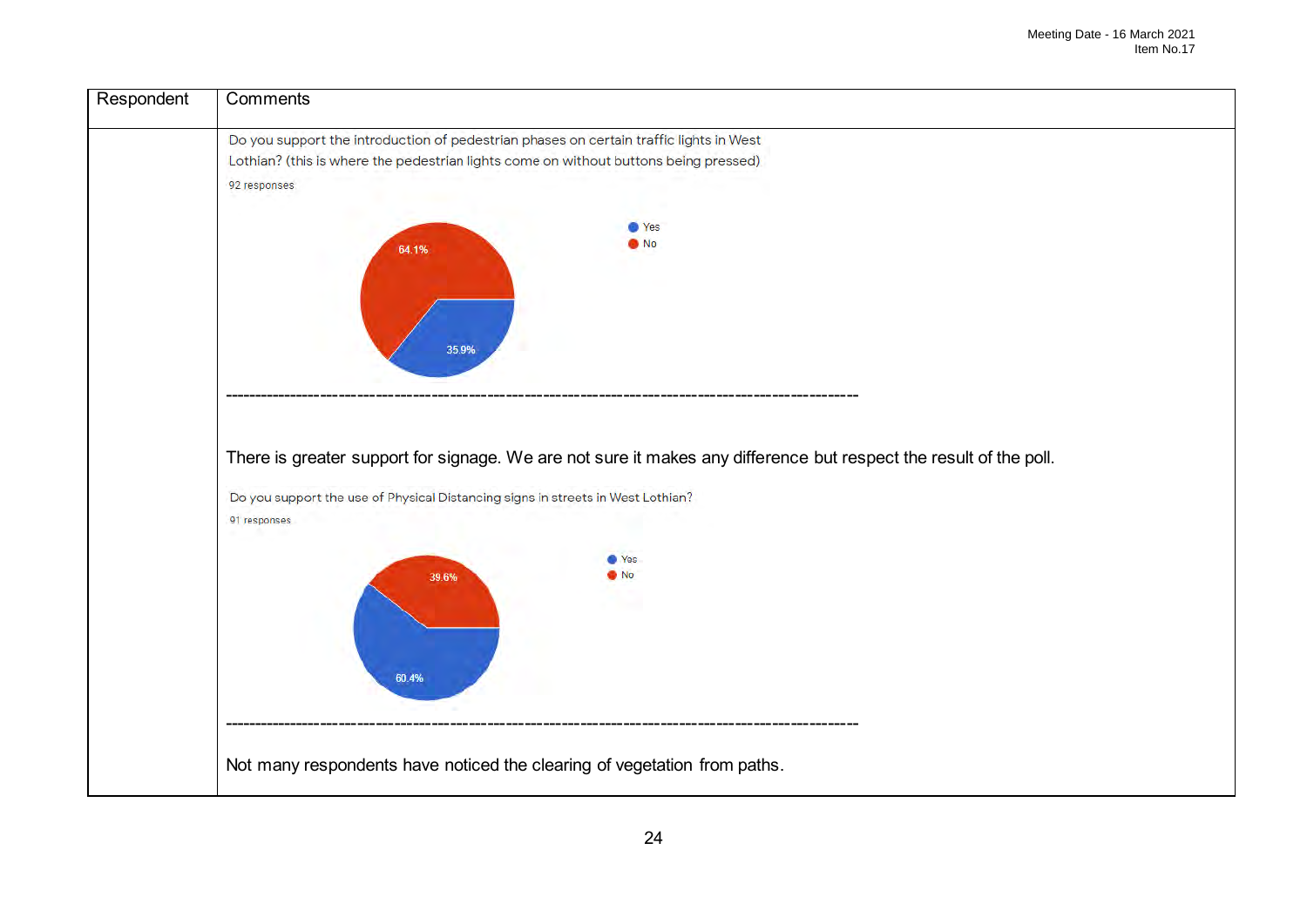| Respondent | Comments |
|---|---|
| | Do you support the introduction of pedestrian phases on certain traffic lights in West Lothian? (this is where the pedestrian lights come on without buttons being pressed)<br>92 responses<br>Yes: 35.9%<br>No: 64.1%<br>------------------------------------------------------------------------------------------------<br><br>There is greater support for signage. We are not sure it makes any difference but respect the result of the poll.<br><br>Do you support the use of Physical Distancing signs in streets in West Lothian?<br>91 responses<br>Yes: 60.4%<br>No: 39.6%<br>------------------------------------------------------------------------------------------------<br><br>Not many respondents have noticed the clearing of vegetation from paths. |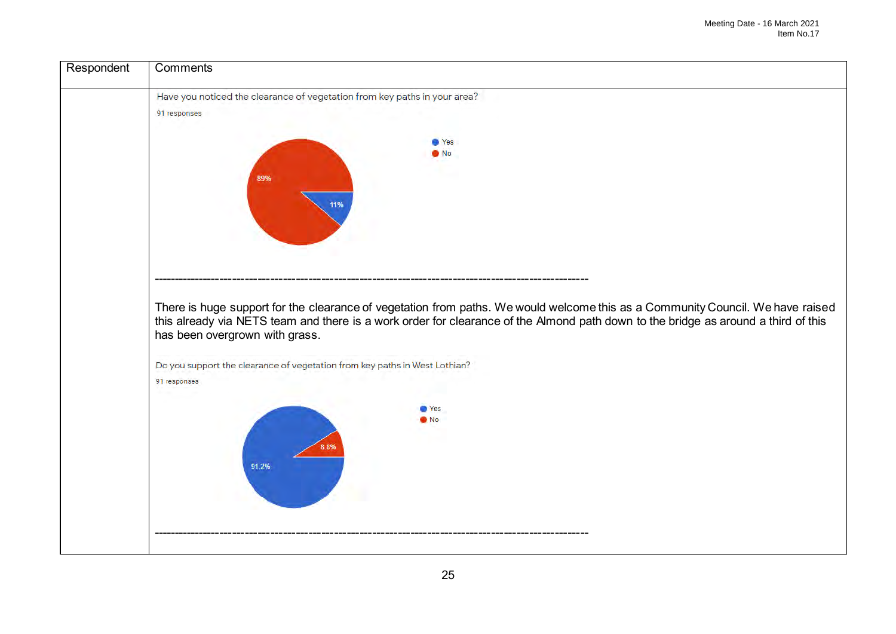| Respondent | Comments |
| --- | --- |
| | Have you noticed the clearance of vegetation from key paths in your area?<br>91 responses<br>Yes: 11%<br>No: 89%<br>----------------------------------------------------------------------------------------------------<br>There is huge support for the clearance of vegetation from paths. We would welcome this as a Community Council. We have raised this already via NETS team and there is a work order for clearance of the Almond path down to the bridge as around a third of this has been overgrown with grass.<br><br>Do you support the clearance of vegetation from key paths in West Lothian?<br>91 responses<br>Yes: 91.2%<br>No: 8.8%<br>---------------------------------------------------------------------------------------------------- |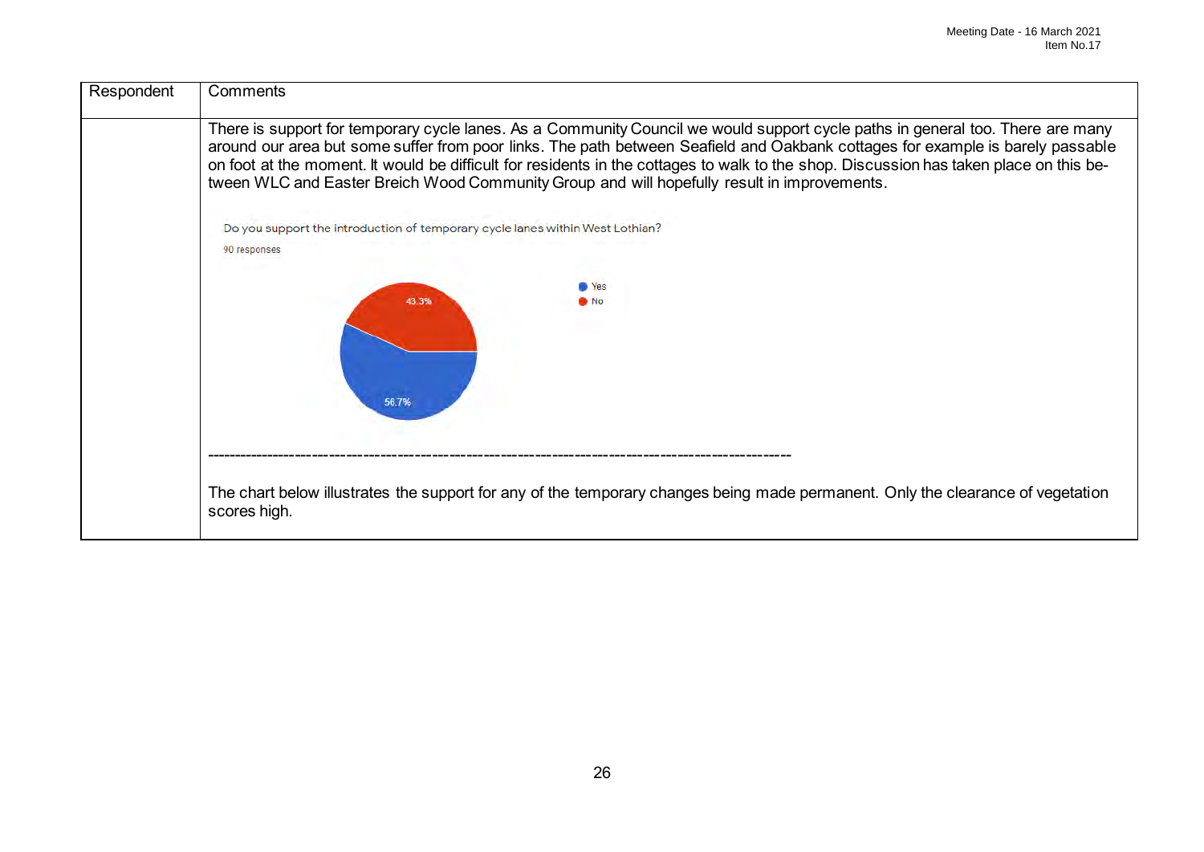| Respondent | Comments |
|---|---|
| | There is support for temporary cycle lanes. As a Community Council we would support cycle paths in general too. There are many around our area but some suffer from poor links. The path between Seafield and Oakbank cottages for example is barely passable on foot at the moment. It would be difficult for residents in the cottages to walk to the shop. Discussion has taken place on this between WLC and Easter Breich Wood Community Group and will hopefully result in improvements.<br><br>Do you support the introduction of temporary cycle lanes within West Lothian?<br>90 responses<br>Yes: 56.7%<br>No: 43.3%<br><br>------------------------------------------------------------------------------------------------<br><br>The chart below illustrates the support for any of the temporary changes being made permanent. Only the clearance of vegetation scores high. |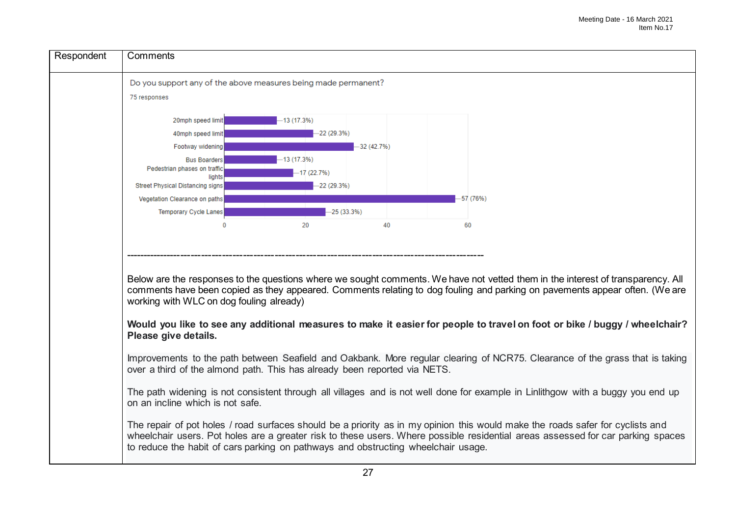| Respondent | Comments |
|---|---|
| | Do you support any of the above measures being made permanent?<br><br>75 responses<br><br>20mph speed limit — 13 (17.3%)<br>40mph speed limit — 22 (29.3%)<br>Footway widening — 32 (42.7%)<br>Bus Boarders — 13 (17.3%)<br>Pedestrian phases on traffic lights — 17 (22.7%)<br>Street Physical Distancing signs — 22 (29.3%)<br>Vegetation Clearance on paths — 57 (76%)<br>Temporary Cycle Lanes — 25 (33.3%)<br><br>-----------------------------------------------------------------------------------------------------<br><br>Below are the responses to the questions where we sought comments. We have not vetted them in the interest of transparency. All comments have been copied as they appeared. Comments relating to dog fouling and parking on pavements appear often. (We are working with WLC on dog fouling already)<br><br>**Would you like to see any additional measures to make it easier for people to travel on foot or bike / buggy / wheelchair? Please give details.**<br><br>Improvements to the path between Seafield and Oakbank. More regular clearing of NCR75. Clearance of the grass that is taking over a third of the almond path. This has already been reported via NETS.<br><br>The path widening is not consistent through all villages and is not well done for example in Linlithgow with a buggy you end up on an incline which is not safe.<br><br>The repair of pot holes / road surfaces should be a priority as in my opinion this would make the roads safer for cyclists and wheelchair users. Pot holes are a greater risk to these users. Where possible residential areas assessed for car parking spaces to reduce the habit of cars parking on pathways and obstructing wheelchair usage. |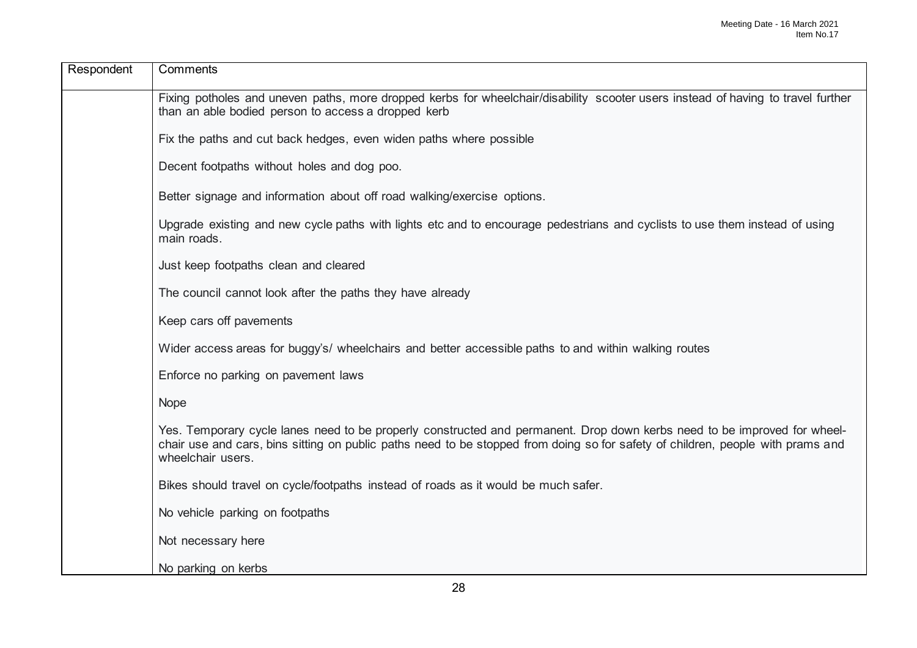| Respondent | Comments |
| --- | --- |
| | Fixing potholes and uneven paths, more dropped kerbs for wheelchair/disability scooter users instead of having to travel further than an able bodied person to access a dropped kerb |
| | Fix the paths and cut back hedges, even widen paths where possible |
| | Decent footpaths without holes and dog poo. |
| | Better signage and information about off road walking/exercise options. |
| | Upgrade existing and new cycle paths with lights etc and to encourage pedestrians and cyclists to use them instead of using main roads. |
| | Just keep footpaths clean and cleared |
| | The council cannot look after the paths they have already |
| | Keep cars off pavements |
| | Wider access areas for buggy's/ wheelchairs and better accessible paths to and within walking routes |
| | Enforce no parking on pavement laws |
| | Nope |
| | Yes. Temporary cycle lanes need to be properly constructed and permanent. Drop down kerbs need to be improved for wheel-chair use and cars, bins sitting on public paths need to be stopped from doing so for safety of children, people with prams and wheelchair users. |
| | Bikes should travel on cycle/footpaths instead of roads as it would be much safer. |
| | No vehicle parking on footpaths |
| | Not necessary here |
| | No parking on kerbs |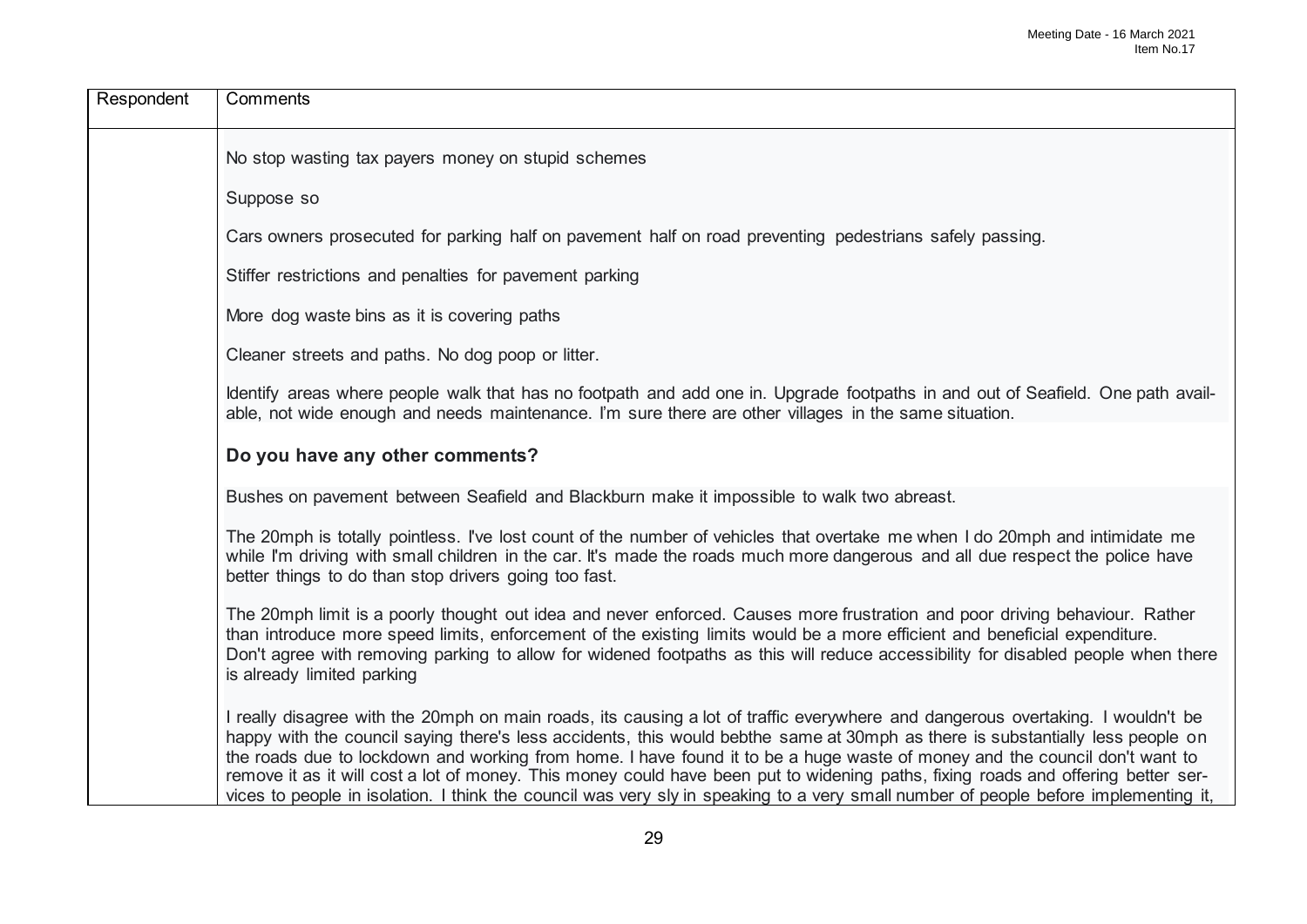| Respondent | Comments |
|---|---|
| | No stop wasting tax payers money on stupid schemes<br><br>Suppose so<br><br>Cars owners prosecuted for parking half on pavement half on road preventing pedestrians safely passing.<br><br>Stiffer restrictions and penalties for pavement parking<br><br>More dog waste bins as it is covering paths<br><br>Cleaner streets and paths. No dog poop or litter.<br><br>Identify areas where people walk that has no footpath and add one in. Upgrade footpaths in and out of Seafield. One path available, not wide enough and needs maintenance. I'm sure there are other villages in the same situation.<br><br>**Do you have any other comments?**<br><br>Bushes on pavement between Seafield and Blackburn make it impossible to walk two abreast.<br><br>The 20mph is totally pointless. I've lost count of the number of vehicles that overtake me when I do 20mph and intimidate me while I'm driving with small children in the car. It's made the roads much more dangerous and all due respect the police have better things to do than stop drivers going too fast.<br><br>The 20mph limit is a poorly thought out idea and never enforced. Causes more frustration and poor driving behaviour. Rather than introduce more speed limits, enforcement of the existing limits would be a more efficient and beneficial expenditure. Don't agree with removing parking to allow for widened footpaths as this will reduce accessibility for disabled people when there is already limited parking<br><br>I really disagree with the 20mph on main roads, its causing a lot of traffic everywhere and dangerous overtaking. I wouldn't be happy with the council saying there's less accidents, this would bebthe same at 30mph as there is substantially less people on the roads due to lockdown and working from home. I have found it to be a huge waste of money and the council don't want to remove it as it will cost a lot of money. This money could have been put to widening paths, fixing roads and offering better services to people in isolation. I think the council was very sly in speaking to a very small number of people before implementing it, |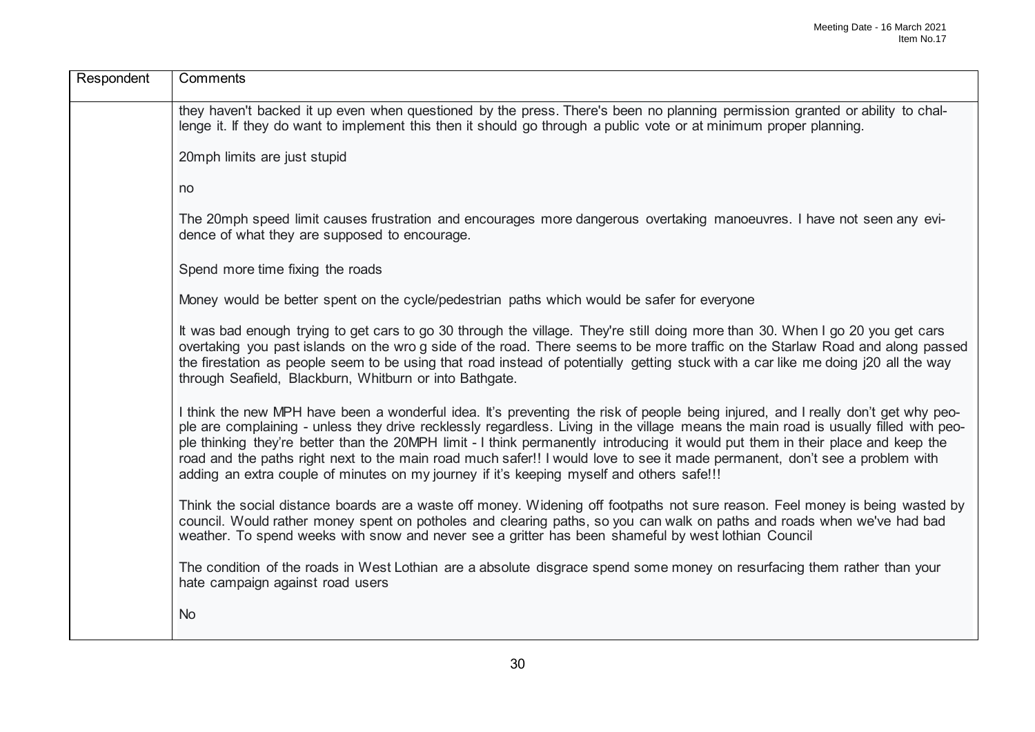| Respondent | Comments |
|---|---|
| | they haven't backed it up even when questioned by the press. There's been no planning permission granted or ability to challenge it. If they do want to implement this then it should go through a public vote or at minimum proper planning. |
| | 20mph limits are just stupid |
| | no |
| | The 20mph speed limit causes frustration and encourages more dangerous overtaking manoeuvres. I have not seen any evidence of what they are supposed to encourage. |
| | Spend more time fixing the roads |
| | Money would be better spent on the cycle/pedestrian paths which would be safer for everyone |
| | It was bad enough trying to get cars to go 30 through the village. They're still doing more than 30. When I go 20 you get cars overtaking you past islands on the wro g side of the road. There seems to be more traffic on the Starlaw Road and along passed the firestation as people seem to be using that road instead of potentially getting stuck with a car like me doing j20 all the way through Seafield, Blackburn, Whitburn or into Bathgate. |
| | I think the new MPH have been a wonderful idea. It's preventing the risk of people being injured, and I really don't get why people are complaining - unless they drive recklessly regardless. Living in the village means the main road is usually filled with people thinking they're better than the 20MPH limit - I think permanently introducing it would put them in their place and keep the road and the paths right next to the main road much safer!! I would love to see it made permanent, don't see a problem with adding an extra couple of minutes on my journey if it's keeping myself and others safe!!! |
| | Think the social distance boards are a waste off money. Widening off footpaths not sure reason. Feel money is being wasted by council. Would rather money spent on potholes and clearing paths, so you can walk on paths and roads when we've had bad weather. To spend weeks with snow and never see a gritter has been shameful by west lothian Council |
| | The condition of the roads in West Lothian are a absolute disgrace spend some money on resurfacing them rather than your hate campaign against road users |
| | No |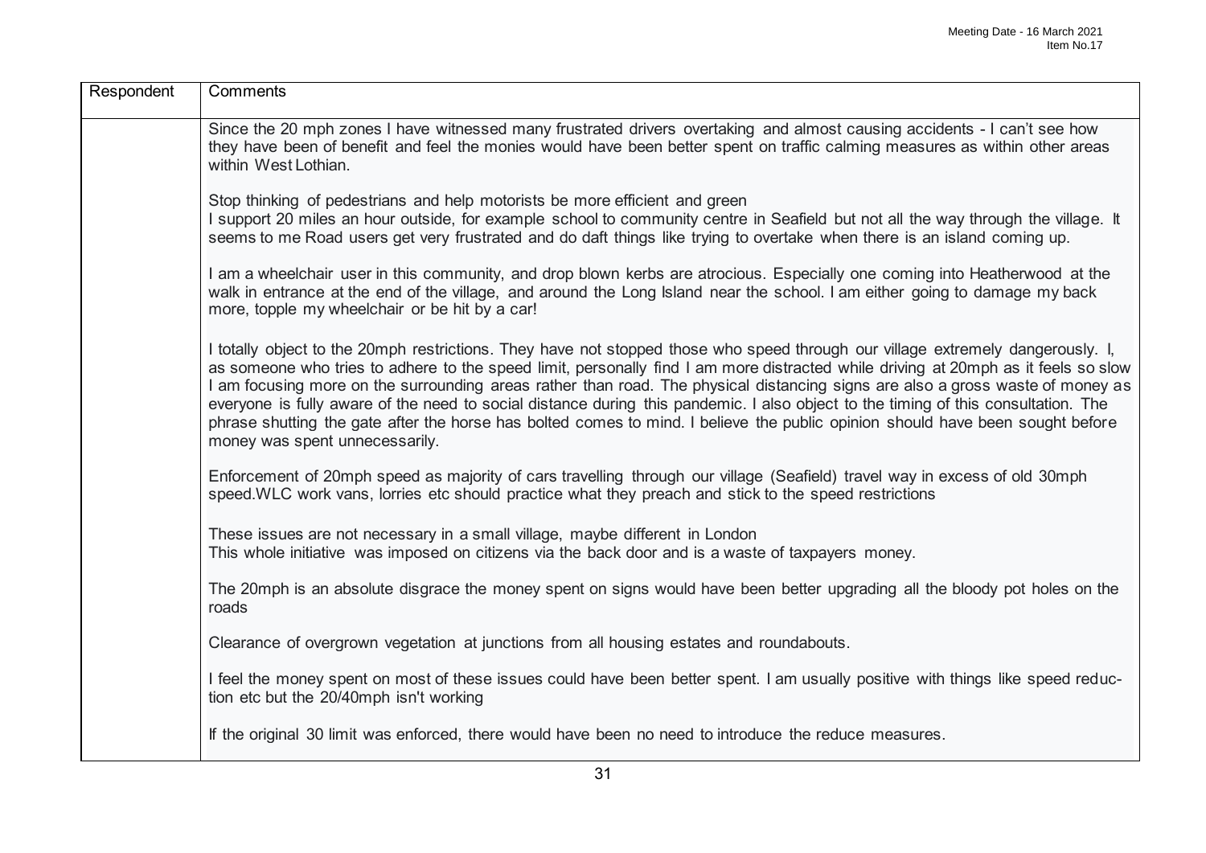| Respondent | Comments |
| --- | --- |
| | Since the 20 mph zones I have witnessed many frustrated drivers overtaking and almost causing accidents - I can't see how they have been of benefit and feel the monies would have been better spent on traffic calming measures as within other areas within West Lothian.<br><br>Stop thinking of pedestrians and help motorists be more efficient and green<br>I support 20 miles an hour outside, for example school to community centre in Seafield but not all the way through the village. It seems to me Road users get very frustrated and do daft things like trying to overtake when there is an island coming up.<br><br>I am a wheelchair user in this community, and drop blown kerbs are atrocious. Especially one coming into Heatherwood at the walk in entrance at the end of the village, and around the Long Island near the school. I am either going to damage my back more, topple my wheelchair or be hit by a car!<br><br>I totally object to the 20mph restrictions. They have not stopped those who speed through our village extremely dangerously. I, as someone who tries to adhere to the speed limit, personally find I am more distracted while driving at 20mph as it feels so slow I am focusing more on the surrounding areas rather than road. The physical distancing signs are also a gross waste of money as everyone is fully aware of the need to social distance during this pandemic. I also object to the timing of this consultation. The phrase shutting the gate after the horse has bolted comes to mind. I believe the public opinion should have been sought before money was spent unnecessarily.<br><br>Enforcement of 20mph speed as majority of cars travelling through our village (Seafield) travel way in excess of old 30mph speed.WLC work vans, lorries etc should practice what they preach and stick to the speed restrictions<br><br>These issues are not necessary in a small village, maybe different in London<br>This whole initiative was imposed on citizens via the back door and is a waste of taxpayers money.<br><br>The 20mph is an absolute disgrace the money spent on signs would have been better upgrading all the bloody pot holes on the roads<br><br>Clearance of overgrown vegetation at junctions from all housing estates and roundabouts.<br><br>I feel the money spent on most of these issues could have been better spent. I am usually positive with things like speed reduction etc but the 20/40mph isn't working<br><br>If the original 30 limit was enforced, there would have been no need to introduce the reduce measures. |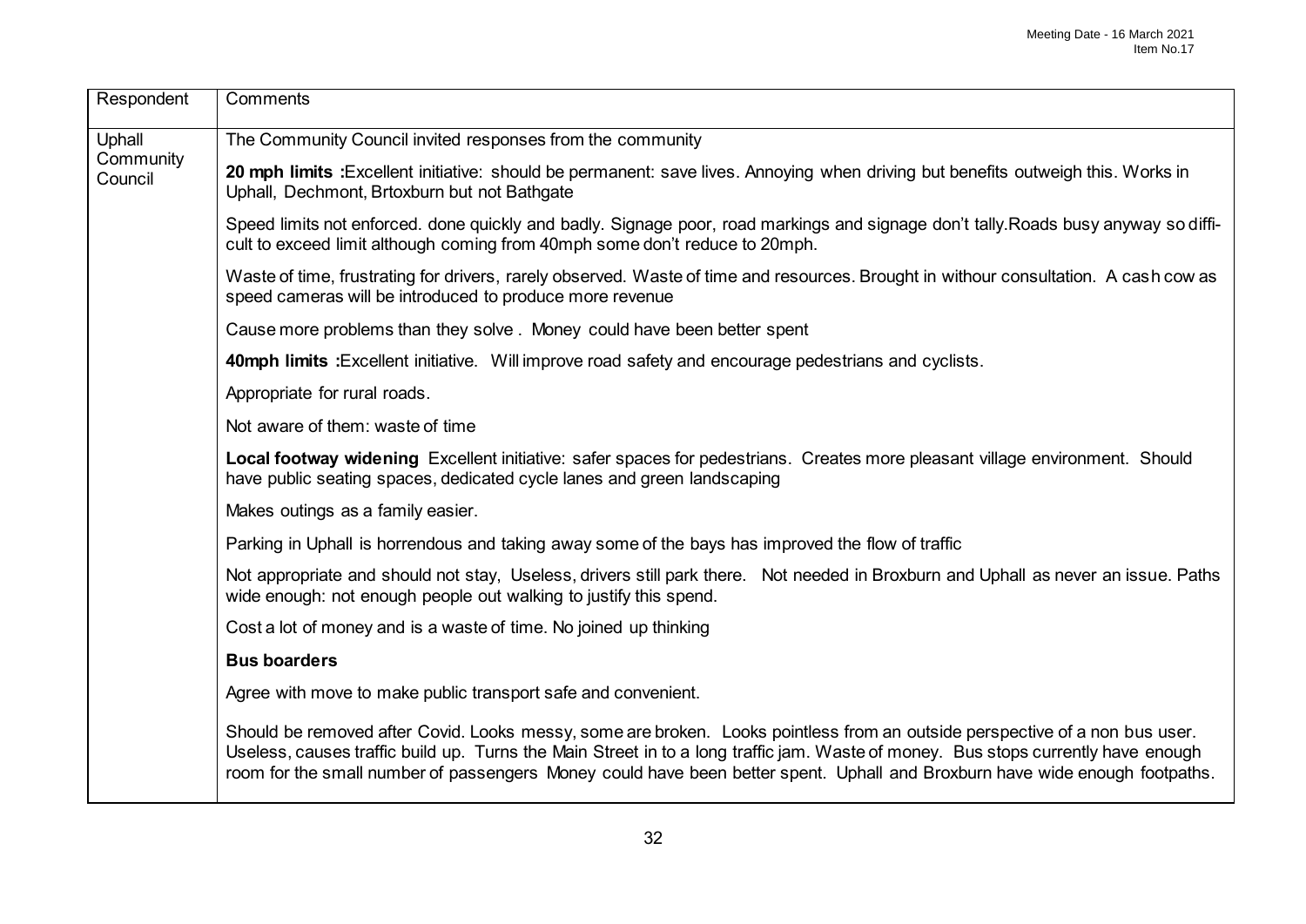| Respondent | Comments |
|---|---|
| Uphall Community Council | The Community Council invited responses from the community<br><br>**20 mph limits :**Excellent initiative: should be permanent: save lives. Annoying when driving but benefits outweigh this. Works in Uphall, Dechmont, Brtoxburn but not Bathgate<br><br>Speed limits not enforced. done quickly and badly. Signage poor, road markings and signage don't tally.Roads busy anyway so difficult to exceed limit although coming from 40mph some don't reduce to 20mph.<br><br>Waste of time, frustrating for drivers, rarely observed. Waste of time and resources. Brought in withour consultation. A cash cow as speed cameras will be introduced to produce more revenue<br><br>Cause more problems than they solve . Money could have been better spent<br><br>**40mph limits :**Excellent initiative. Will improve road safety and encourage pedestrians and cyclists.<br><br>Appropriate for rural roads.<br><br>Not aware of them: waste of time<br><br>**Local footway widening** Excellent initiative: safer spaces for pedestrians. Creates more pleasant village environment. Should have public seating spaces, dedicated cycle lanes and green landscaping<br><br>Makes outings as a family easier.<br><br>Parking in Uphall is horrendous and taking away some of the bays has improved the flow of traffic<br><br>Not appropriate and should not stay, Useless, drivers still park there. Not needed in Broxburn and Uphall as never an issue. Paths wide enough: not enough people out walking to justify this spend.<br><br>Cost a lot of money and is a waste of time. No joined up thinking<br><br>**Bus boarders**<br><br>Agree with move to make public transport safe and convenient.<br><br>Should be removed after Covid. Looks messy, some are broken. Looks pointless from an outside perspective of a non bus user. Useless, causes traffic build up. Turns the Main Street in to a long traffic jam. Waste of money. Bus stops currently have enough room for the small number of passengers Money could have been better spent. Uphall and Broxburn have wide enough footpaths. |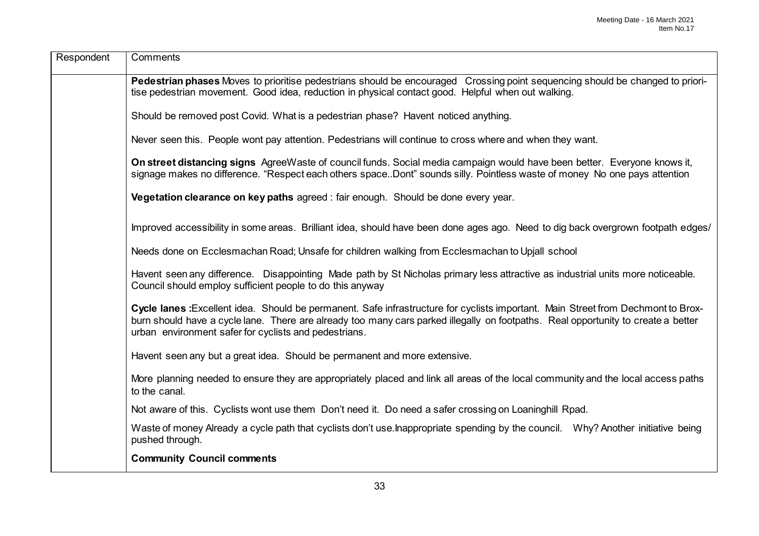| Respondent | Comments |
| --- | --- |
| | **Pedestrian phases** Moves to prioritise pedestrians should be encouraged Crossing point sequencing should be changed to prioritise pedestrian movement. Good idea, reduction in physical contact good. Helpful when out walking.<br><br>Should be removed post Covid. What is a pedestrian phase? Havent noticed anything.<br><br>Never seen this. People wont pay attention. Pedestrians will continue to cross where and when they want.<br><br>**On street distancing signs** AgreeWaste of council funds. Social media campaign would have been better. Everyone knows it, signage makes no difference. "Respect each others space..Dont" sounds silly. Pointless waste of money No one pays attention<br><br>**Vegetation clearance on key paths** agreed : fair enough. Should be done every year.<br><br>Improved accessibility in some areas. Brilliant idea, should have been done ages ago. Need to dig back overgrown footpath edges/<br><br>Needs done on Ecclesmachan Road; Unsafe for children walking from Ecclesmachan to Upjall school<br><br>Havent seen any difference. Disappointing Made path by St Nicholas primary less attractive as industrial units more noticeable. Council should employ sufficient people to do this anyway<br><br>**Cycle lanes :**Excellent idea. Should be permanent. Safe infrastructure for cyclists important. Main Street from Dechmont to Broxburn should have a cycle lane. There are already too many cars parked illegally on footpaths. Real opportunity to create a better urban environment safer for cyclists and pedestrians.<br><br>Havent seen any but a great idea. Should be permanent and more extensive.<br><br>More planning needed to ensure they are appropriately placed and link all areas of the local community and the local access paths to the canal.<br><br>Not aware of this. Cyclists wont use them Don't need it. Do need a safer crossing on Loaninghill Rpad.<br><br>Waste of money Already a cycle path that cyclists don't use.Inappropriate spending by the council. Why? Another initiative being pushed through.<br><br>**Community Council comments** |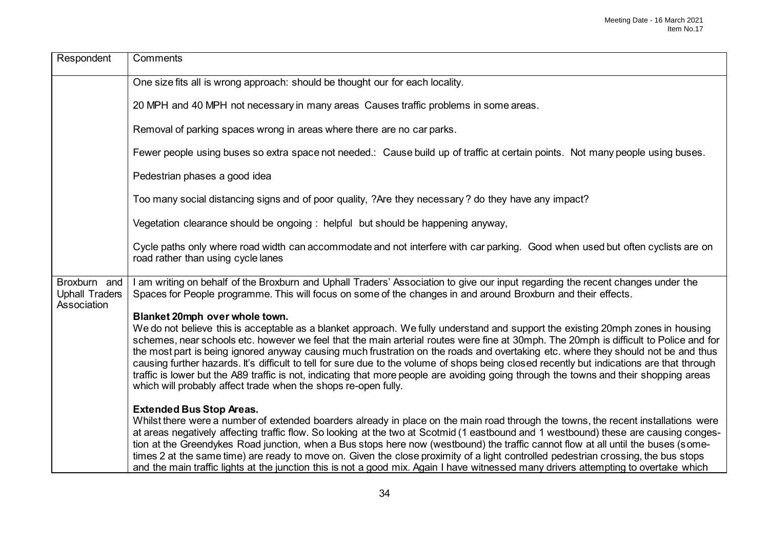| Respondent | Comments |
|---|---|
| | One size fits all is wrong approach: should be thought our for each locality.<br><br>20 MPH and 40 MPH not necessary in many areas Causes traffic problems in some areas.<br><br>Removal of parking spaces wrong in areas where there are no car parks.<br><br>Fewer people using buses so extra space not needed.: Cause build up of traffic at certain points. Not many people using buses.<br><br>Pedestrian phases a good idea<br><br>Too many social distancing signs and of poor quality, ?Are they necessary ? do they have any impact?<br><br>Vegetation clearance should be ongoing : helpful but should be happening anyway,<br><br>Cycle paths only where road width can accommodate and not interfere with car parking. Good when used but often cyclists are on road rather than using cycle lanes |
| Broxburn and Uphall Traders Association | I am writing on behalf of the Broxburn and Uphall Traders' Association to give our input regarding the recent changes under the Spaces for People programme. This will focus on some of the changes in and around Broxburn and their effects.<br><br>**Blanket 20mph over whole town.**<br>We do not believe this is acceptable as a blanket approach. We fully understand and support the existing 20mph zones in housing schemes, near schools etc. however we feel that the main arterial routes were fine at 30mph. The 20mph is difficult to Police and for the most part is being ignored anyway causing much frustration on the roads and overtaking etc. where they should not be and thus causing further hazards. It's difficult to tell for sure due to the volume of shops being closed recently but indications are that through traffic is lower but the A89 traffic is not, indicating that more people are avoiding going through the towns and their shopping areas which will probably affect trade when the shops re-open fully.<br><br>**Extended Bus Stop Areas.**<br>Whilst there were a number of extended boarders already in place on the main road through the towns, the recent installations were at areas negatively affecting traffic flow. So looking at the two at Scotmid (1 eastbound and 1 westbound) these are causing congestion at the Greendykes Road junction, when a Bus stops here now (westbound) the traffic cannot flow at all until the buses (sometimes 2 at the same time) are ready to move on. Given the close proximity of a light controlled pedestrian crossing, the bus stops and the main traffic lights at the junction this is not a good mix. Again I have witnessed many drivers attempting to overtake which |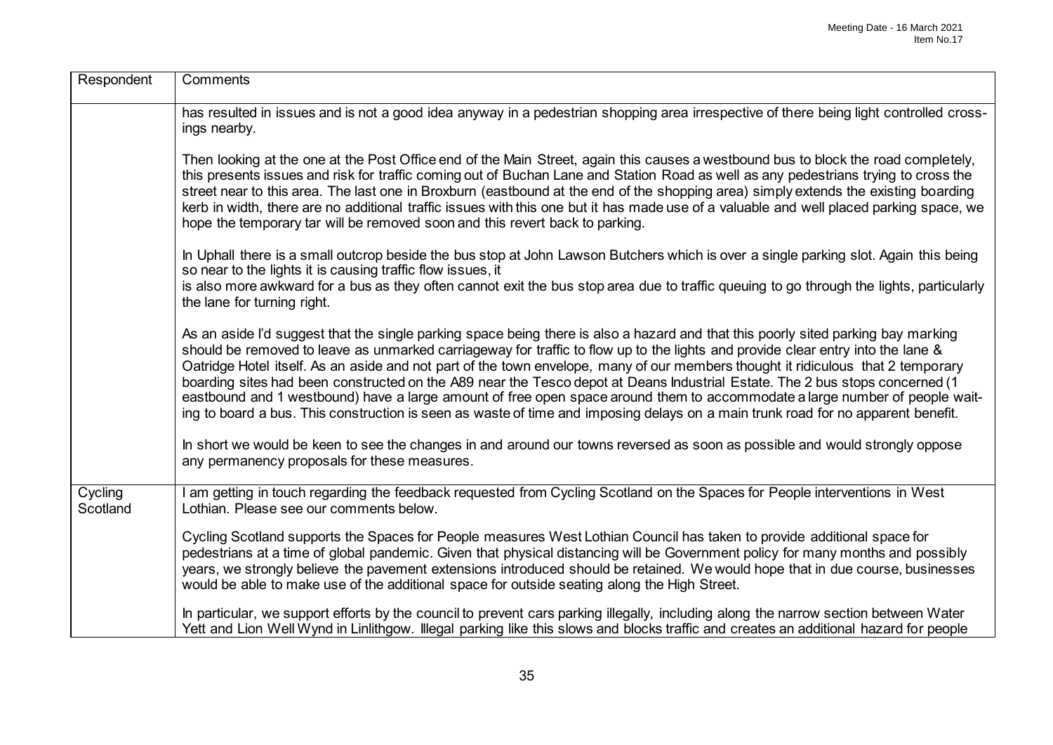| Respondent | Comments |
| --- | --- |
| | has resulted in issues and is not a good idea anyway in a pedestrian shopping area irrespective of there being light controlled crossings nearby.<br><br>Then looking at the one at the Post Office end of the Main Street, again this causes a westbound bus to block the road completely, this presents issues and risk for traffic coming out of Buchan Lane and Station Road as well as any pedestrians trying to cross the street near to this area. The last one in Broxburn (eastbound at the end of the shopping area) simply extends the existing boarding kerb in width, there are no additional traffic issues with this one but it has made use of a valuable and well placed parking space, we hope the temporary tar will be removed soon and this revert back to parking.<br><br>In Uphall there is a small outcrop beside the bus stop at John Lawson Butchers which is over a single parking slot. Again this being so near to the lights it is causing traffic flow issues, it<br>is also more awkward for a bus as they often cannot exit the bus stop area due to traffic queuing to go through the lights, particularly the lane for turning right.<br><br>As an aside I'd suggest that the single parking space being there is also a hazard and that this poorly sited parking bay marking should be removed to leave as unmarked carriageway for traffic to flow up to the lights and provide clear entry into the lane & Oatridge Hotel itself. As an aside and not part of the town envelope, many of our members thought it ridiculous that 2 temporary boarding sites had been constructed on the A89 near the Tesco depot at Deans Industrial Estate. The 2 bus stops concerned (1 eastbound and 1 westbound) have a large amount of free open space around them to accommodate a large number of people waiting to board a bus. This construction is seen as waste of time and imposing delays on a main trunk road for no apparent benefit.<br><br>In short we would be keen to see the changes in and around our towns reversed as soon as possible and would strongly oppose any permanency proposals for these measures. |
| Cycling Scotland | I am getting in touch regarding the feedback requested from Cycling Scotland on the Spaces for People interventions in West Lothian. Please see our comments below.<br><br>Cycling Scotland supports the Spaces for People measures West Lothian Council has taken to provide additional space for pedestrians at a time of global pandemic. Given that physical distancing will be Government policy for many months and possibly years, we strongly believe the pavement extensions introduced should be retained. We would hope that in due course, businesses would be able to make use of the additional space for outside seating along the High Street.<br><br>In particular, we support efforts by the council to prevent cars parking illegally, including along the narrow section between Water Yett and Lion Well Wynd in Linlithgow. Illegal parking like this slows and blocks traffic and creates an additional hazard for people |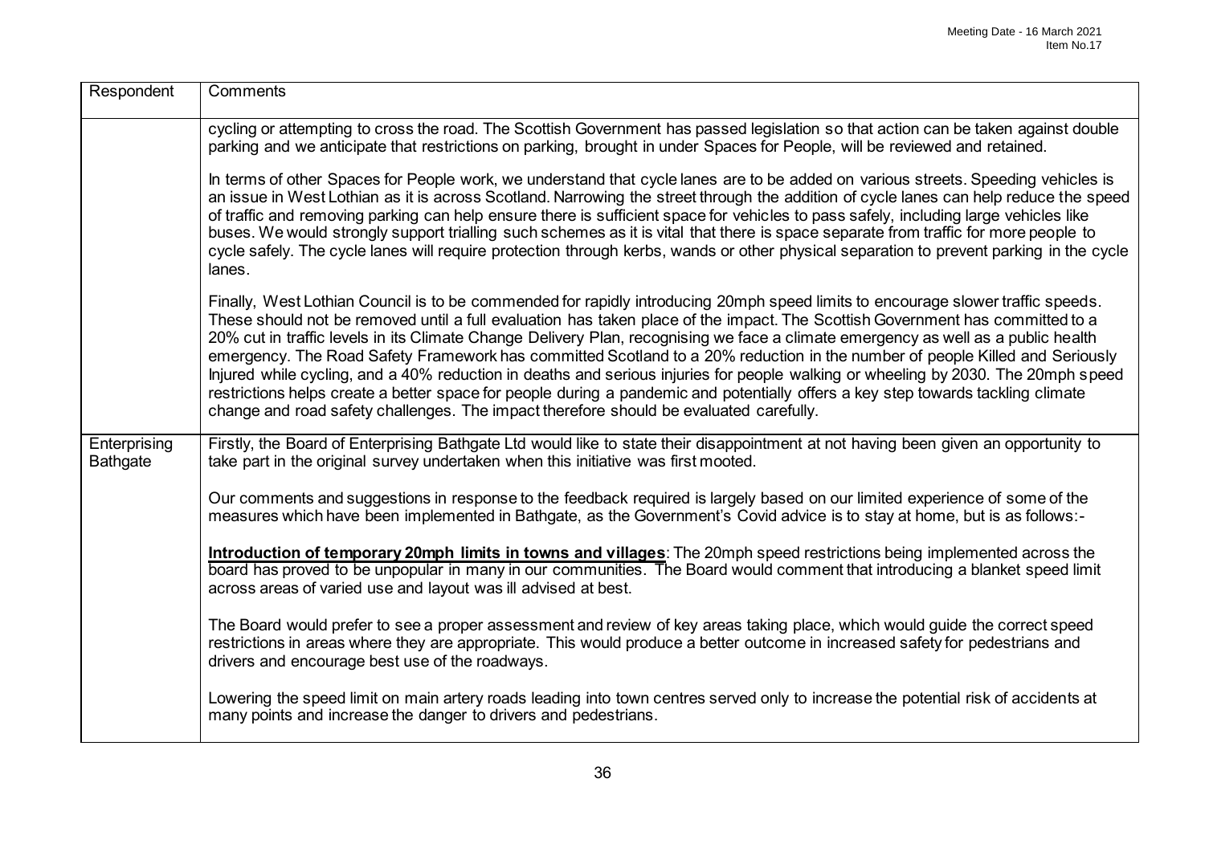| Respondent | Comments |
|---|---|
| | cycling or attempting to cross the road. The Scottish Government has passed legislation so that action can be taken against double parking and we anticipate that restrictions on parking, brought in under Spaces for People, will be reviewed and retained.<br><br>In terms of other Spaces for People work, we understand that cycle lanes are to be added on various streets. Speeding vehicles is an issue in West Lothian as it is across Scotland. Narrowing the street through the addition of cycle lanes can help reduce the speed of traffic and removing parking can help ensure there is sufficient space for vehicles to pass safely, including large vehicles like buses. We would strongly support trialling such schemes as it is vital that there is space separate from traffic for more people to cycle safely. The cycle lanes will require protection through kerbs, wands or other physical separation to prevent parking in the cycle lanes.<br><br>Finally, West Lothian Council is to be commended for rapidly introducing 20mph speed limits to encourage slower traffic speeds. These should not be removed until a full evaluation has taken place of the impact. The Scottish Government has committed to a 20% cut in traffic levels in its Climate Change Delivery Plan, recognising we face a climate emergency as well as a public health emergency. The Road Safety Framework has committed Scotland to a 20% reduction in the number of people Killed and Seriously Injured while cycling, and a 40% reduction in deaths and serious injuries for people walking or wheeling by 2030. The 20mph speed restrictions helps create a better space for people during a pandemic and potentially offers a key step towards tackling climate change and road safety challenges. The impact therefore should be evaluated carefully. |
| Enterprising Bathgate | Firstly, the Board of Enterprising Bathgate Ltd would like to state their disappointment at not having been given an opportunity to take part in the original survey undertaken when this initiative was first mooted.<br><br>Our comments and suggestions in response to the feedback required is largely based on our limited experience of some of the measures which have been implemented in Bathgate, as the Government's Covid advice is to stay at home, but is as follows:-<br><br>**Introduction of temporary 20mph limits in towns and villages**: The 20mph speed restrictions being implemented across the board has proved to be unpopular in many in our communities. The Board would comment that introducing a blanket speed limit across areas of varied use and layout was ill advised at best.<br><br>The Board would prefer to see a proper assessment and review of key areas taking place, which would guide the correct speed restrictions in areas where they are appropriate. This would produce a better outcome in increased safety for pedestrians and drivers and encourage best use of the roadways.<br><br>Lowering the speed limit on main artery roads leading into town centres served only to increase the potential risk of accidents at many points and increase the danger to drivers and pedestrians. |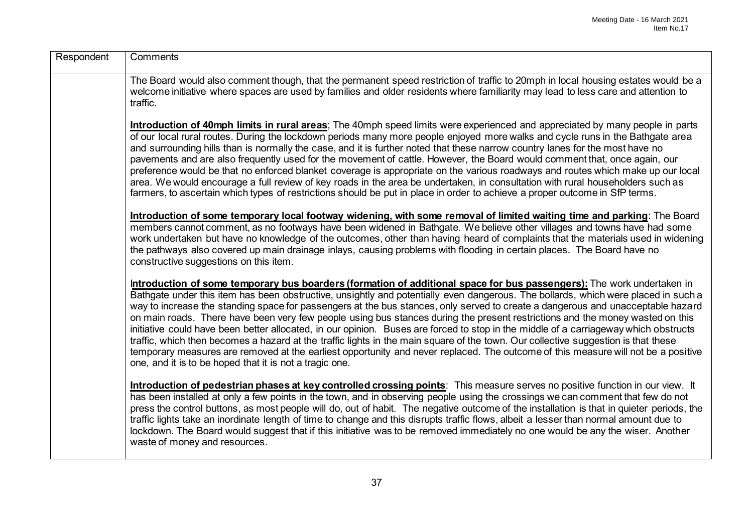| Respondent | Comments |
|---|---|
| | The Board would also comment though, that the permanent speed restriction of traffic to 20mph in local housing estates would be a welcome initiative where spaces are used by families and older residents where familiarity may lead to less care and attention to traffic.<br><br>**Introduction of 40mph limits in rural areas**; The 40mph speed limits were experienced and appreciated by many people in parts of our local rural routes. During the lockdown periods many more people enjoyed more walks and cycle runs in the Bathgate area and surrounding hills than is normally the case, and it is further noted that these narrow country lanes for the most have no pavements and are also frequently used for the movement of cattle. However, the Board would comment that, once again, our preference would be that no enforced blanket coverage is appropriate on the various roadways and routes which make up our local area. We would encourage a full review of key roads in the area be undertaken, in consultation with rural householders such as farmers, to ascertain which types of restrictions should be put in place in order to achieve a proper outcome in SfP terms.<br><br>**Introduction of some temporary local footway widening, with some removal of limited waiting time and parking**: The Board members cannot comment, as no footways have been widened in Bathgate. We believe other villages and towns have had some work undertaken but have no knowledge of the outcomes, other than having heard of complaints that the materials used in widening the pathways also covered up main drainage inlays, causing problems with flooding in certain places. The Board have no constructive suggestions on this item.<br><br>**Introduction of some temporary bus boarders (formation of additional space for bus passengers):** The work undertaken in Bathgate under this item has been obstructive, unsightly and potentially even dangerous. The bollards, which were placed in such a way to increase the standing space for passengers at the bus stances, only served to create a dangerous and unacceptable hazard on main roads. There have been very few people using bus stances during the present restrictions and the money wasted on this initiative could have been better allocated, in our opinion. Buses are forced to stop in the middle of a carriageway which obstructs traffic, which then becomes a hazard at the traffic lights in the main square of the town. Our collective suggestion is that these temporary measures are removed at the earliest opportunity and never replaced. The outcome of this measure will not be a positive one, and it is to be hoped that it is not a tragic one.<br><br>**Introduction of pedestrian phases at key controlled crossing points**: This measure serves no positive function in our view. It has been installed at only a few points in the town, and in observing people using the crossings we can comment that few do not press the control buttons, as most people will do, out of habit. The negative outcome of the installation is that in quieter periods, the traffic lights take an inordinate length of time to change and this disrupts traffic flows, albeit a lesser than normal amount due to lockdown. The Board would suggest that if this initiative was to be removed immediately no one would be any the wiser. Another waste of money and resources. |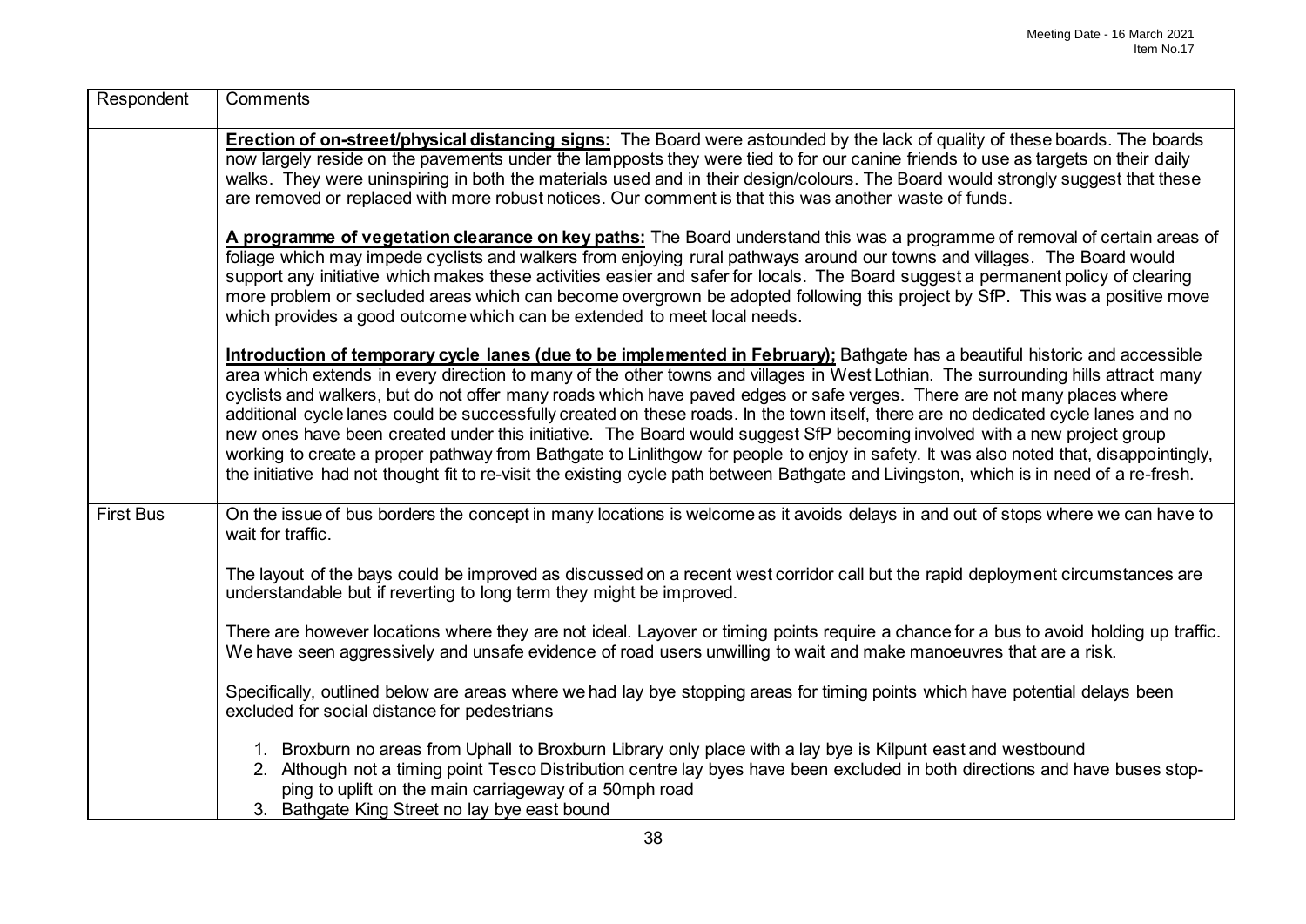| Respondent | Comments |
| --- | --- |
| | **Erection of on-street/physical distancing signs:** The Board were astounded by the lack of quality of these boards. The boards now largely reside on the pavements under the lampposts they were tied to for our canine friends to use as targets on their daily walks. They were uninspiring in both the materials used and in their design/colours. The Board would strongly suggest that these are removed or replaced with more robust notices. Our comment is that this was another waste of funds.<br><br>**A programme of vegetation clearance on key paths:** The Board understand this was a programme of removal of certain areas of foliage which may impede cyclists and walkers from enjoying rural pathways around our towns and villages. The Board would support any initiative which makes these activities easier and safer for locals. The Board suggest a permanent policy of clearing more problem or secluded areas which can become overgrown be adopted following this project by SfP. This was a positive move which provides a good outcome which can be extended to meet local needs.<br><br>**Introduction of temporary cycle lanes (due to be implemented in February);** Bathgate has a beautiful historic and accessible area which extends in every direction to many of the other towns and villages in West Lothian. The surrounding hills attract many cyclists and walkers, but do not offer many roads which have paved edges or safe verges. There are not many places where additional cycle lanes could be successfully created on these roads. In the town itself, there are no dedicated cycle lanes and no new ones have been created under this initiative. The Board would suggest SfP becoming involved with a new project group working to create a proper pathway from Bathgate to Linlithgow for people to enjoy in safety. It was also noted that, disappointingly, the initiative had not thought fit to re-visit the existing cycle path between Bathgate and Livingston, which is in need of a re-fresh. |
| First Bus | On the issue of bus borders the concept in many locations is welcome as it avoids delays in and out of stops where we can have to wait for traffic.<br><br>The layout of the bays could be improved as discussed on a recent west corridor call but the rapid deployment circumstances are understandable but if reverting to long term they might be improved.<br><br>There are however locations where they are not ideal. Layover or timing points require a chance for a bus to avoid holding up traffic. We have seen aggressively and unsafe evidence of road users unwilling to wait and make manoeuvres that are a risk.<br><br>Specifically, outlined below are areas where we had lay bye stopping areas for timing points which have potential delays been excluded for social distance for pedestrians<br><br>1. Broxburn no areas from Uphall to Broxburn Library only place with a lay bye is Kilpunt east and westbound<br>2. Although not a timing point Tesco Distribution centre lay byes have been excluded in both directions and have buses stopping to uplift on the main carriageway of a 50mph road<br>3. Bathgate King Street no lay bye east bound |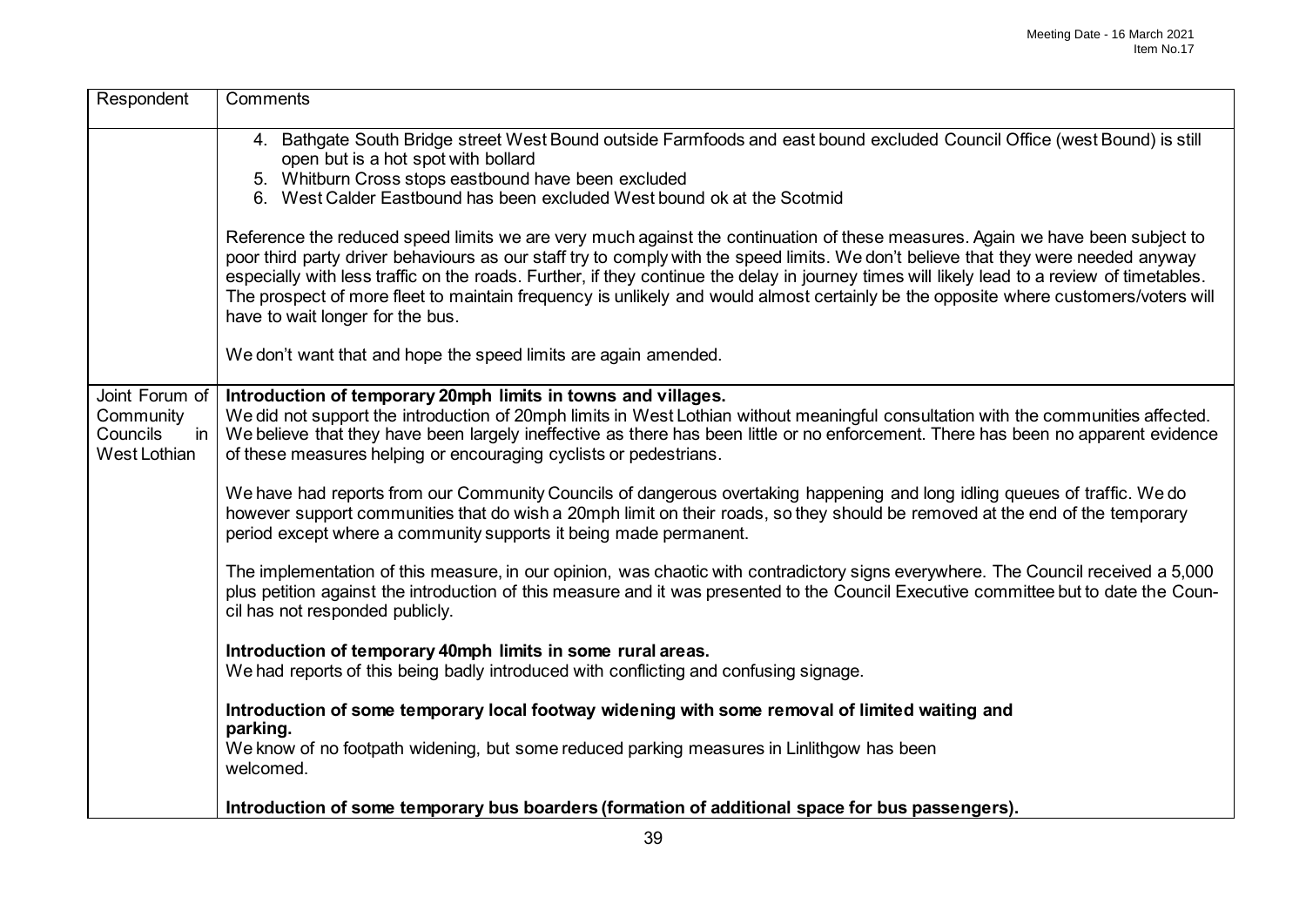| Respondent | Comments |
| --- | --- |
| | 4. Bathgate South Bridge street West Bound outside Farmfoods and east bound excluded Council Office (west Bound) is still open but is a hot spot with bollard<br>5. Whitburn Cross stops eastbound have been excluded<br>6. West Calder Eastbound has been excluded West bound ok at the Scotmid<br><br>Reference the reduced speed limits we are very much against the continuation of these measures. Again we have been subject to poor third party driver behaviours as our staff try to comply with the speed limits. We don't believe that they were needed anyway especially with less traffic on the roads. Further, if they continue the delay in journey times will likely lead to a review of timetables. The prospect of more fleet to maintain frequency is unlikely and would almost certainly be the opposite where customers/voters will have to wait longer for the bus.<br><br>We don't want that and hope the speed limits are again amended. |
| Joint Forum of Community Councils in West Lothian | **Introduction of temporary 20mph limits in towns and villages.**<br>We did not support the introduction of 20mph limits in West Lothian without meaningful consultation with the communities affected. We believe that they have been largely ineffective as there has been little or no enforcement. There has been no apparent evidence of these measures helping or encouraging cyclists or pedestrians.<br><br>We have had reports from our Community Councils of dangerous overtaking happening and long idling queues of traffic. We do however support communities that do wish a 20mph limit on their roads, so they should be removed at the end of the temporary period except where a community supports it being made permanent.<br><br>The implementation of this measure, in our opinion, was chaotic with contradictory signs everywhere. The Council received a 5,000 plus petition against the introduction of this measure and it was presented to the Council Executive committee but to date the Council has not responded publicly.<br><br>**Introduction of temporary 40mph limits in some rural areas.**<br>We had reports of this being badly introduced with conflicting and confusing signage.<br><br>**Introduction of some temporary local footway widening with some removal of limited waiting and parking.**<br>We know of no footpath widening, but some reduced parking measures in Linlithgow has been welcomed.<br><br>**Introduction of some temporary bus boarders (formation of additional space for bus passengers).** |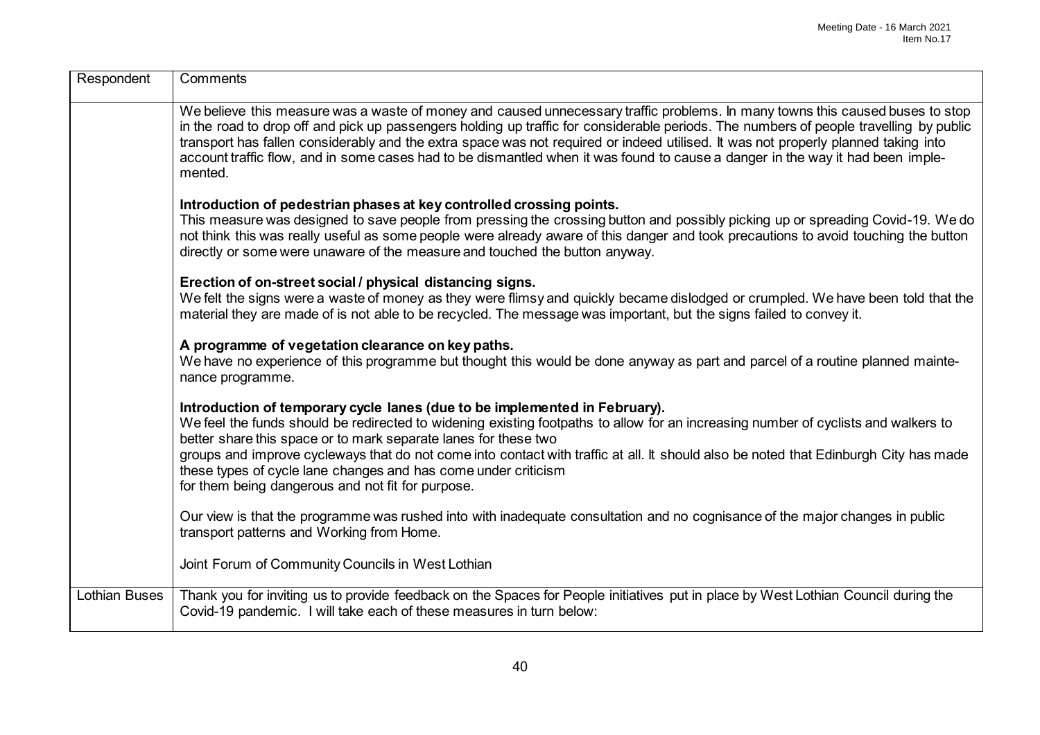| Respondent | Comments |
|---|---|
| | We believe this measure was a waste of money and caused unnecessary traffic problems. In many towns this caused buses to stop in the road to drop off and pick up passengers holding up traffic for considerable periods. The numbers of people travelling by public transport has fallen considerably and the extra space was not required or indeed utilised. It was not properly planned taking into account traffic flow, and in some cases had to be dismantled when it was found to cause a danger in the way it had been implemented.<br><br>**Introduction of pedestrian phases at key controlled crossing points.**<br>This measure was designed to save people from pressing the crossing button and possibly picking up or spreading Covid-19. We do not think this was really useful as some people were already aware of this danger and took precautions to avoid touching the button directly or some were unaware of the measure and touched the button anyway.<br><br>**Erection of on-street social / physical distancing signs.**<br>We felt the signs were a waste of money as they were flimsy and quickly became dislodged or crumpled. We have been told that the material they are made of is not able to be recycled. The message was important, but the signs failed to convey it.<br><br>**A programme of vegetation clearance on key paths.**<br>We have no experience of this programme but thought this would be done anyway as part and parcel of a routine planned maintenance programme.<br><br>**Introduction of temporary cycle lanes (due to be implemented in February).**<br>We feel the funds should be redirected to widening existing footpaths to allow for an increasing number of cyclists and walkers to better share this space or to mark separate lanes for these two groups and improve cycleways that do not come into contact with traffic at all. It should also be noted that Edinburgh City has made these types of cycle lane changes and has come under criticism for them being dangerous and not fit for purpose.<br><br>Our view is that the programme was rushed into with inadequate consultation and no cognisance of the major changes in public transport patterns and Working from Home.<br><br>Joint Forum of Community Councils in West Lothian |
| Lothian Buses | Thank you for inviting us to provide feedback on the Spaces for People initiatives put in place by West Lothian Council during the Covid-19 pandemic. I will take each of these measures in turn below: |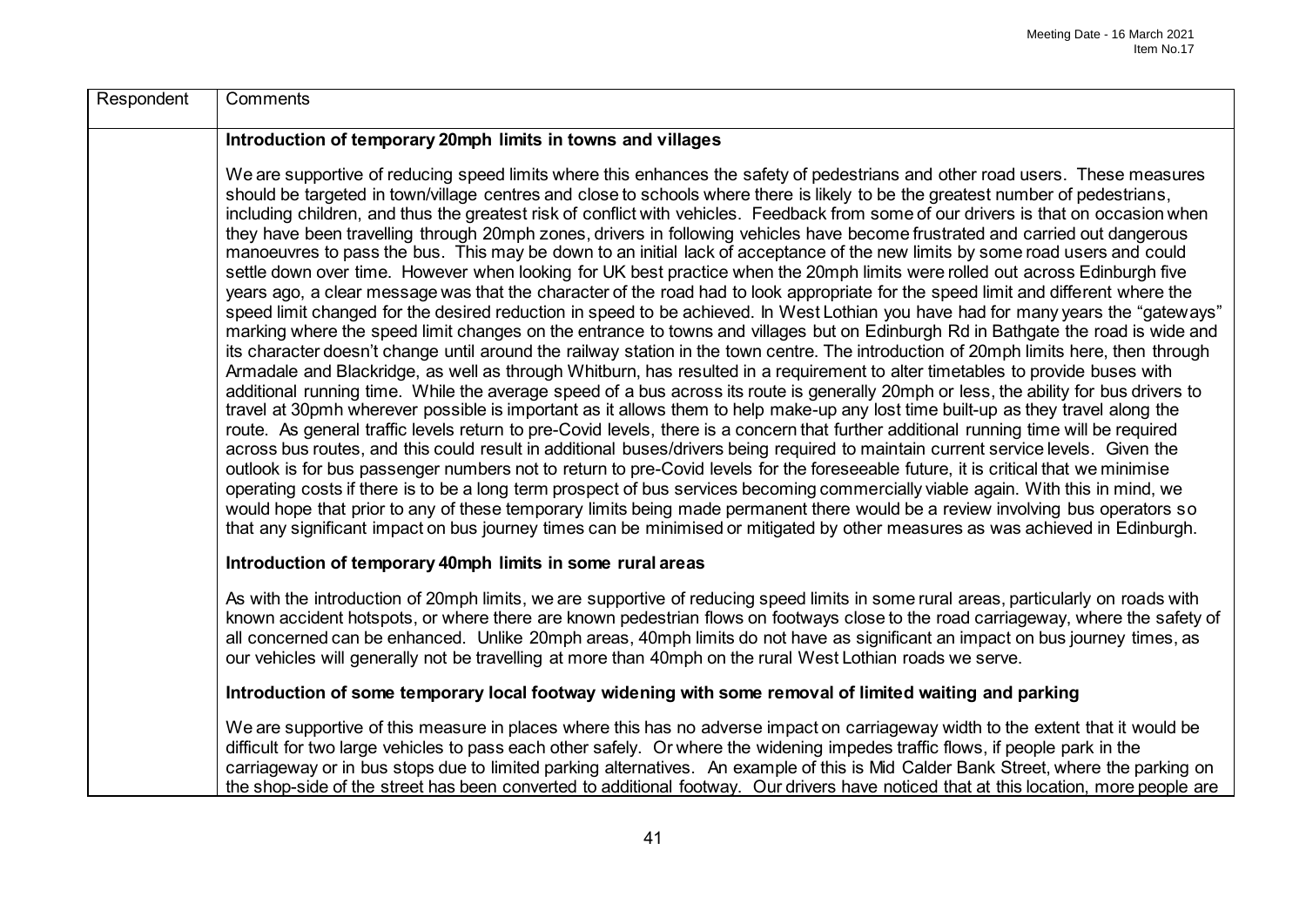| Respondent | Comments |
|---|---|
| | **Introduction of temporary 20mph limits in towns and villages**<br><br>We are supportive of reducing speed limits where this enhances the safety of pedestrians and other road users. These measures should be targeted in town/village centres and close to schools where there is likely to be the greatest number of pedestrians, including children, and thus the greatest risk of conflict with vehicles. Feedback from some of our drivers is that on occasion when they have been travelling through 20mph zones, drivers in following vehicles have become frustrated and carried out dangerous manoeuvres to pass the bus. This may be down to an initial lack of acceptance of the new limits by some road users and could settle down over time. However when looking for UK best practice when the 20mph limits were rolled out across Edinburgh five years ago, a clear message was that the character of the road had to look appropriate for the speed limit and different where the speed limit changed for the desired reduction in speed to be achieved. In West Lothian you have had for many years the "gateways" marking where the speed limit changes on the entrance to towns and villages but on Edinburgh Rd in Bathgate the road is wide and its character doesn't change until around the railway station in the town centre. The introduction of 20mph limits here, then through Armadale and Blackridge, as well as through Whitburn, has resulted in a requirement to alter timetables to provide buses with additional running time. While the average speed of a bus across its route is generally 20mph or less, the ability for bus drivers to travel at 30pmh wherever possible is important as it allows them to help make-up any lost time built-up as they travel along the route. As general traffic levels return to pre-Covid levels, there is a concern that further additional running time will be required across bus routes, and this could result in additional buses/drivers being required to maintain current service levels. Given the outlook is for bus passenger numbers not to return to pre-Covid levels for the foreseeable future, it is critical that we minimise operating costs if there is to be a long term prospect of bus services becoming commercially viable again. With this in mind, we would hope that prior to any of these temporary limits being made permanent there would be a review involving bus operators so that any significant impact on bus journey times can be minimised or mitigated by other measures as was achieved in Edinburgh.<br><br>**Introduction of temporary 40mph limits in some rural areas**<br><br>As with the introduction of 20mph limits, we are supportive of reducing speed limits in some rural areas, particularly on roads with known accident hotspots, or where there are known pedestrian flows on footways close to the road carriageway, where the safety of all concerned can be enhanced. Unlike 20mph areas, 40mph limits do not have as significant an impact on bus journey times, as our vehicles will generally not be travelling at more than 40mph on the rural West Lothian roads we serve.<br><br>**Introduction of some temporary local footway widening with some removal of limited waiting and parking**<br><br>We are supportive of this measure in places where this has no adverse impact on carriageway width to the extent that it would be difficult for two large vehicles to pass each other safely. Or where the widening impedes traffic flows, if people park in the carriageway or in bus stops due to limited parking alternatives. An example of this is Mid Calder Bank Street, where the parking on the shop-side of the street has been converted to additional footway. Our drivers have noticed that at this location, more people are |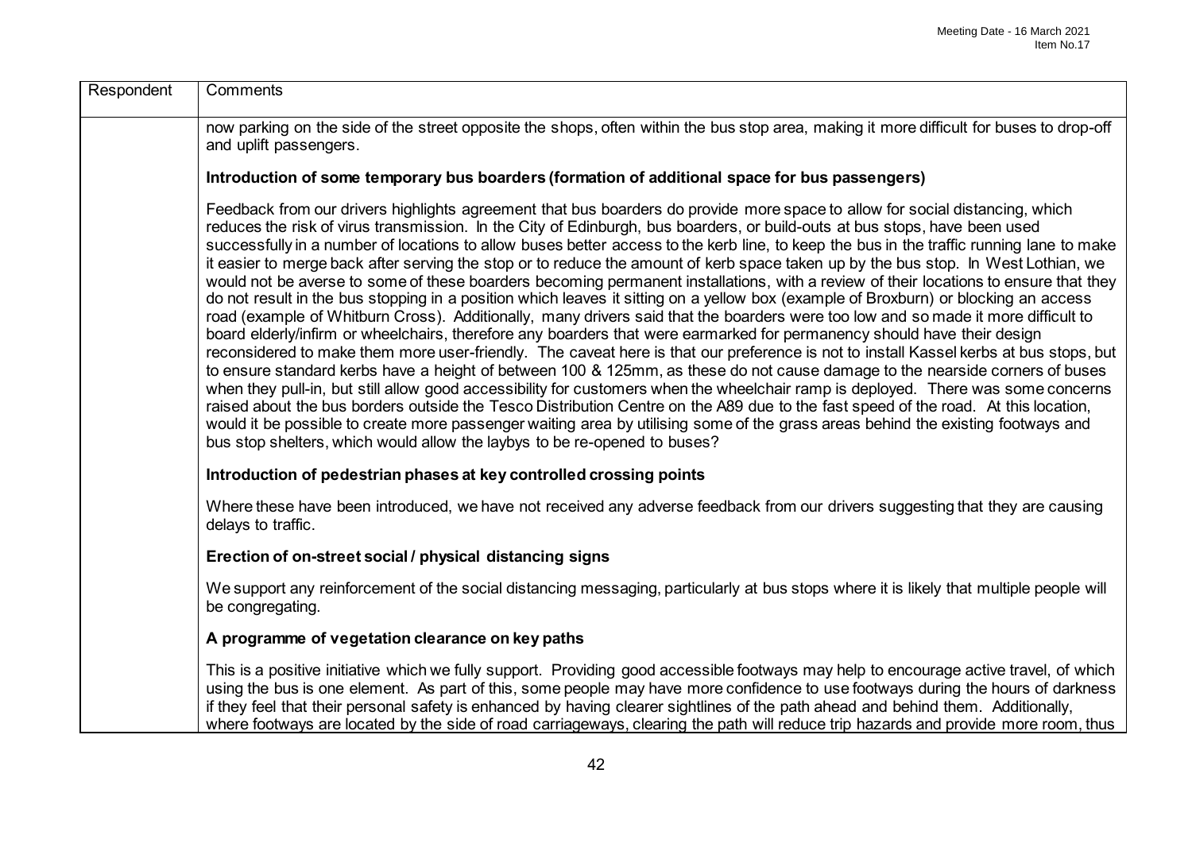| Respondent | Comments |
| --- | --- |
| | now parking on the side of the street opposite the shops, often within the bus stop area, making it more difficult for buses to drop-off and uplift passengers.<br><br>**Introduction of some temporary bus boarders (formation of additional space for bus passengers)**<br><br>Feedback from our drivers highlights agreement that bus boarders do provide more space to allow for social distancing, which reduces the risk of virus transmission. In the City of Edinburgh, bus boarders, or build-outs at bus stops, have been used successfully in a number of locations to allow buses better access to the kerb line, to keep the bus in the traffic running lane to make it easier to merge back after serving the stop or to reduce the amount of kerb space taken up by the bus stop. In West Lothian, we would not be averse to some of these boarders becoming permanent installations, with a review of their locations to ensure that they do not result in the bus stopping in a position which leaves it sitting on a yellow box (example of Broxburn) or blocking an access road (example of Whitburn Cross). Additionally, many drivers said that the boarders were too low and so made it more difficult to board elderly/infirm or wheelchairs, therefore any boarders that were earmarked for permanency should have their design reconsidered to make them more user-friendly. The caveat here is that our preference is not to install Kassel kerbs at bus stops, but to ensure standard kerbs have a height of between 100 & 125mm, as these do not cause damage to the nearside corners of buses when they pull-in, but still allow good accessibility for customers when the wheelchair ramp is deployed. There was some concerns raised about the bus borders outside the Tesco Distribution Centre on the A89 due to the fast speed of the road. At this location, would it be possible to create more passenger waiting area by utilising some of the grass areas behind the existing footways and bus stop shelters, which would allow the laybys to be re-opened to buses?<br><br>**Introduction of pedestrian phases at key controlled crossing points**<br><br>Where these have been introduced, we have not received any adverse feedback from our drivers suggesting that they are causing delays to traffic.<br><br>**Erection of on-street social / physical distancing signs**<br><br>We support any reinforcement of the social distancing messaging, particularly at bus stops where it is likely that multiple people will be congregating.<br><br>**A programme of vegetation clearance on key paths**<br><br>This is a positive initiative which we fully support. Providing good accessible footways may help to encourage active travel, of which using the bus is one element. As part of this, some people may have more confidence to use footways during the hours of darkness if they feel that their personal safety is enhanced by having clearer sightlines of the path ahead and behind them. Additionally, where footways are located by the side of road carriageways, clearing the path will reduce trip hazards and provide more room, thus |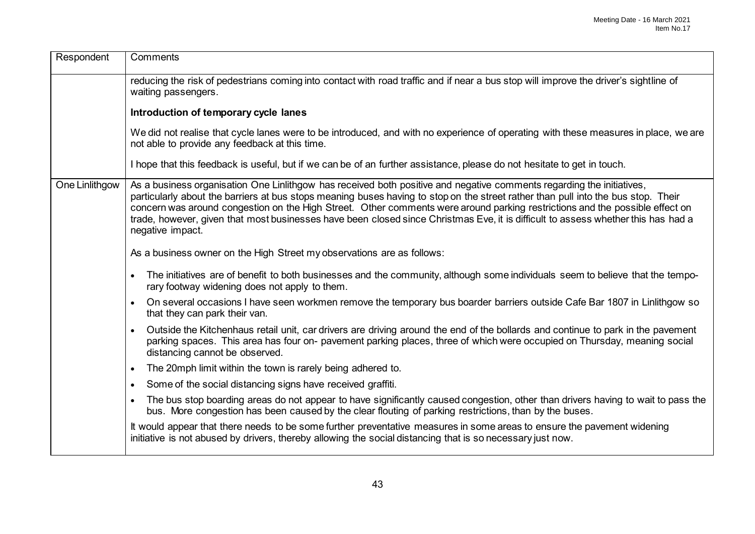| Respondent | Comments |
|---|---|
| | reducing the risk of pedestrians coming into contact with road traffic and if near a bus stop will improve the driver's sightline of waiting passengers.<br><br>**Introduction of temporary cycle lanes**<br><br>We did not realise that cycle lanes were to be introduced, and with no experience of operating with these measures in place, we are not able to provide any feedback at this time.<br><br>I hope that this feedback is useful, but if we can be of an further assistance, please do not hesitate to get in touch. |
| One Linlithgow | As a business organisation One Linlithgow has received both positive and negative comments regarding the initiatives, particularly about the barriers at bus stops meaning buses having to stop on the street rather than pull into the bus stop. Their concern was around congestion on the High Street. Other comments were around parking restrictions and the possible effect on trade, however, given that most businesses have been closed since Christmas Eve, it is difficult to assess whether this has had a negative impact.<br><br>As a business owner on the High Street my observations are as follows:<br><br>• The initiatives are of benefit to both businesses and the community, although some individuals seem to believe that the temporary footway widening does not apply to them.<br>• On several occasions I have seen workmen remove the temporary bus boarder barriers outside Cafe Bar 1807 in Linlithgow so that they can park their van.<br>• Outside the Kitchenhaus retail unit, car drivers are driving around the end of the bollards and continue to park in the pavement parking spaces. This area has four on- pavement parking places, three of which were occupied on Thursday, meaning social distancing cannot be observed.<br>• The 20mph limit within the town is rarely being adhered to.<br>• Some of the social distancing signs have received graffiti.<br>• The bus stop boarding areas do not appear to have significantly caused congestion, other than drivers having to wait to pass the bus. More congestion has been caused by the clear flouting of parking restrictions, than by the buses.<br><br>It would appear that there needs to be some further preventative measures in some areas to ensure the pavement widening initiative is not abused by drivers, thereby allowing the social distancing that is so necessary just now. |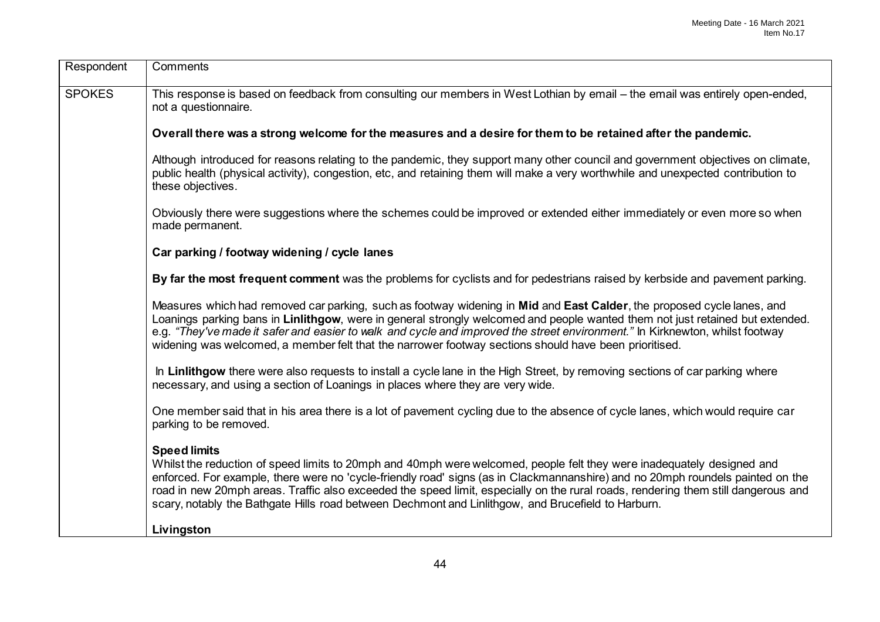| Respondent | Comments |
| --- | --- |
| SPOKES | This response is based on feedback from consulting our members in West Lothian by email – the email was entirely open-ended, not a questionnaire.<br><br>**Overall there was a strong welcome for the measures and a desire for them to be retained after the pandemic.**<br><br>Although introduced for reasons relating to the pandemic, they support many other council and government objectives on climate, public health (physical activity), congestion, etc, and retaining them will make a very worthwhile and unexpected contribution to these objectives.<br><br>Obviously there were suggestions where the schemes could be improved or extended either immediately or even more so when made permanent.<br><br>**Car parking / footway widening / cycle lanes**<br><br>**By far the most frequent comment** was the problems for cyclists and for pedestrians raised by kerbside and pavement parking.<br><br>Measures which had removed car parking, such as footway widening in **Mid** and **East Calder**, the proposed cycle lanes, and Loanings parking bans in **Linlithgow**, were in general strongly welcomed and people wanted them not just retained but extended. e.g. *"They've made it safer and easier to walk and cycle and improved the street environment."* In Kirknewton, whilst footway widening was welcomed, a member felt that the narrower footway sections should have been prioritised.<br><br>In **Linlithgow** there were also requests to install a cycle lane in the High Street, by removing sections of car parking where necessary, and using a section of Loanings in places where they are very wide.<br><br>One member said that in his area there is a lot of pavement cycling due to the absence of cycle lanes, which would require car parking to be removed.<br><br>**Speed limits**<br>Whilst the reduction of speed limits to 20mph and 40mph were welcomed, people felt they were inadequately designed and enforced. For example, there were no 'cycle-friendly road' signs (as in Clackmannanshire) and no 20mph roundels painted on the road in new 20mph areas. Traffic also exceeded the speed limit, especially on the rural roads, rendering them still dangerous and scary, notably the Bathgate Hills road between Dechmont and Linlithgow, and Brucefield to Harburn.<br><br>**Livingston** |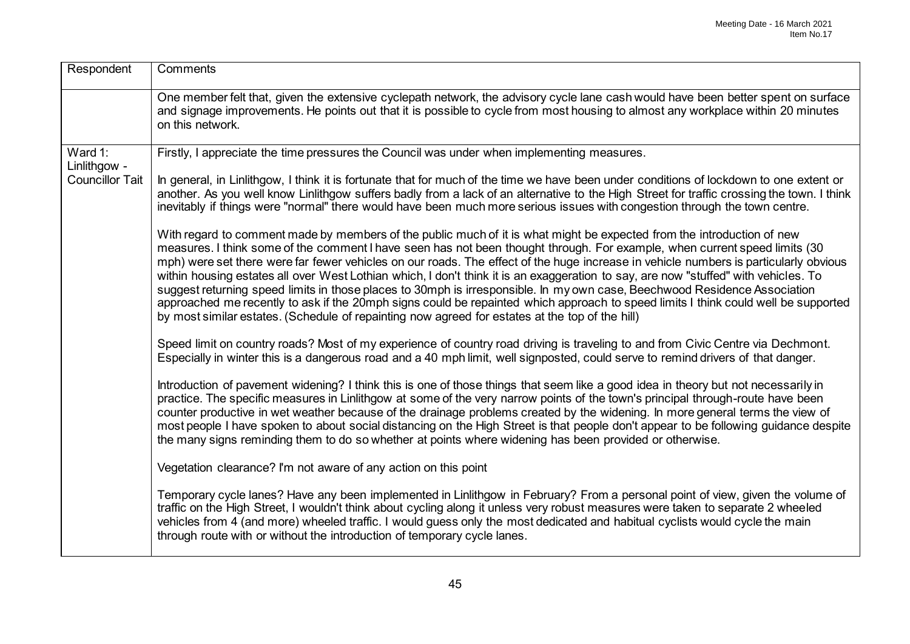| Respondent | Comments |
| --- | --- |
| | One member felt that, given the extensive cyclepath network, the advisory cycle lane cash would have been better spent on surface and signage improvements. He points out that it is possible to cycle from most housing to almost any workplace within 20 minutes on this network. |
| Ward 1: Linlithgow - Councillor Tait | Firstly, I appreciate the time pressures the Council was under when implementing measures.<br><br>In general, in Linlithgow, I think it is fortunate that for much of the time we have been under conditions of lockdown to one extent or another. As you well know Linlithgow suffers badly from a lack of an alternative to the High Street for traffic crossing the town. I think inevitably if things were "normal" there would have been much more serious issues with congestion through the town centre.<br><br>With regard to comment made by members of the public much of it is what might be expected from the introduction of new measures. I think some of the comment I have seen has not been thought through. For example, when current speed limits (30 mph) were set there were far fewer vehicles on our roads. The effect of the huge increase in vehicle numbers is particularly obvious within housing estates all over West Lothian which, I don't think it is an exaggeration to say, are now "stuffed" with vehicles. To suggest returning speed limits in those places to 30mph is irresponsible. In my own case, Beechwood Residence Association approached me recently to ask if the 20mph signs could be repainted which approach to speed limits I think could well be supported by most similar estates. (Schedule of repainting now agreed for estates at the top of the hill)<br><br>Speed limit on country roads? Most of my experience of country road driving is traveling to and from Civic Centre via Dechmont. Especially in winter this is a dangerous road and a 40 mph limit, well signposted, could serve to remind drivers of that danger.<br><br>Introduction of pavement widening? I think this is one of those things that seem like a good idea in theory but not necessarily in practice. The specific measures in Linlithgow at some of the very narrow points of the town's principal through-route have been counter productive in wet weather because of the drainage problems created by the widening. In more general terms the view of most people I have spoken to about social distancing on the High Street is that people don't appear to be following guidance despite the many signs reminding them to do so whether at points where widening has been provided or otherwise.<br><br>Vegetation clearance? I'm not aware of any action on this point<br><br>Temporary cycle lanes? Have any been implemented in Linlithgow in February? From a personal point of view, given the volume of traffic on the High Street, I wouldn't think about cycling along it unless very robust measures were taken to separate 2 wheeled vehicles from 4 (and more) wheeled traffic. I would guess only the most dedicated and habitual cyclists would cycle the main through route with or without the introduction of temporary cycle lanes. |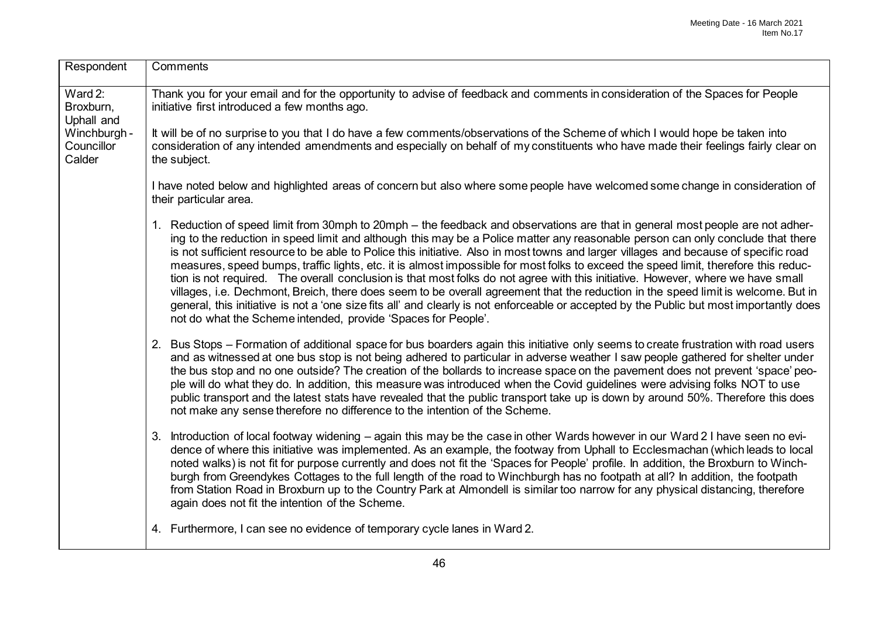| Respondent | Comments |
|---|---|
| Ward 2: Broxburn, Uphall and Winchburgh - Councillor Calder | Thank you for your email and for the opportunity to advise of feedback and comments in consideration of the Spaces for People initiative first introduced a few months ago.<br><br>It will be of no surprise to you that I do have a few comments/observations of the Scheme of which I would hope be taken into consideration of any intended amendments and especially on behalf of my constituents who have made their feelings fairly clear on the subject.<br><br>I have noted below and highlighted areas of concern but also where some people have welcomed some change in consideration of their particular area.<br><br>1. Reduction of speed limit from 30mph to 20mph – the feedback and observations are that in general most people are not adhering to the reduction in speed limit and although this may be a Police matter any reasonable person can only conclude that there is not sufficient resource to be able to Police this initiative. Also in most towns and larger villages and because of specific road measures, speed bumps, traffic lights, etc. it is almost impossible for most folks to exceed the speed limit, therefore this reduction is not required. The overall conclusion is that most folks do not agree with this initiative. However, where we have small villages, i.e. Dechmont, Breich, there does seem to be overall agreement that the reduction in the speed limit is welcome. But in general, this initiative is not a 'one size fits all' and clearly is not enforceable or accepted by the Public but most importantly does not do what the Scheme intended, provide 'Spaces for People'.<br><br>2. Bus Stops – Formation of additional space for bus boarders again this initiative only seems to create frustration with road users and as witnessed at one bus stop is not being adhered to particular in adverse weather I saw people gathered for shelter under the bus stop and no one outside? The creation of the bollards to increase space on the pavement does not prevent 'space' people will do what they do. In addition, this measure was introduced when the Covid guidelines were advising folks NOT to use public transport and the latest stats have revealed that the public transport take up is down by around 50%. Therefore this does not make any sense therefore no difference to the intention of the Scheme.<br><br>3. Introduction of local footway widening – again this may be the case in other Wards however in our Ward 2 I have seen no evidence of where this initiative was implemented. As an example, the footway from Uphall to Ecclesmachan (which leads to local noted walks) is not fit for purpose currently and does not fit the 'Spaces for People' profile. In addition, the Broxburn to Winchburgh from Greendykes Cottages to the full length of the road to Winchburgh has no footpath at all? In addition, the footpath from Station Road in Broxburn up to the Country Park at Almondell is similar too narrow for any physical distancing, therefore again does not fit the intention of the Scheme.<br><br>4. Furthermore, I can see no evidence of temporary cycle lanes in Ward 2. |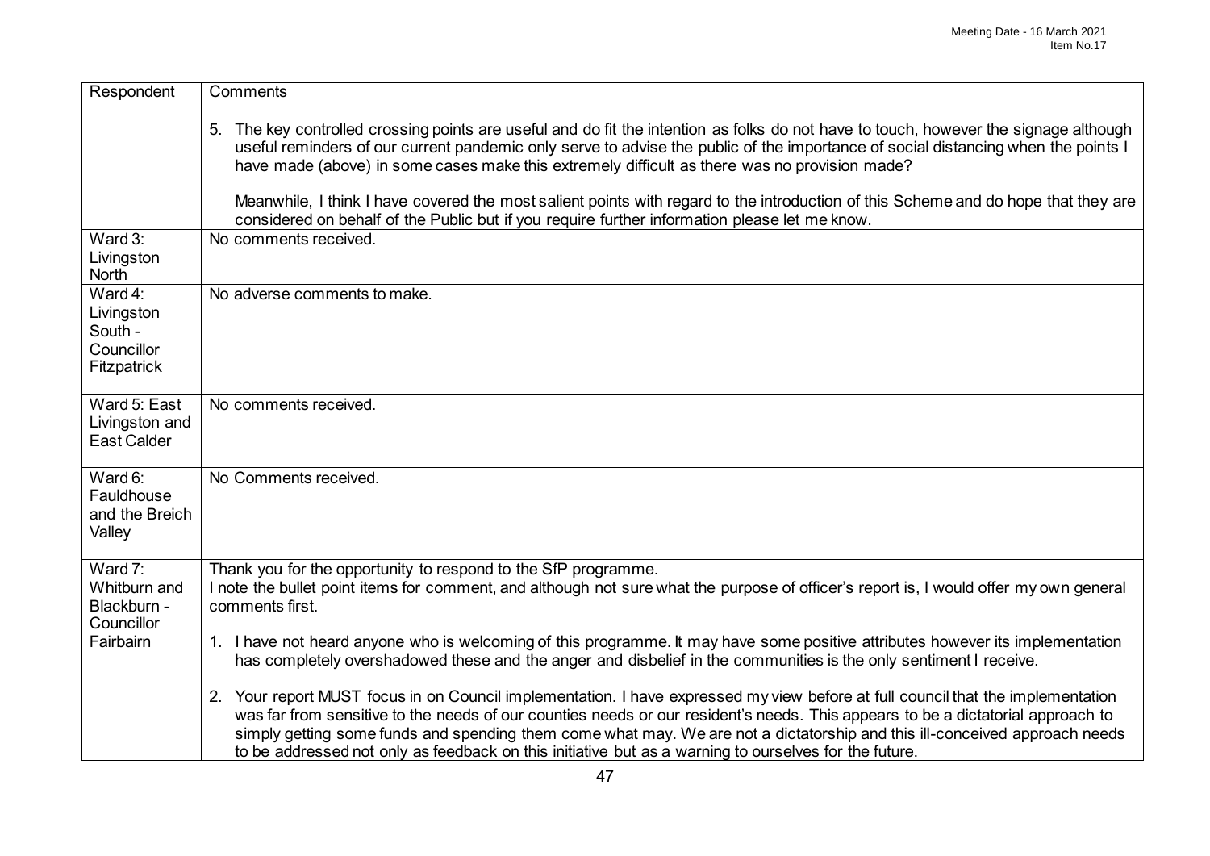| Respondent | Comments |
|---|---|
| | 5. The key controlled crossing points are useful and do fit the intention as folks do not have to touch, however the signage although useful reminders of our current pandemic only serve to advise the public of the importance of social distancing when the points I have made (above) in some cases make this extremely difficult as there was no provision made?<br><br>Meanwhile, I think I have covered the most salient points with regard to the introduction of this Scheme and do hope that they are considered on behalf of the Public but if you require further information please let me know. |
| Ward 3: Livingston North | No comments received. |
| Ward 4: Livingston South - Councillor Fitzpatrick | No adverse comments to make. |
| Ward 5: East Livingston and East Calder | No comments received. |
| Ward 6: Fauldhouse and the Breich Valley | No Comments received. |
| Ward 7: Whitburn and Blackburn - Councillor Fairbairn | Thank you for the opportunity to respond to the SfP programme.<br>I note the bullet point items for comment, and although not sure what the purpose of officer's report is, I would offer my own general comments first.<br><br>1. I have not heard anyone who is welcoming of this programme. It may have some positive attributes however its implementation has completely overshadowed these and the anger and disbelief in the communities is the only sentiment I receive.<br><br>2. Your report MUST focus in on Council implementation. I have expressed my view before at full council that the implementation was far from sensitive to the needs of our counties needs or our resident's needs. This appears to be a dictatorial approach to simply getting some funds and spending them come what may. We are not a dictatorship and this ill-conceived approach needs to be addressed not only as feedback on this initiative but as a warning to ourselves for the future. |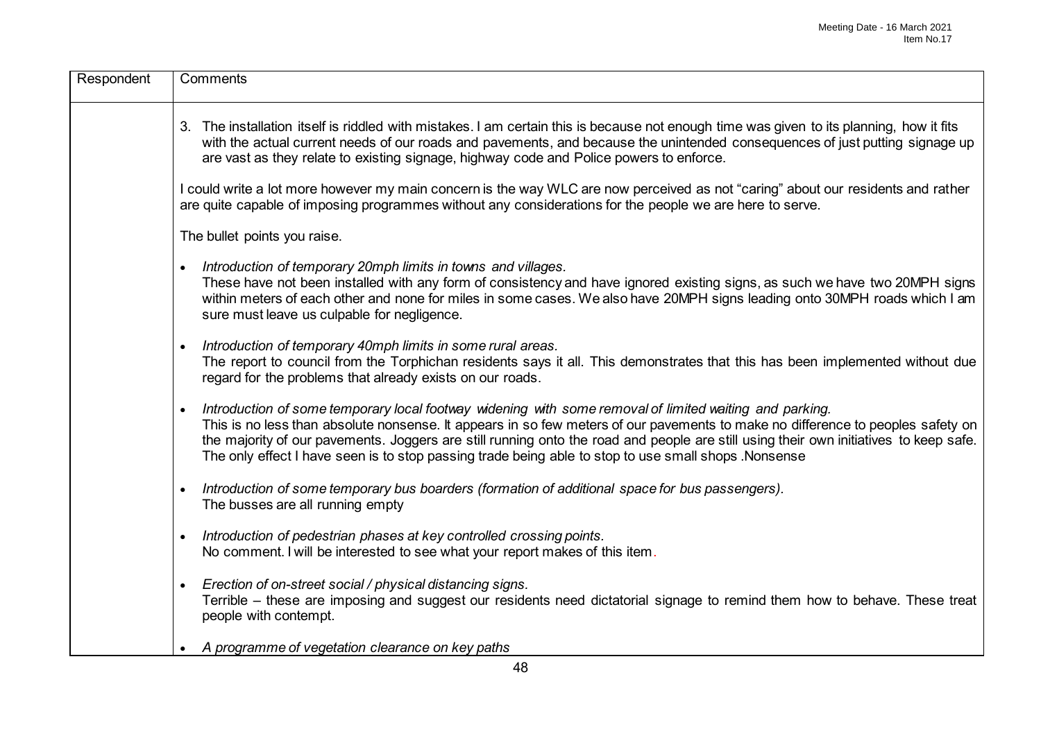| Respondent | Comments |
|---|---|
| | 3. The installation itself is riddled with mistakes. I am certain this is because not enough time was given to its planning, how it fits with the actual current needs of our roads and pavements, and because the unintended consequences of just putting signage up are vast as they relate to existing signage, highway code and Police powers to enforce.<br><br>I could write a lot more however my main concern is the way WLC are now perceived as not "caring" about our residents and rather are quite capable of imposing programmes without any considerations for the people we are here to serve.<br><br>The bullet points you raise.<br><br>• *Introduction of temporary 20mph limits in towns and villages.*<br>These have not been installed with any form of consistency and have ignored existing signs, as such we have two 20MPH signs within meters of each other and none for miles in some cases. We also have 20MPH signs leading onto 30MPH roads which I am sure must leave us culpable for negligence.<br><br>• *Introduction of temporary 40mph limits in some rural areas.*<br>The report to council from the Torphichan residents says it all. This demonstrates that this has been implemented without due regard for the problems that already exists on our roads.<br><br>• *Introduction of some temporary local footway widening with some removal of limited waiting and parking.*<br>This is no less than absolute nonsense. It appears in so few meters of our pavements to make no difference to peoples safety on the majority of our pavements. Joggers are still running onto the road and people are still using their own initiatives to keep safe. The only effect I have seen is to stop passing trade being able to stop to use small shops .Nonsense<br><br>• *Introduction of some temporary bus boarders (formation of additional space for bus passengers).*<br>The busses are all running empty<br><br>• *Introduction of pedestrian phases at key controlled crossing points.*<br>No comment. I will be interested to see what your report makes of this item.<br><br>• *Erection of on-street social / physical distancing signs.*<br>Terrible – these are imposing and suggest our residents need dictatorial signage to remind them how to behave. These treat people with contempt.<br><br>• *A programme of vegetation clearance on key paths* |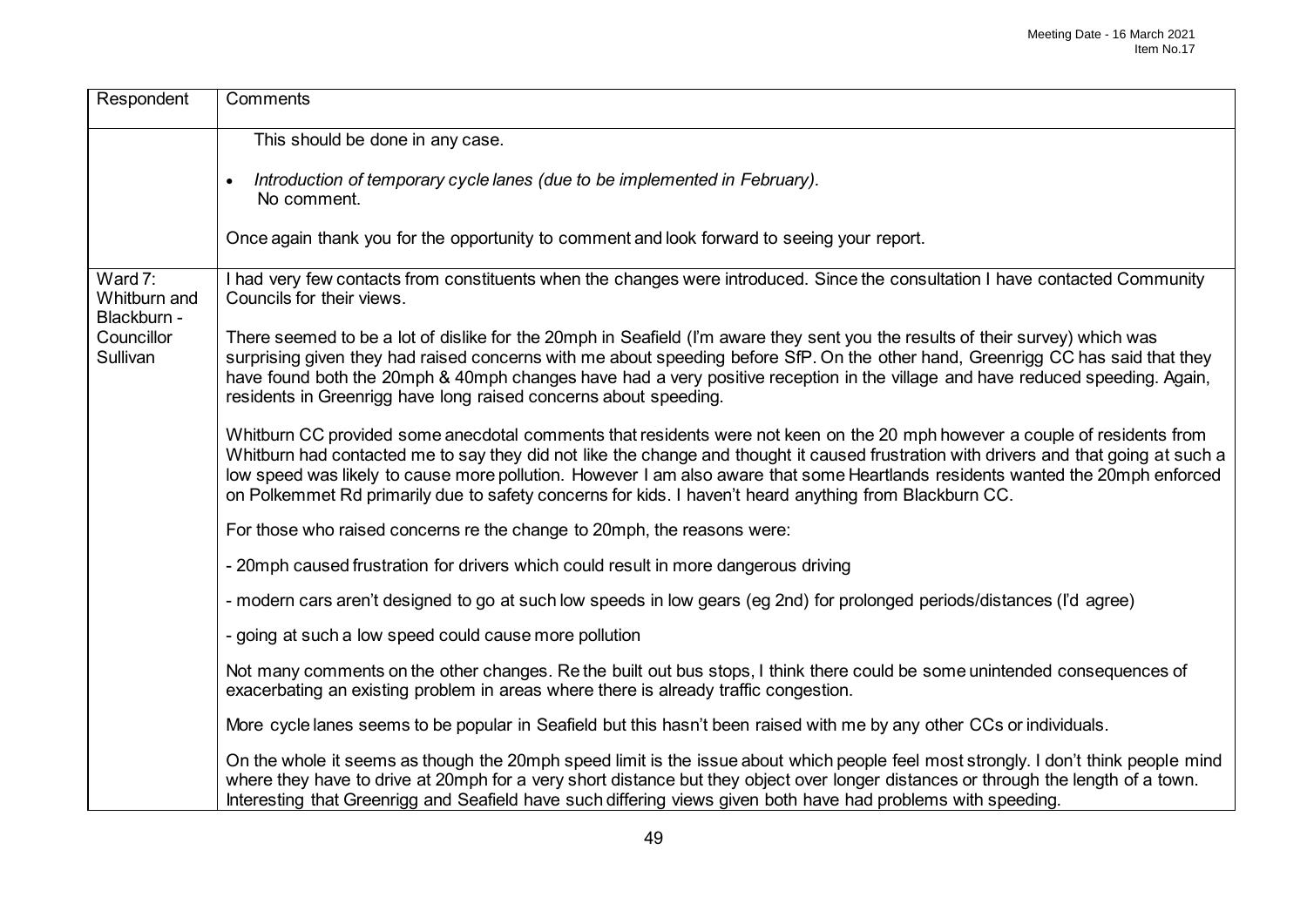| Respondent | Comments |
| --- | --- |
| | This should be done in any case.<br><br>• *Introduction of temporary cycle lanes (due to be implemented in February).*<br>No comment.<br><br>Once again thank you for the opportunity to comment and look forward to seeing your report. |
| Ward 7: Whitburn and Blackburn - Councillor Sullivan | I had very few contacts from constituents when the changes were introduced. Since the consultation I have contacted Community Councils for their views.<br><br>There seemed to be a lot of dislike for the 20mph in Seafield (I'm aware they sent you the results of their survey) which was surprising given they had raised concerns with me about speeding before SfP. On the other hand, Greenrigg CC has said that they have found both the 20mph & 40mph changes have had a very positive reception in the village and have reduced speeding. Again, residents in Greenrigg have long raised concerns about speeding.<br><br>Whitburn CC provided some anecdotal comments that residents were not keen on the 20 mph however a couple of residents from Whitburn had contacted me to say they did not like the change and thought it caused frustration with drivers and that going at such a low speed was likely to cause more pollution. However I am also aware that some Heartlands residents wanted the 20mph enforced on Polkemmet Rd primarily due to safety concerns for kids. I haven't heard anything from Blackburn CC.<br><br>For those who raised concerns re the change to 20mph, the reasons were:<br><br>- 20mph caused frustration for drivers which could result in more dangerous driving<br><br>- modern cars aren't designed to go at such low speeds in low gears (eg 2nd) for prolonged periods/distances (I'd agree)<br><br>- going at such a low speed could cause more pollution<br><br>Not many comments on the other changes. Re the built out bus stops, I think there could be some unintended consequences of exacerbating an existing problem in areas where there is already traffic congestion.<br><br>More cycle lanes seems to be popular in Seafield but this hasn't been raised with me by any other CCs or individuals.<br><br>On the whole it seems as though the 20mph speed limit is the issue about which people feel most strongly. I don't think people mind where they have to drive at 20mph for a very short distance but they object over longer distances or through the length of a town. Interesting that Greenrigg and Seafield have such differing views given both have had problems with speeding. |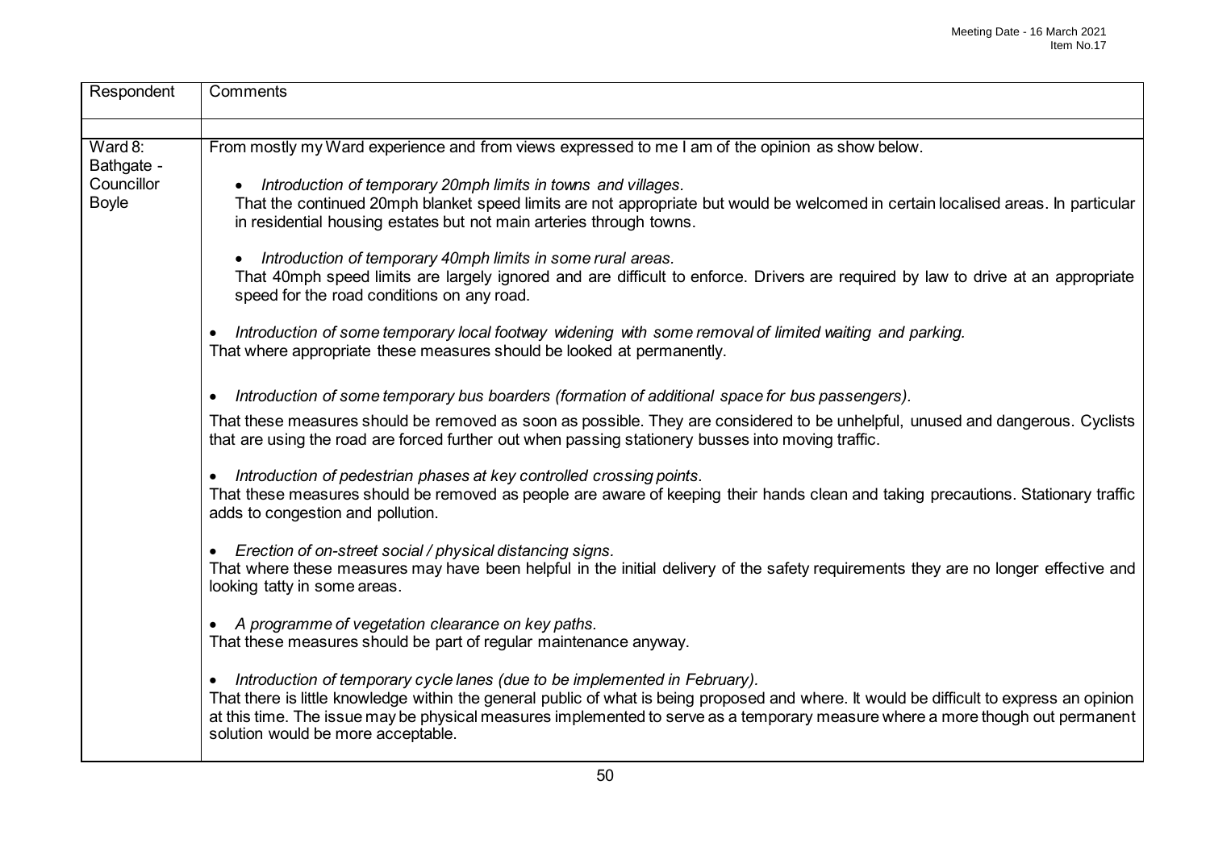| Respondent | Comments |
| --- | --- |
| Ward 8: Bathgate - Councillor Boyle | From mostly my Ward experience and from views expressed to me I am of the opinion as show below.<br><br>• *Introduction of temporary 20mph limits in towns and villages.*<br>That the continued 20mph blanket speed limits are not appropriate but would be welcomed in certain localised areas. In particular in residential housing estates but not main arteries through towns.<br><br>• *Introduction of temporary 40mph limits in some rural areas.*<br>That 40mph speed limits are largely ignored and are difficult to enforce. Drivers are required by law to drive at an appropriate speed for the road conditions on any road.<br><br>• *Introduction of some temporary local footway widening with some removal of limited waiting and parking.*<br>That where appropriate these measures should be looked at permanently.<br><br>• *Introduction of some temporary bus boarders (formation of additional space for bus passengers).*<br>That these measures should be removed as soon as possible. They are considered to be unhelpful, unused and dangerous. Cyclists that are using the road are forced further out when passing stationery busses into moving traffic.<br><br>• *Introduction of pedestrian phases at key controlled crossing points.*<br>That these measures should be removed as people are aware of keeping their hands clean and taking precautions. Stationary traffic adds to congestion and pollution.<br><br>• *Erection of on-street social / physical distancing signs.*<br>That where these measures may have been helpful in the initial delivery of the safety requirements they are no longer effective and looking tatty in some areas.<br><br>• *A programme of vegetation clearance on key paths.*<br>That these measures should be part of regular maintenance anyway.<br><br>• *Introduction of temporary cycle lanes (due to be implemented in February).*<br>That there is little knowledge within the general public of what is being proposed and where. It would be difficult to express an opinion at this time. The issue may be physical measures implemented to serve as a temporary measure where a more though out permanent solution would be more acceptable. |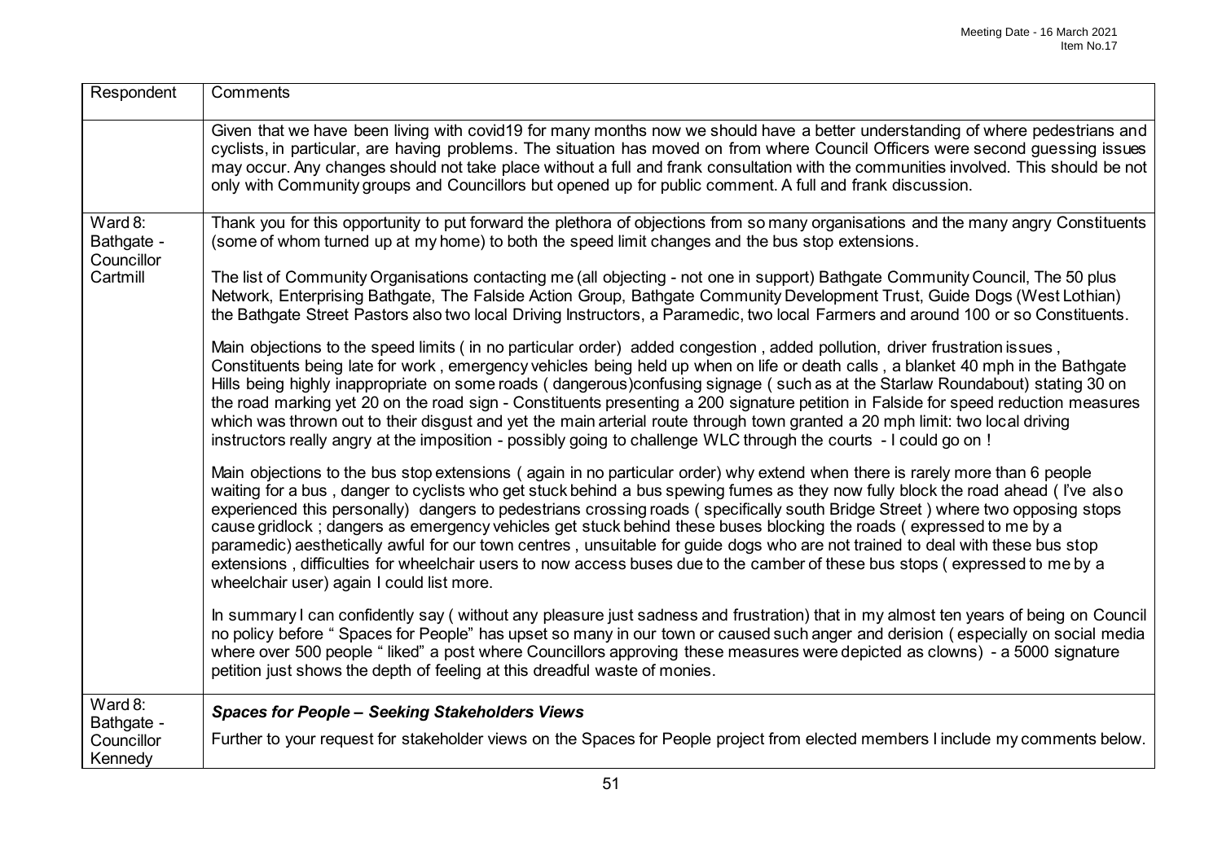| Respondent | Comments |
| --- | --- |
| | Given that we have been living with covid19 for many months now we should have a better understanding of where pedestrians and cyclists, in particular, are having problems. The situation has moved on from where Council Officers were second guessing issues may occur. Any changes should not take place without a full and frank consultation with the communities involved. This should be not only with Community groups and Councillors but opened up for public comment. A full and frank discussion. |
| Ward 8: Bathgate - Councillor Cartmill | Thank you for this opportunity to put forward the plethora of objections from so many organisations and the many angry Constituents (some of whom turned up at my home) to both the speed limit changes and the bus stop extensions.<br><br>The list of Community Organisations contacting me (all objecting - not one in support) Bathgate Community Council, The 50 plus Network, Enterprising Bathgate, The Falside Action Group, Bathgate Community Development Trust, Guide Dogs (West Lothian) the Bathgate Street Pastors also two local Driving Instructors, a Paramedic, two local Farmers and around 100 or so Constituents.<br><br>Main objections to the speed limits ( in no particular order) added congestion , added pollution, driver frustration issues , Constituents being late for work , emergency vehicles being held up when on life or death calls , a blanket 40 mph in the Bathgate Hills being highly inappropriate on some roads ( dangerous)confusing signage ( such as at the Starlaw Roundabout) stating 30 on the road marking yet 20 on the road sign - Constituents presenting a 200 signature petition in Falside for speed reduction measures which was thrown out to their disgust and yet the main arterial route through town granted a 20 mph limit: two local driving instructors really angry at the imposition - possibly going to challenge WLC through the courts - I could go on !<br><br>Main objections to the bus stop extensions ( again in no particular order) why extend when there is rarely more than 6 people waiting for a bus , danger to cyclists who get stuck behind a bus spewing fumes as they now fully block the road ahead ( I've also experienced this personally) dangers to pedestrians crossing roads ( specifically south Bridge Street ) where two opposing stops cause gridlock ; dangers as emergency vehicles get stuck behind these buses blocking the roads ( expressed to me by a paramedic) aesthetically awful for our town centres , unsuitable for guide dogs who are not trained to deal with these bus stop extensions , difficulties for wheelchair users to now access buses due to the camber of these bus stops ( expressed to me by a wheelchair user) again I could list more.<br><br>In summary I can confidently say ( without any pleasure just sadness and frustration) that in my almost ten years of being on Council no policy before " Spaces for People" has upset so many in our town or caused such anger and derision ( especially on social media where over 500 people " liked" a post where Councillors approving these measures were depicted as clowns) - a 5000 signature petition just shows the depth of feeling at this dreadful waste of monies. |
| Ward 8: Bathgate - Councillor Kennedy | ***Spaces for People – Seeking Stakeholders Views***<br><br>Further to your request for stakeholder views on the Spaces for People project from elected members I include my comments below. |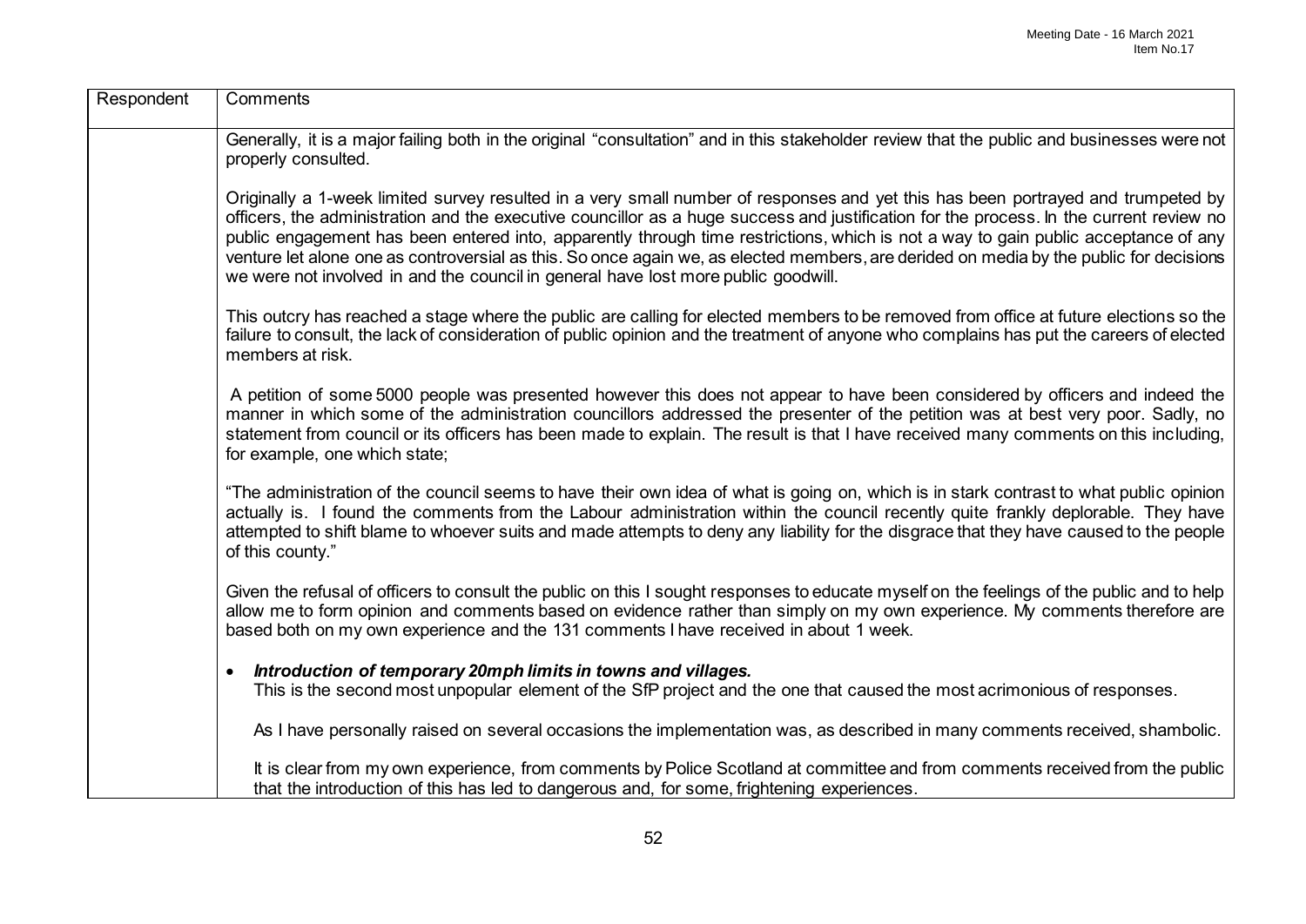| Respondent | Comments |
|---|---|
| | Generally, it is a major failing both in the original "consultation" and in this stakeholder review that the public and businesses were not properly consulted.<br><br>Originally a 1-week limited survey resulted in a very small number of responses and yet this has been portrayed and trumpeted by officers, the administration and the executive councillor as a huge success and justification for the process. In the current review no public engagement has been entered into, apparently through time restrictions, which is not a way to gain public acceptance of any venture let alone one as controversial as this. So once again we, as elected members, are derided on media by the public for decisions we were not involved in and the council in general have lost more public goodwill.<br><br>This outcry has reached a stage where the public are calling for elected members to be removed from office at future elections so the failure to consult, the lack of consideration of public opinion and the treatment of anyone who complains has put the careers of elected members at risk.<br><br>A petition of some 5000 people was presented however this does not appear to have been considered by officers and indeed the manner in which some of the administration councillors addressed the presenter of the petition was at best very poor. Sadly, no statement from council or its officers has been made to explain. The result is that I have received many comments on this including, for example, one which state;<br><br>"The administration of the council seems to have their own idea of what is going on, which is in stark contrast to what public opinion actually is. I found the comments from the Labour administration within the council recently quite frankly deplorable. They have attempted to shift blame to whoever suits and made attempts to deny any liability for the disgrace that they have caused to the people of this county."<br><br>Given the refusal of officers to consult the public on this I sought responses to educate myself on the feelings of the public and to help allow me to form opinion and comments based on evidence rather than simply on my own experience. My comments therefore are based both on my own experience and the 131 comments I have received in about 1 week.<br><br>• ***Introduction of temporary 20mph limits in towns and villages.***<br>This is the second most unpopular element of the SfP project and the one that caused the most acrimonious of responses.<br><br>As I have personally raised on several occasions the implementation was, as described in many comments received, shambolic.<br><br>It is clear from my own experience, from comments by Police Scotland at committee and from comments received from the public that the introduction of this has led to dangerous and, for some, frightening experiences. |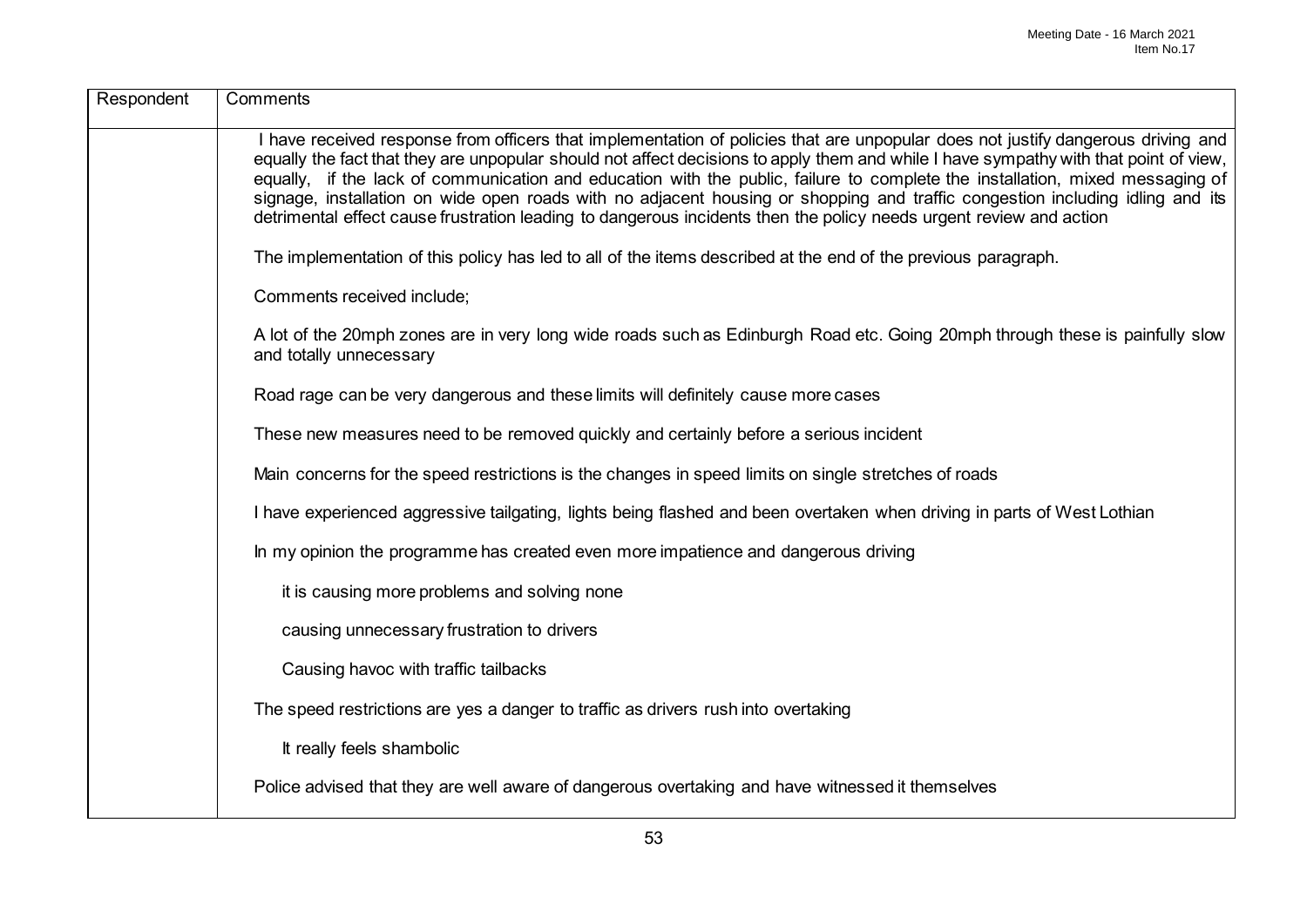| Respondent | Comments |
| --- | --- |
| | I have received response from officers that implementation of policies that are unpopular does not justify dangerous driving and equally the fact that they are unpopular should not affect decisions to apply them and while I have sympathy with that point of view, equally, if the lack of communication and education with the public, failure to complete the installation, mixed messaging of signage, installation on wide open roads with no adjacent housing or shopping and traffic congestion including idling and its detrimental effect cause frustration leading to dangerous incidents then the policy needs urgent review and action<br><br>The implementation of this policy has led to all of the items described at the end of the previous paragraph.<br><br>Comments received include;<br><br>A lot of the 20mph zones are in very long wide roads such as Edinburgh Road etc. Going 20mph through these is painfully slow and totally unnecessary<br><br>Road rage can be very dangerous and these limits will definitely cause more cases<br><br>These new measures need to be removed quickly and certainly before a serious incident<br><br>Main concerns for the speed restrictions is the changes in speed limits on single stretches of roads<br><br>I have experienced aggressive tailgating, lights being flashed and been overtaken when driving in parts of West Lothian<br><br>In my opinion the programme has created even more impatience and dangerous driving<br><br>it is causing more problems and solving none<br><br>causing unnecessary frustration to drivers<br><br>Causing havoc with traffic tailbacks<br><br>The speed restrictions are yes a danger to traffic as drivers rush into overtaking<br><br>It really feels shambolic<br><br>Police advised that they are well aware of dangerous overtaking and have witnessed it themselves |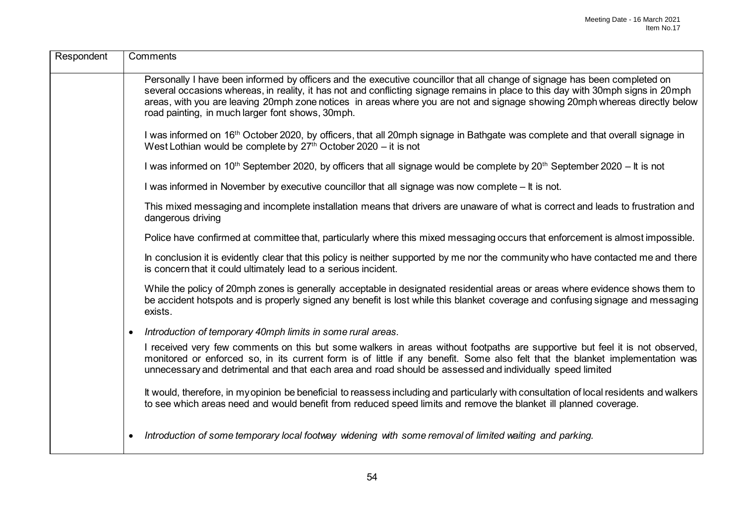| Respondent | Comments |
|---|---|
| | Personally I have been informed by officers and the executive councillor that all change of signage has been completed on several occasions whereas, in reality, it has not and conflicting signage remains in place to this day with 30mph signs in 20mph areas, with you are leaving 20mph zone notices in areas where you are not and signage showing 20mph whereas directly below road painting, in much larger font shows, 30mph.<br><br>I was informed on 16th October 2020, by officers, that all 20mph signage in Bathgate was complete and that overall signage in West Lothian would be complete by 27th October 2020 – it is not<br><br>I was informed on 10th September 2020, by officers that all signage would be complete by 20th September 2020 – It is not<br><br>I was informed in November by executive councillor that all signage was now complete – It is not.<br><br>This mixed messaging and incomplete installation means that drivers are unaware of what is correct and leads to frustration and dangerous driving<br><br>Police have confirmed at committee that, particularly where this mixed messaging occurs that enforcement is almost impossible.<br><br>In conclusion it is evidently clear that this policy is neither supported by me nor the community who have contacted me and there is concern that it could ultimately lead to a serious incident.<br><br>While the policy of 20mph zones is generally acceptable in designated residential areas or areas where evidence shows them to be accident hotspots and is properly signed any benefit is lost while this blanket coverage and confusing signage and messaging exists.<br><br>• *Introduction of temporary 40mph limits in some rural areas.*<br><br>I received very few comments on this but some walkers in areas without footpaths are supportive but feel it is not observed, monitored or enforced so, in its current form is of little if any benefit. Some also felt that the blanket implementation was unnecessary and detrimental and that each area and road should be assessed and individually speed limited<br><br>It would, therefore, in my opinion be beneficial to reassess including and particularly with consultation of local residents and walkers to see which areas need and would benefit from reduced speed limits and remove the blanket ill planned coverage.<br><br>• *Introduction of some temporary local footway widening with some removal of limited waiting and parking.* |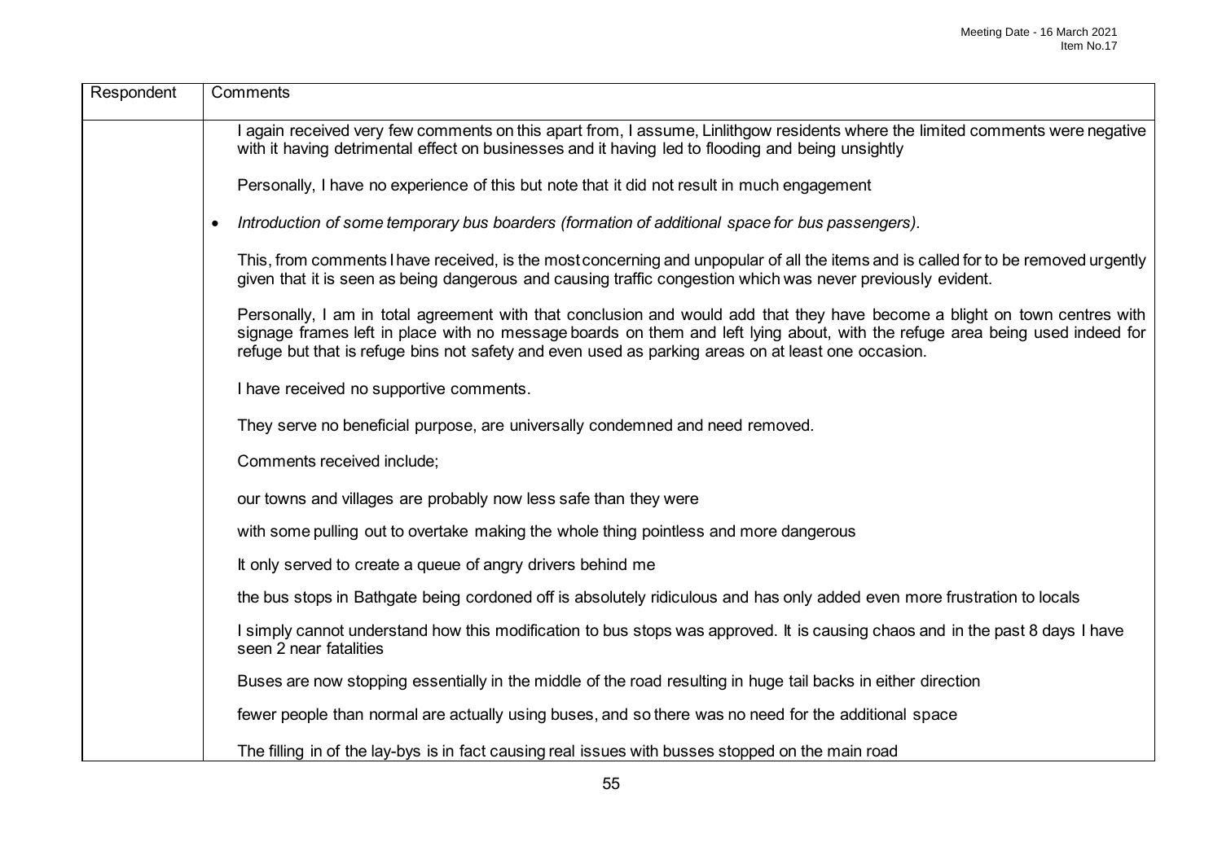| Respondent | Comments |
| --- | --- |
| | I again received very few comments on this apart from, I assume, Linlithgow residents where the limited comments were negative with it having detrimental effect on businesses and it having led to flooding and being unsightly<br><br>Personally, I have no experience of this but note that it did not result in much engagement<br><br>• *Introduction of some temporary bus boarders (formation of additional space for bus passengers).*<br><br>This, from comments I have received, is the most concerning and unpopular of all the items and is called for to be removed urgently given that it is seen as being dangerous and causing traffic congestion which was never previously evident.<br><br>Personally, I am in total agreement with that conclusion and would add that they have become a blight on town centres with signage frames left in place with no message boards on them and left lying about, with the refuge area being used indeed for refuge but that is refuge bins not safety and even used as parking areas on at least one occasion.<br><br>I have received no supportive comments.<br><br>They serve no beneficial purpose, are universally condemned and need removed.<br><br>Comments received include;<br><br>our towns and villages are probably now less safe than they were<br><br>with some pulling out to overtake making the whole thing pointless and more dangerous<br><br>It only served to create a queue of angry drivers behind me<br><br>the bus stops in Bathgate being cordoned off is absolutely ridiculous and has only added even more frustration to locals<br><br>I simply cannot understand how this modification to bus stops was approved. It is causing chaos and in the past 8 days I have seen 2 near fatalities<br><br>Buses are now stopping essentially in the middle of the road resulting in huge tail backs in either direction<br><br>fewer people than normal are actually using buses, and so there was no need for the additional space<br><br>The filling in of the lay-bys is in fact causing real issues with busses stopped on the main road |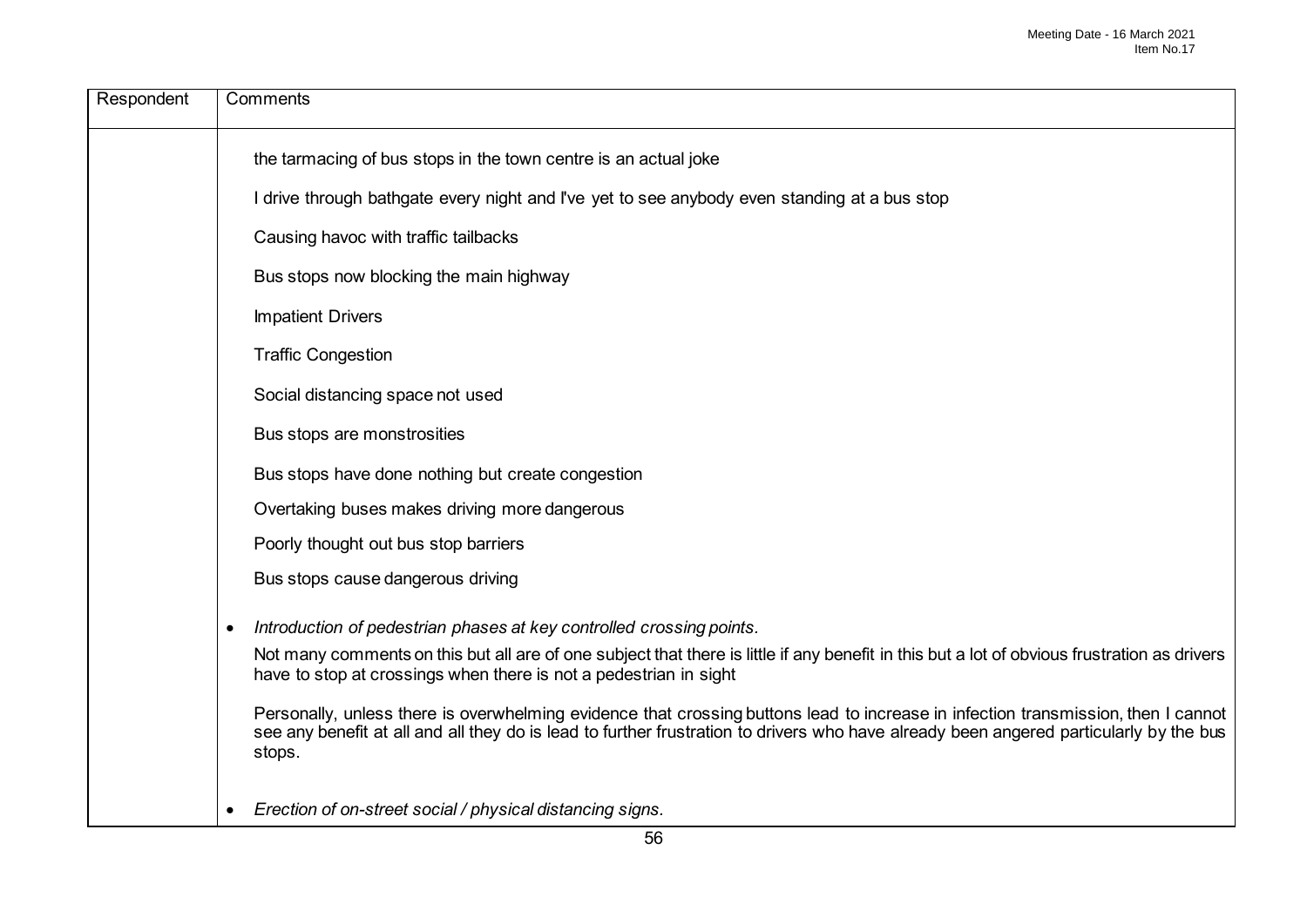| Respondent | Comments |
|---|---|
| | the tarmacing of bus stops in the town centre is an actual joke<br><br>I drive through bathgate every night and I've yet to see anybody even standing at a bus stop<br><br>Causing havoc with traffic tailbacks<br><br>Bus stops now blocking the main highway<br><br>Impatient Drivers<br><br>Traffic Congestion<br><br>Social distancing space not used<br><br>Bus stops are monstrosities<br><br>Bus stops have done nothing but create congestion<br><br>Overtaking buses makes driving more dangerous<br><br>Poorly thought out bus stop barriers<br><br>Bus stops cause dangerous driving<br><br>• *Introduction of pedestrian phases at key controlled crossing points.*<br><br>Not many comments on this but all are of one subject that there is little if any benefit in this but a lot of obvious frustration as drivers have to stop at crossings when there is not a pedestrian in sight<br><br>Personally, unless there is overwhelming evidence that crossing buttons lead to increase in infection transmission, then I cannot see any benefit at all and all they do is lead to further frustration to drivers who have already been angered particularly by the bus stops.<br><br>• *Erection of on-street social / physical distancing signs.* |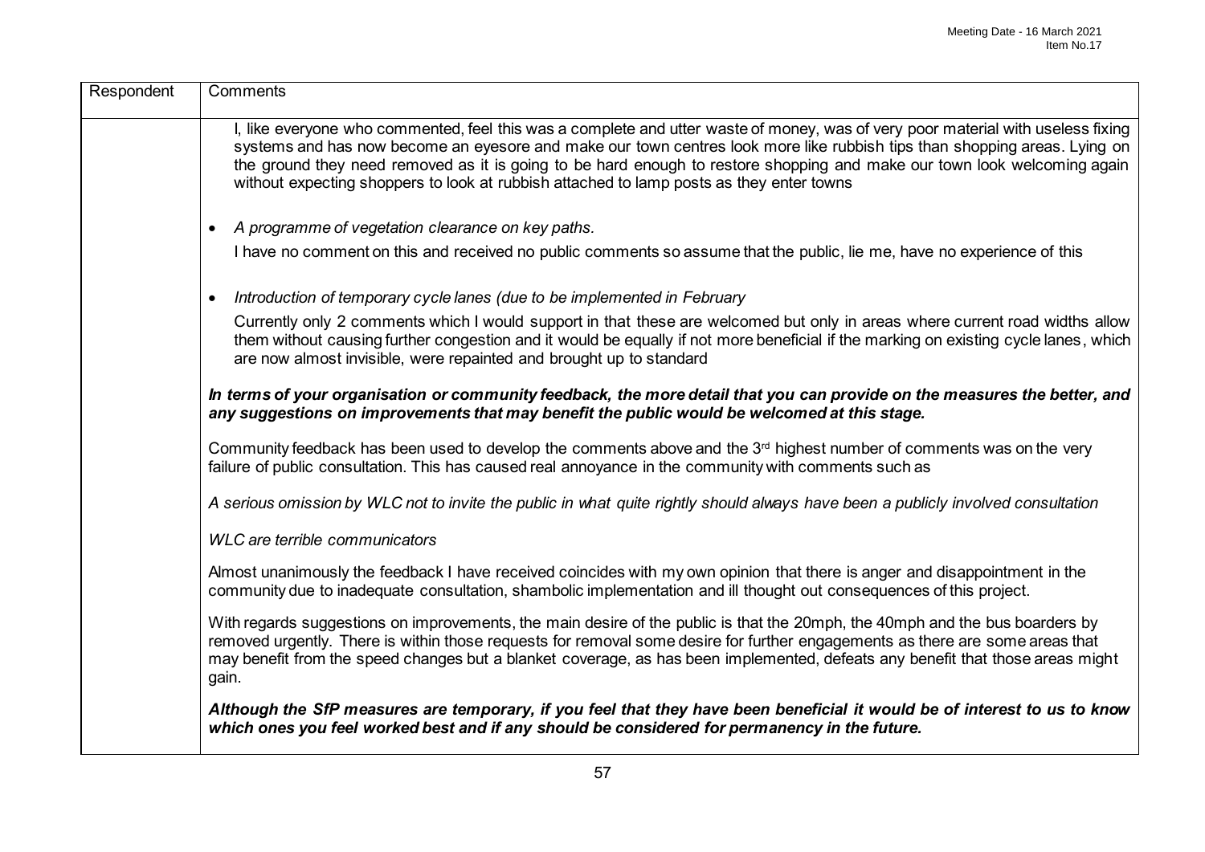| Respondent | Comments |
| --- | --- |
| | I, like everyone who commented, feel this was a complete and utter waste of money, was of very poor material with useless fixing systems and has now become an eyesore and make our town centres look more like rubbish tips than shopping areas. Lying on the ground they need removed as it is going to be hard enough to restore shopping and make our town look welcoming again without expecting shoppers to look at rubbish attached to lamp posts as they enter towns<br><br>• *A programme of vegetation clearance on key paths.*<br>I have no comment on this and received no public comments so assume that the public, lie me, have no experience of this<br><br>• *Introduction of temporary cycle lanes (due to be implemented in February*<br>Currently only 2 comments which I would support in that these are welcomed but only in areas where current road widths allow them without causing further congestion and it would be equally if not more beneficial if the marking on existing cycle lanes, which are now almost invisible, were repainted and brought up to standard<br><br>***In terms of your organisation or community feedback, the more detail that you can provide on the measures the better, and any suggestions on improvements that may benefit the public would be welcomed at this stage.***<br><br>Community feedback has been used to develop the comments above and the 3rd highest number of comments was on the very failure of public consultation. This has caused real annoyance in the community with comments such as<br><br>*A serious omission by WLC not to invite the public in what quite rightly should always have been a publicly involved consultation*<br><br>*WLC are terrible communicators*<br><br>Almost unanimously the feedback I have received coincides with my own opinion that there is anger and disappointment in the community due to inadequate consultation, shambolic implementation and ill thought out consequences of this project.<br><br>With regards suggestions on improvements, the main desire of the public is that the 20mph, the 40mph and the bus boarders by removed urgently. There is within those requests for removal some desire for further engagements as there are some areas that may benefit from the speed changes but a blanket coverage, as has been implemented, defeats any benefit that those areas might gain.<br><br>***Although the SfP measures are temporary, if you feel that they have been beneficial it would be of interest to us to know which ones you feel worked best and if any should be considered for permanency in the future.*** |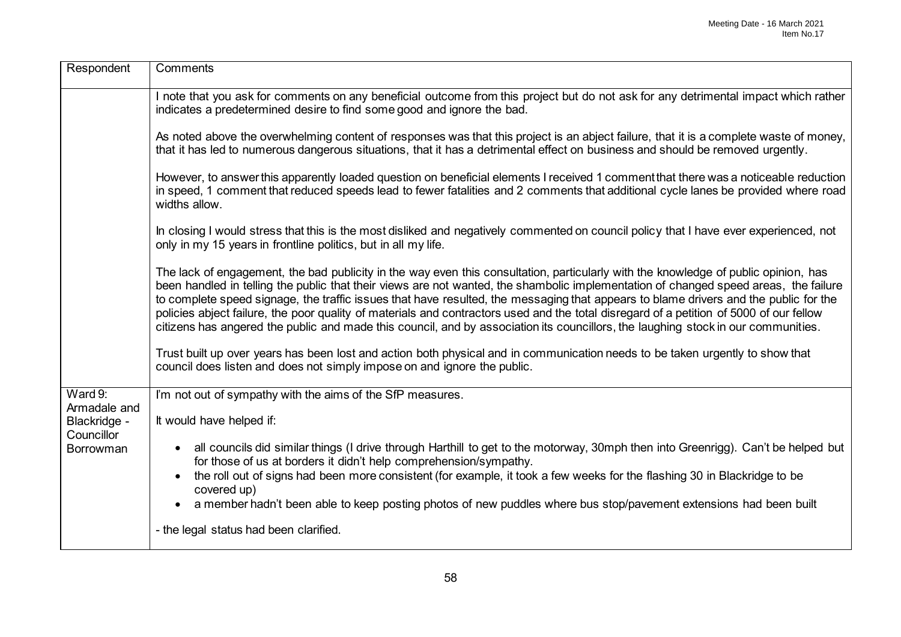| Respondent | Comments |
| --- | --- |
| | I note that you ask for comments on any beneficial outcome from this project but do not ask for any detrimental impact which rather indicates a predetermined desire to find some good and ignore the bad.<br><br>As noted above the overwhelming content of responses was that this project is an abject failure, that it is a complete waste of money, that it has led to numerous dangerous situations, that it has a detrimental effect on business and should be removed urgently.<br><br>However, to answer this apparently loaded question on beneficial elements I received 1 comment that there was a noticeable reduction in speed, 1 comment that reduced speeds lead to fewer fatalities and 2 comments that additional cycle lanes be provided where road widths allow.<br><br>In closing I would stress that this is the most disliked and negatively commented on council policy that I have ever experienced, not only in my 15 years in frontline politics, but in all my life.<br><br>The lack of engagement, the bad publicity in the way even this consultation, particularly with the knowledge of public opinion, has been handled in telling the public that their views are not wanted, the shambolic implementation of changed speed areas, the failure to complete speed signage, the traffic issues that have resulted, the messaging that appears to blame drivers and the public for the policies abject failure, the poor quality of materials and contractors used and the total disregard of a petition of 5000 of our fellow citizens has angered the public and made this council, and by association its councillors, the laughing stock in our communities.<br><br>Trust built up over years has been lost and action both physical and in communication needs to be taken urgently to show that council does listen and does not simply impose on and ignore the public. |
| Ward 9: Armadale and Blackridge - Councillor Borrowman | I'm not out of sympathy with the aims of the SfP measures.<br><br>It would have helped if:<br><br>• all councils did similar things (I drive through Harthill to get to the motorway, 30mph then into Greenrigg). Can't be helped but for those of us at borders it didn't help comprehension/sympathy.<br>• the roll out of signs had been more consistent (for example, it took a few weeks for the flashing 30 in Blackridge to be covered up)<br>• a member hadn't been able to keep posting photos of new puddles where bus stop/pavement extensions had been built<br><br>- the legal status had been clarified. |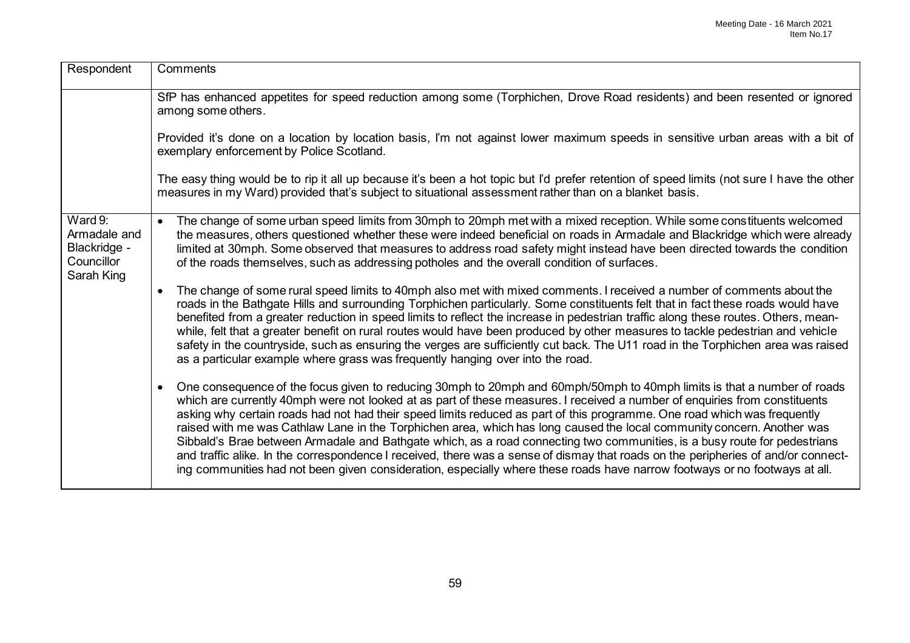| Respondent | Comments |
|---|---|
| | SfP has enhanced appetites for speed reduction among some (Torphichen, Drove Road residents) and been resented or ignored among some others.<br><br>Provided it's done on a location by location basis, I'm not against lower maximum speeds in sensitive urban areas with a bit of exemplary enforcement by Police Scotland.<br><br>The easy thing would be to rip it all up because it's been a hot topic but I'd prefer retention of speed limits (not sure I have the other measures in my Ward) provided that's subject to situational assessment rather than on a blanket basis. |
| Ward 9: Armadale and Blackridge - Councillor Sarah King | • The change of some urban speed limits from 30mph to 20mph met with a mixed reception. While some constituents welcomed the measures, others questioned whether these were indeed beneficial on roads in Armadale and Blackridge which were already limited at 30mph. Some observed that measures to address road safety might instead have been directed towards the condition of the roads themselves, such as addressing potholes and the overall condition of surfaces.<br><br>• The change of some rural speed limits to 40mph also met with mixed comments. I received a number of comments about the roads in the Bathgate Hills and surrounding Torphichen particularly. Some constituents felt that in fact these roads would have benefited from a greater reduction in speed limits to reflect the increase in pedestrian traffic along these routes. Others, meanwhile, felt that a greater benefit on rural routes would have been produced by other measures to tackle pedestrian and vehicle safety in the countryside, such as ensuring the verges are sufficiently cut back. The U11 road in the Torphichen area was raised as a particular example where grass was frequently hanging over into the road.<br><br>• One consequence of the focus given to reducing 30mph to 20mph and 60mph/50mph to 40mph limits is that a number of roads which are currently 40mph were not looked at as part of these measures. I received a number of enquiries from constituents asking why certain roads had not had their speed limits reduced as part of this programme. One road which was frequently raised with me was Cathlaw Lane in the Torphichen area, which has long caused the local community concern. Another was Sibbald's Brae between Armadale and Bathgate which, as a road connecting two communities, is a busy route for pedestrians and traffic alike. In the correspondence I received, there was a sense of dismay that roads on the peripheries of and/or connecting communities had not been given consideration, especially where these roads have narrow footways or no footways at all. |